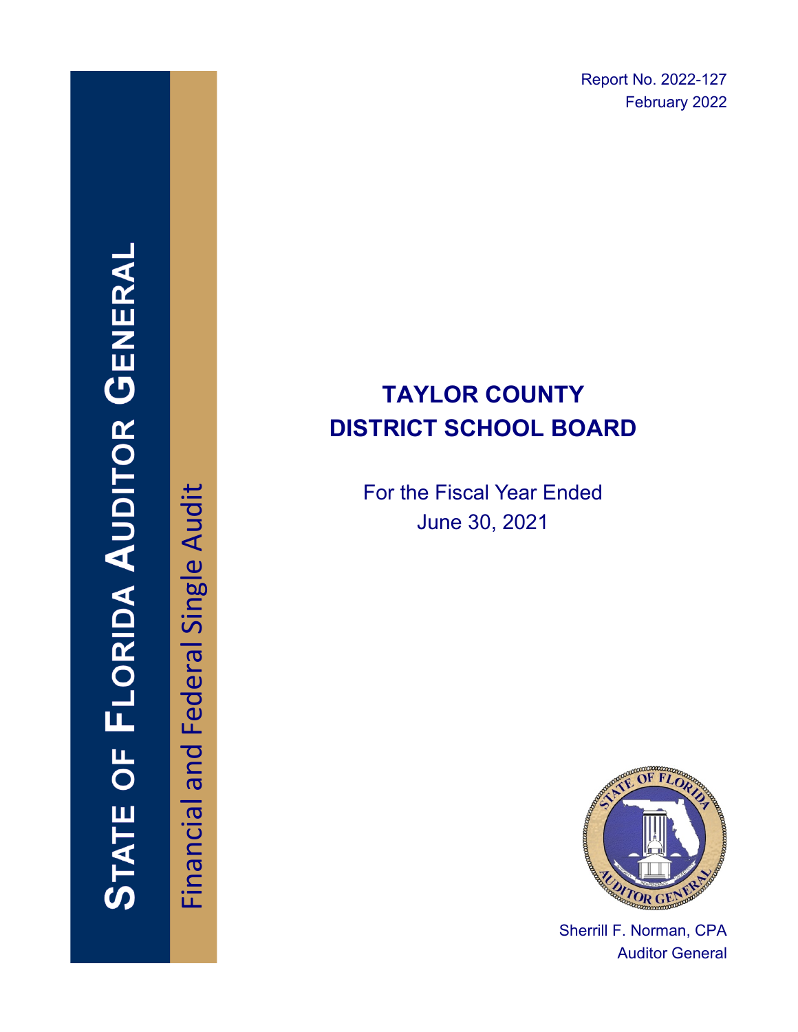Report No. 2022-127
February 2022

STATE OF FLORIDA AUDITOR GENERAL

Financial and Federal Single Audit

# TAYLOR COUNTY DISTRICT SCHOOL BOARD

For the Fiscal Year Ended
June 30, 2021

Sherrill F. Norman, CPA
Auditor General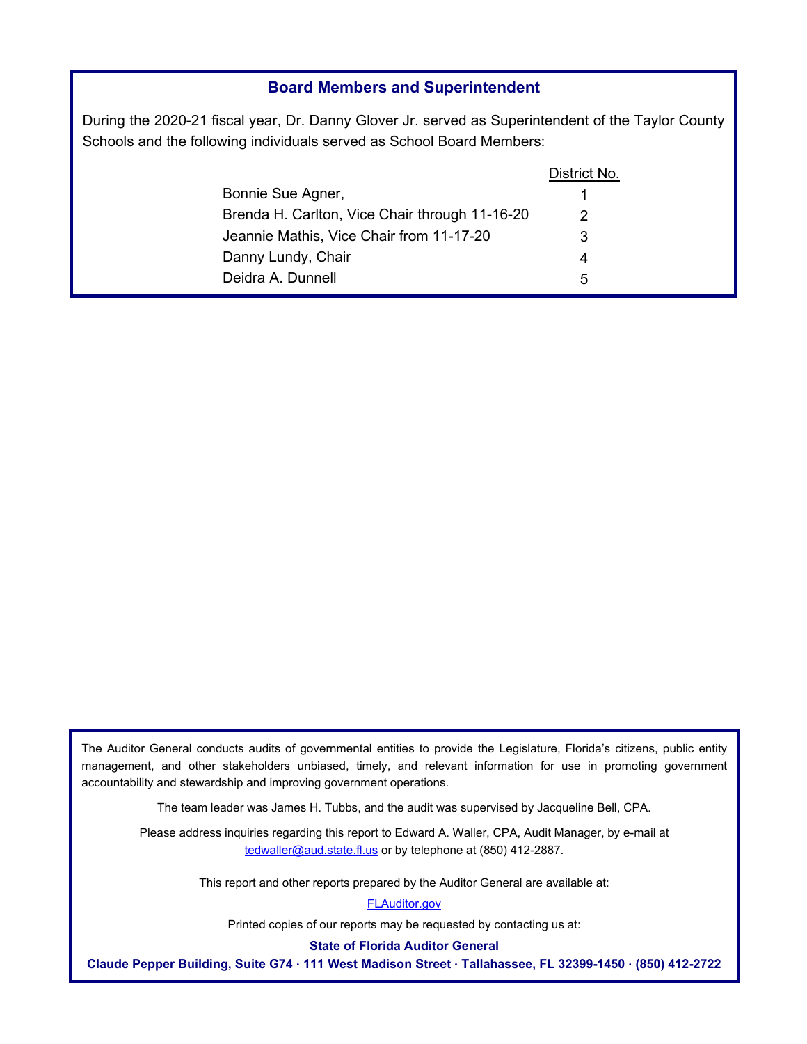## Board Members and Superintendent

During the 2020-21 fiscal year, Dr. Danny Glover Jr. served as Superintendent of the Taylor County Schools and the following individuals served as School Board Members:

| | District No. |
|---|---|
| Bonnie Sue Agner, | 1 |
| Brenda H. Carlton, Vice Chair through 11-16-20 | 2 |
| Jeannie Mathis, Vice Chair from 11-17-20 | 3 |
| Danny Lundy, Chair | 4 |
| Deidra A. Dunnell | 5 |

The Auditor General conducts audits of governmental entities to provide the Legislature, Florida's citizens, public entity management, and other stakeholders unbiased, timely, and relevant information for use in promoting government accountability and stewardship and improving government operations.

The team leader was James H. Tubbs, and the audit was supervised by Jacqueline Bell, CPA.

Please address inquiries regarding this report to Edward A. Waller, CPA, Audit Manager, by e-mail at tedwaller@aud.state.fl.us or by telephone at (850) 412-2887.

This report and other reports prepared by the Auditor General are available at:

FLAuditor.gov

Printed copies of our reports may be requested by contacting us at:

**State of Florida Auditor General**

**Claude Pepper Building, Suite G74 · 111 West Madison Street · Tallahassee, FL 32399-1450 · (850) 412-2722**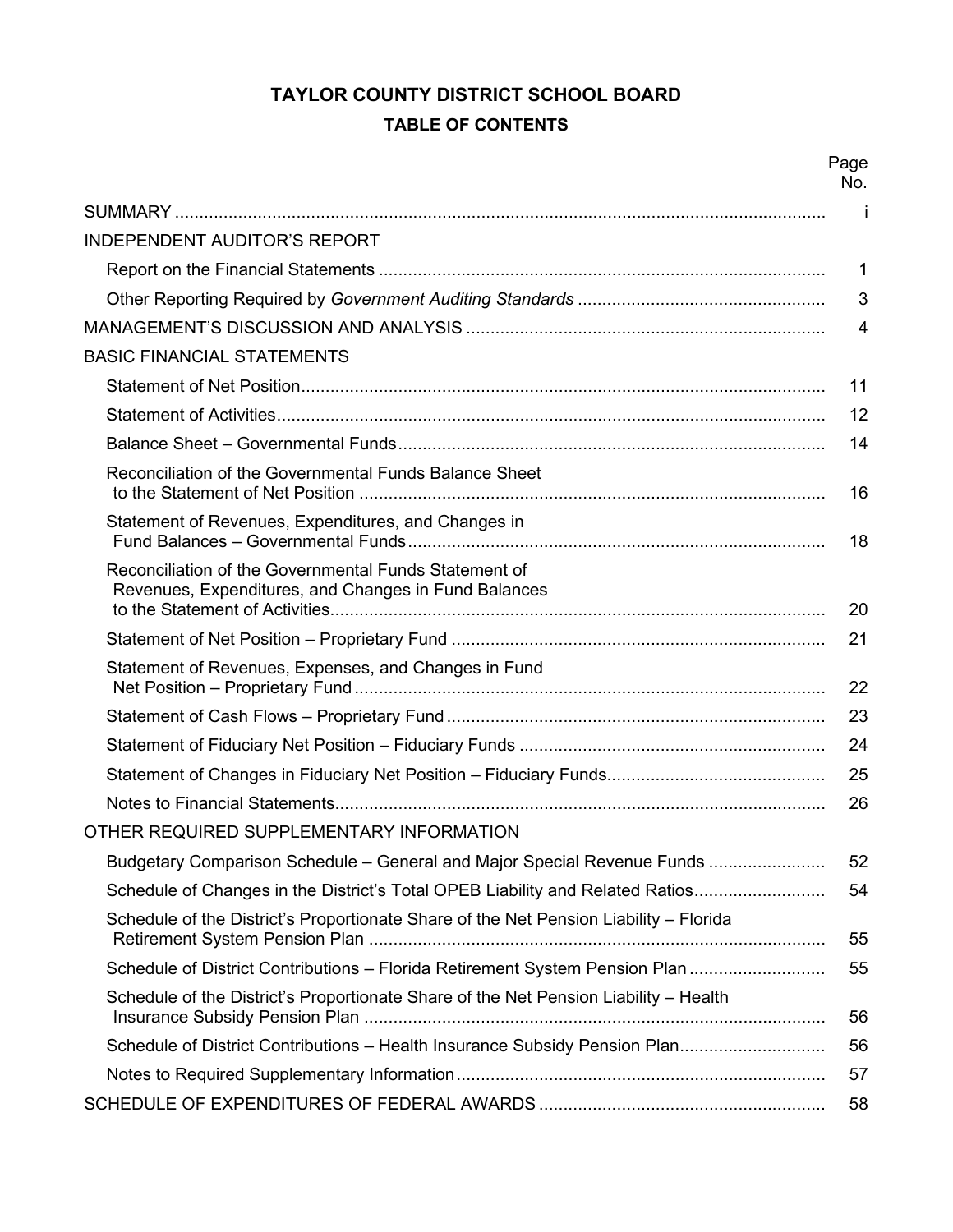# TAYLOR COUNTY DISTRICT SCHOOL BOARD

## TABLE OF CONTENTS

| | Page No. |
|---|---|
| SUMMARY | i |
| INDEPENDENT AUDITOR'S REPORT | |
| Report on the Financial Statements | 1 |
| Other Reporting Required by *Government Auditing Standards* | 3 |
| MANAGEMENT'S DISCUSSION AND ANALYSIS | 4 |
| BASIC FINANCIAL STATEMENTS | |
| Statement of Net Position | 11 |
| Statement of Activities | 12 |
| Balance Sheet – Governmental Funds | 14 |
| Reconciliation of the Governmental Funds Balance Sheet to the Statement of Net Position | 16 |
| Statement of Revenues, Expenditures, and Changes in Fund Balances – Governmental Funds | 18 |
| Reconciliation of the Governmental Funds Statement of Revenues, Expenditures, and Changes in Fund Balances to the Statement of Activities | 20 |
| Statement of Net Position – Proprietary Fund | 21 |
| Statement of Revenues, Expenses, and Changes in Fund Net Position – Proprietary Fund | 22 |
| Statement of Cash Flows – Proprietary Fund | 23 |
| Statement of Fiduciary Net Position – Fiduciary Funds | 24 |
| Statement of Changes in Fiduciary Net Position – Fiduciary Funds | 25 |
| Notes to Financial Statements | 26 |
| OTHER REQUIRED SUPPLEMENTARY INFORMATION | |
| Budgetary Comparison Schedule – General and Major Special Revenue Funds | 52 |
| Schedule of Changes in the District's Total OPEB Liability and Related Ratios | 54 |
| Schedule of the District's Proportionate Share of the Net Pension Liability – Florida Retirement System Pension Plan | 55 |
| Schedule of District Contributions – Florida Retirement System Pension Plan | 55 |
| Schedule of the District's Proportionate Share of the Net Pension Liability – Health Insurance Subsidy Pension Plan | 56 |
| Schedule of District Contributions – Health Insurance Subsidy Pension Plan | 56 |
| Notes to Required Supplementary Information | 57 |
| SCHEDULE OF EXPENDITURES OF FEDERAL AWARDS | 58 |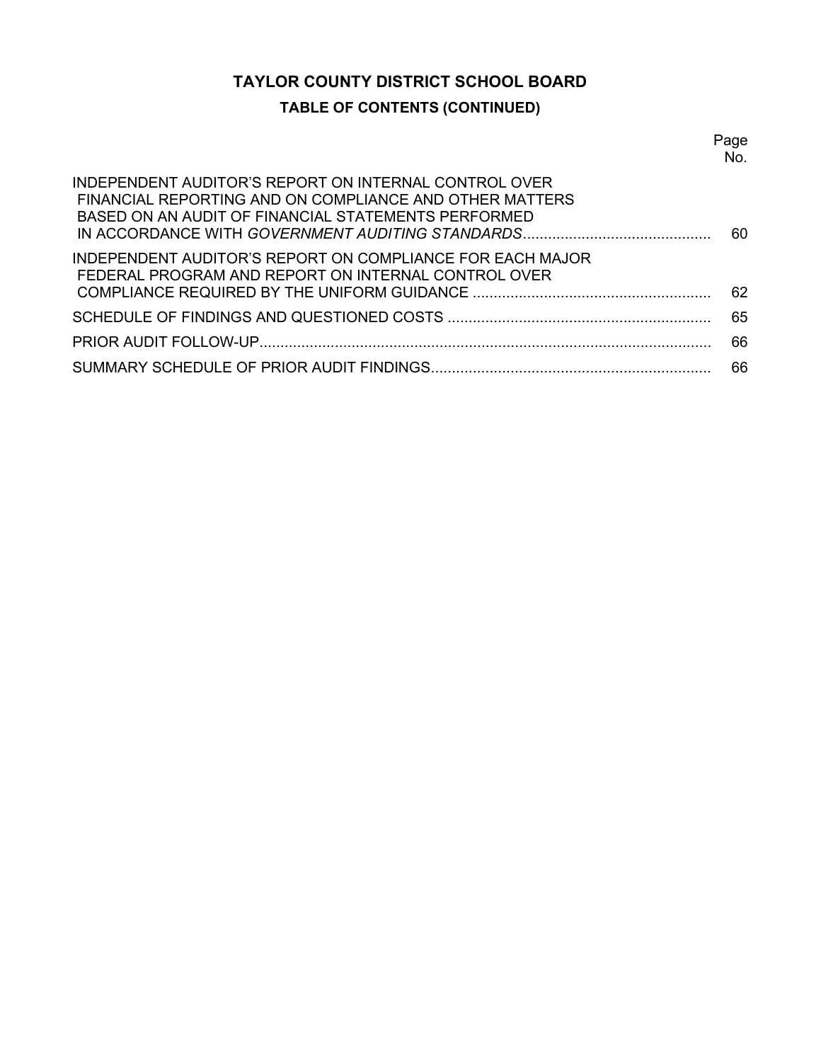# TAYLOR COUNTY DISTRICT SCHOOL BOARD

## TABLE OF CONTENTS (CONTINUED)

| | Page No. |
|---|---|
| INDEPENDENT AUDITOR'S REPORT ON INTERNAL CONTROL OVER FINANCIAL REPORTING AND ON COMPLIANCE AND OTHER MATTERS BASED ON AN AUDIT OF FINANCIAL STATEMENTS PERFORMED IN ACCORDANCE WITH *GOVERNMENT AUDITING STANDARDS* | 60 |
| INDEPENDENT AUDITOR'S REPORT ON COMPLIANCE FOR EACH MAJOR FEDERAL PROGRAM AND REPORT ON INTERNAL CONTROL OVER COMPLIANCE REQUIRED BY THE UNIFORM GUIDANCE | 62 |
| SCHEDULE OF FINDINGS AND QUESTIONED COSTS | 65 |
| PRIOR AUDIT FOLLOW-UP | 66 |
| SUMMARY SCHEDULE OF PRIOR AUDIT FINDINGS | 66 |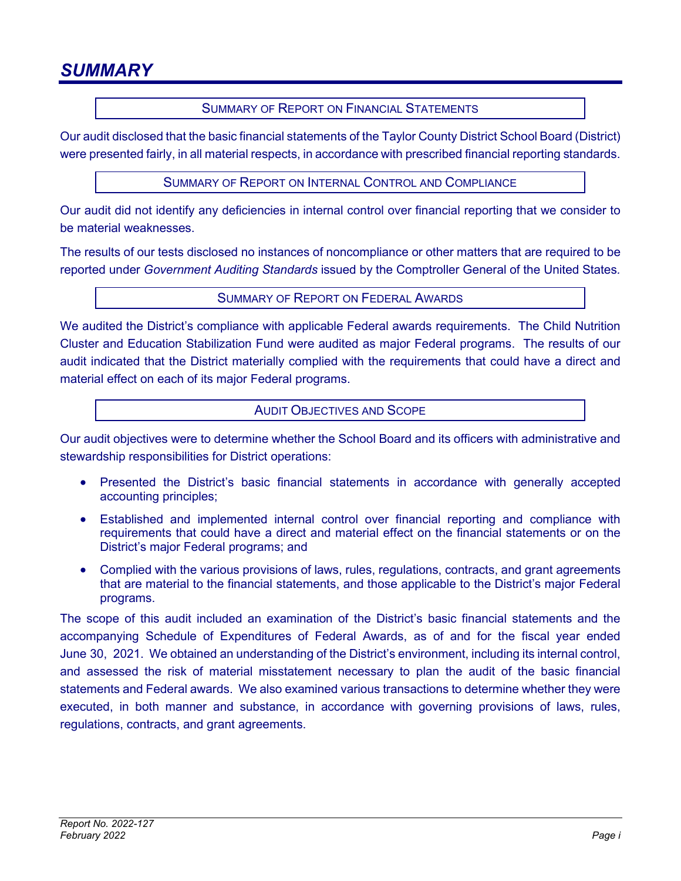# SUMMARY

## Summary of Report on Financial Statements

Our audit disclosed that the basic financial statements of the Taylor County District School Board (District) were presented fairly, in all material respects, in accordance with prescribed financial reporting standards.

## Summary of Report on Internal Control and Compliance

Our audit did not identify any deficiencies in internal control over financial reporting that we consider to be material weaknesses.

The results of our tests disclosed no instances of noncompliance or other matters that are required to be reported under *Government Auditing Standards* issued by the Comptroller General of the United States.

## Summary of Report on Federal Awards

We audited the District's compliance with applicable Federal awards requirements. The Child Nutrition Cluster and Education Stabilization Fund were audited as major Federal programs. The results of our audit indicated that the District materially complied with the requirements that could have a direct and material effect on each of its major Federal programs.

## Audit Objectives and Scope

Our audit objectives were to determine whether the School Board and its officers with administrative and stewardship responsibilities for District operations:

- Presented the District's basic financial statements in accordance with generally accepted accounting principles;
- Established and implemented internal control over financial reporting and compliance with requirements that could have a direct and material effect on the financial statements or on the District's major Federal programs; and
- Complied with the various provisions of laws, rules, regulations, contracts, and grant agreements that are material to the financial statements, and those applicable to the District's major Federal programs.

The scope of this audit included an examination of the District's basic financial statements and the accompanying Schedule of Expenditures of Federal Awards, as of and for the fiscal year ended June 30, 2021. We obtained an understanding of the District's environment, including its internal control, and assessed the risk of material misstatement necessary to plan the audit of the basic financial statements and Federal awards. We also examined various transactions to determine whether they were executed, in both manner and substance, in accordance with governing provisions of laws, rules, regulations, contracts, and grant agreements.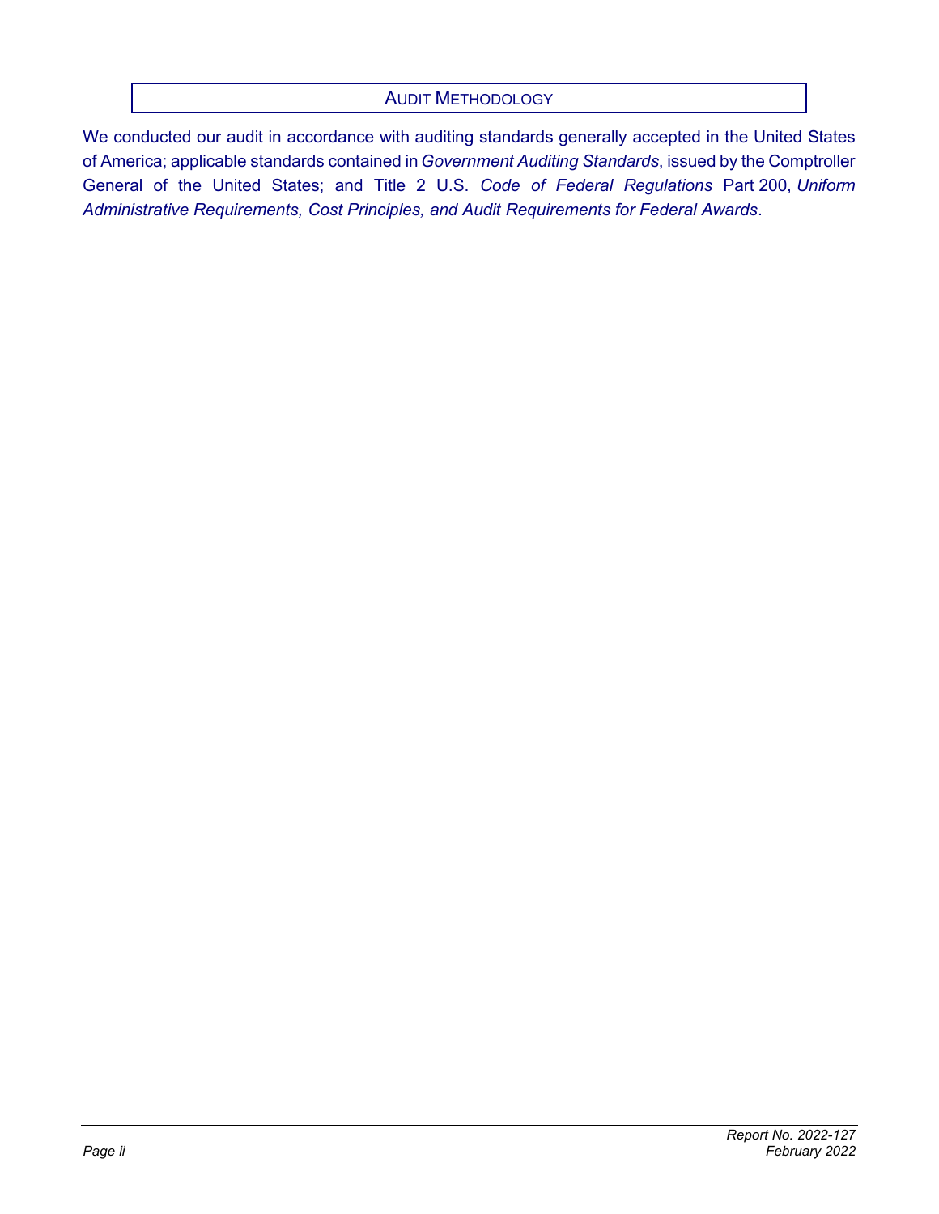## Audit Methodology

We conducted our audit in accordance with auditing standards generally accepted in the United States of America; applicable standards contained in *Government Auditing Standards*, issued by the Comptroller General of the United States; and Title 2 U.S. *Code of Federal Regulations* Part 200, *Uniform Administrative Requirements, Cost Principles, and Audit Requirements for Federal Awards*.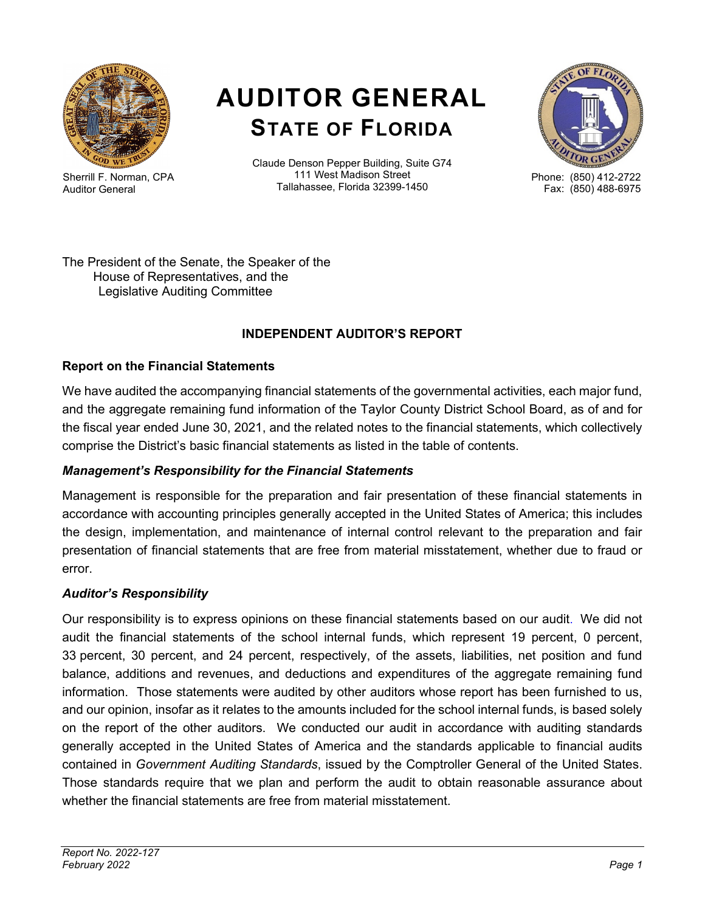# AUDITOR GENERAL
## STATE OF FLORIDA

Sherrill F. Norman, CPA
Auditor General

Claude Denson Pepper Building, Suite G74
111 West Madison Street
Tallahassee, Florida 32399-1450

Phone: (850) 412-2722
Fax: (850) 488-6975

The President of the Senate, the Speaker of the House of Representatives, and the Legislative Auditing Committee

### INDEPENDENT AUDITOR'S REPORT

**Report on the Financial Statements**

We have audited the accompanying financial statements of the governmental activities, each major fund, and the aggregate remaining fund information of the Taylor County District School Board, as of and for the fiscal year ended June 30, 2021, and the related notes to the financial statements, which collectively comprise the District's basic financial statements as listed in the table of contents.

***Management's Responsibility for the Financial Statements***

Management is responsible for the preparation and fair presentation of these financial statements in accordance with accounting principles generally accepted in the United States of America; this includes the design, implementation, and maintenance of internal control relevant to the preparation and fair presentation of financial statements that are free from material misstatement, whether due to fraud or error.

***Auditor's Responsibility***

Our responsibility is to express opinions on these financial statements based on our audit. We did not audit the financial statements of the school internal funds, which represent 19 percent, 0 percent, 33 percent, 30 percent, and 24 percent, respectively, of the assets, liabilities, net position and fund balance, additions and revenues, and deductions and expenditures of the aggregate remaining fund information. Those statements were audited by other auditors whose report has been furnished to us, and our opinion, insofar as it relates to the amounts included for the school internal funds, is based solely on the report of the other auditors. We conducted our audit in accordance with auditing standards generally accepted in the United States of America and the standards applicable to financial audits contained in *Government Auditing Standards*, issued by the Comptroller General of the United States. Those standards require that we plan and perform the audit to obtain reasonable assurance about whether the financial statements are free from material misstatement.

*Report No. 2022-127*
*February 2022*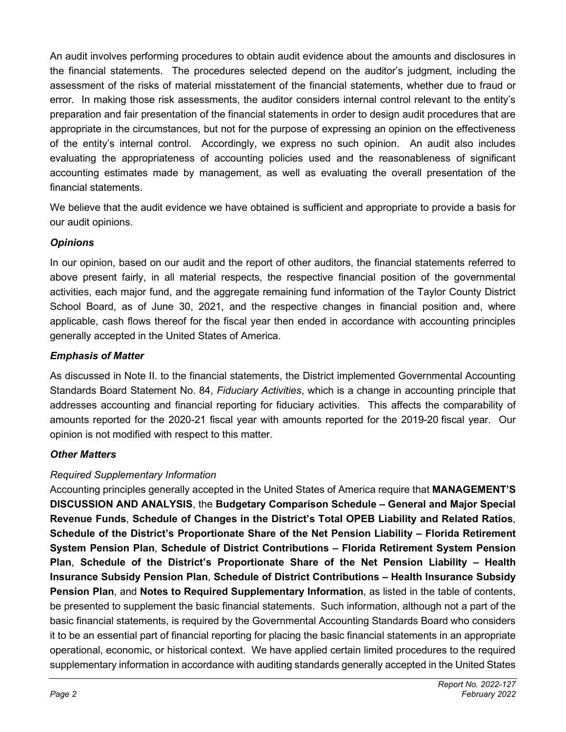An audit involves performing procedures to obtain audit evidence about the amounts and disclosures in the financial statements. The procedures selected depend on the auditor's judgment, including the assessment of the risks of material misstatement of the financial statements, whether due to fraud or error. In making those risk assessments, the auditor considers internal control relevant to the entity's preparation and fair presentation of the financial statements in order to design audit procedures that are appropriate in the circumstances, but not for the purpose of expressing an opinion on the effectiveness of the entity's internal control. Accordingly, we express no such opinion. An audit also includes evaluating the appropriateness of accounting policies used and the reasonableness of significant accounting estimates made by management, as well as evaluating the overall presentation of the financial statements.

We believe that the audit evidence we have obtained is sufficient and appropriate to provide a basis for our audit opinions.

### *Opinions*

In our opinion, based on our audit and the report of other auditors, the financial statements referred to above present fairly, in all material respects, the respective financial position of the governmental activities, each major fund, and the aggregate remaining fund information of the Taylor County District School Board, as of June 30, 2021, and the respective changes in financial position and, where applicable, cash flows thereof for the fiscal year then ended in accordance with accounting principles generally accepted in the United States of America.

### *Emphasis of Matter*

As discussed in Note II. to the financial statements, the District implemented Governmental Accounting Standards Board Statement No. 84, *Fiduciary Activities*, which is a change in accounting principle that addresses accounting and financial reporting for fiduciary activities. This affects the comparability of amounts reported for the 2020-21 fiscal year with amounts reported for the 2019-20 fiscal year. Our opinion is not modified with respect to this matter.

### *Other Matters*

*Required Supplementary Information*

Accounting principles generally accepted in the United States of America require that **MANAGEMENT'S DISCUSSION AND ANALYSIS**, the **Budgetary Comparison Schedule – General and Major Special Revenue Funds**, **Schedule of Changes in the District's Total OPEB Liability and Related Ratios**, **Schedule of the District's Proportionate Share of the Net Pension Liability – Florida Retirement System Pension Plan**, **Schedule of District Contributions – Florida Retirement System Pension Plan**, **Schedule of the District's Proportionate Share of the Net Pension Liability – Health Insurance Subsidy Pension Plan**, **Schedule of District Contributions – Health Insurance Subsidy Pension Plan**, and **Notes to Required Supplementary Information**, as listed in the table of contents, be presented to supplement the basic financial statements. Such information, although not a part of the basic financial statements, is required by the Governmental Accounting Standards Board who considers it to be an essential part of financial reporting for placing the basic financial statements in an appropriate operational, economic, or historical context. We have applied certain limited procedures to the required supplementary information in accordance with auditing standards generally accepted in the United States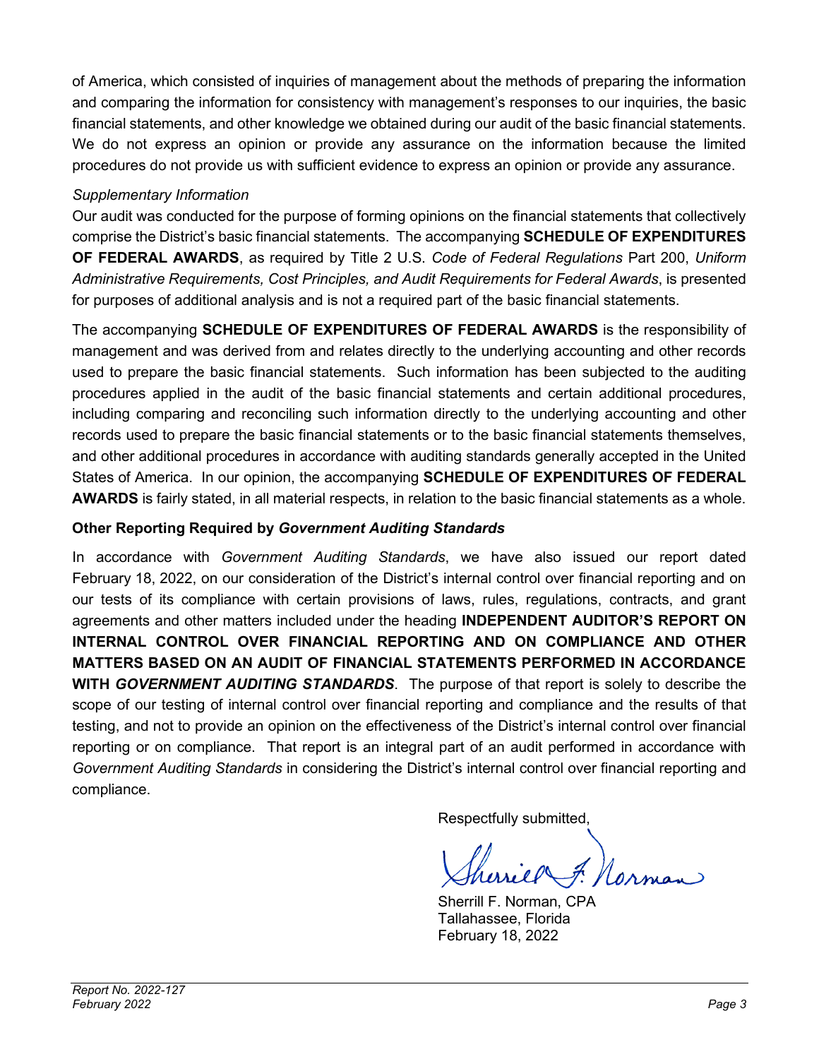of America, which consisted of inquiries of management about the methods of preparing the information and comparing the information for consistency with management's responses to our inquiries, the basic financial statements, and other knowledge we obtained during our audit of the basic financial statements. We do not express an opinion or provide any assurance on the information because the limited procedures do not provide us with sufficient evidence to express an opinion or provide any assurance.

*Supplementary Information*

Our audit was conducted for the purpose of forming opinions on the financial statements that collectively comprise the District's basic financial statements. The accompanying **SCHEDULE OF EXPENDITURES OF FEDERAL AWARDS**, as required by Title 2 U.S. *Code of Federal Regulations* Part 200, *Uniform Administrative Requirements, Cost Principles, and Audit Requirements for Federal Awards*, is presented for purposes of additional analysis and is not a required part of the basic financial statements.

The accompanying **SCHEDULE OF EXPENDITURES OF FEDERAL AWARDS** is the responsibility of management and was derived from and relates directly to the underlying accounting and other records used to prepare the basic financial statements. Such information has been subjected to the auditing procedures applied in the audit of the basic financial statements and certain additional procedures, including comparing and reconciling such information directly to the underlying accounting and other records used to prepare the basic financial statements or to the basic financial statements themselves, and other additional procedures in accordance with auditing standards generally accepted in the United States of America. In our opinion, the accompanying **SCHEDULE OF EXPENDITURES OF FEDERAL AWARDS** is fairly stated, in all material respects, in relation to the basic financial statements as a whole.

**Other Reporting Required by *Government Auditing Standards***

In accordance with *Government Auditing Standards*, we have also issued our report dated February 18, 2022, on our consideration of the District's internal control over financial reporting and on our tests of its compliance with certain provisions of laws, rules, regulations, contracts, and grant agreements and other matters included under the heading **INDEPENDENT AUDITOR'S REPORT ON INTERNAL CONTROL OVER FINANCIAL REPORTING AND ON COMPLIANCE AND OTHER MATTERS BASED ON AN AUDIT OF FINANCIAL STATEMENTS PERFORMED IN ACCORDANCE WITH *GOVERNMENT AUDITING STANDARDS***. The purpose of that report is solely to describe the scope of our testing of internal control over financial reporting and compliance and the results of that testing, and not to provide an opinion on the effectiveness of the District's internal control over financial reporting or on compliance. That report is an integral part of an audit performed in accordance with *Government Auditing Standards* in considering the District's internal control over financial reporting and compliance.

Respectfully submitted,

Sherrill F. Norman, CPA
Tallahassee, Florida
February 18, 2022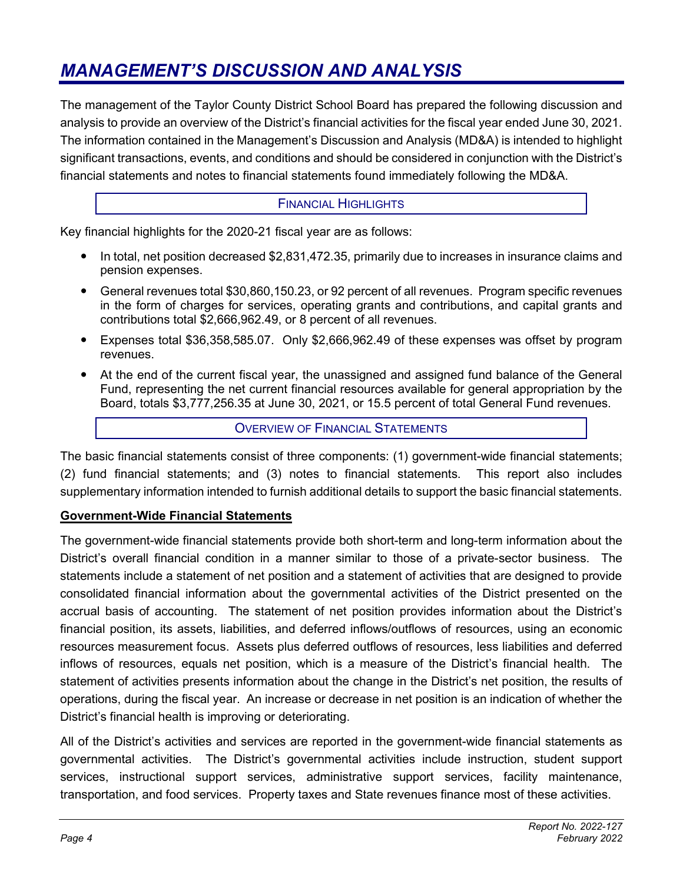# *MANAGEMENT'S DISCUSSION AND ANALYSIS*

The management of the Taylor County District School Board has prepared the following discussion and analysis to provide an overview of the District's financial activities for the fiscal year ended June 30, 2021. The information contained in the Management's Discussion and Analysis (MD&A) is intended to highlight significant transactions, events, and conditions and should be considered in conjunction with the District's financial statements and notes to financial statements found immediately following the MD&A.

## FINANCIAL HIGHLIGHTS

Key financial highlights for the 2020-21 fiscal year are as follows:

- In total, net position decreased $2,831,472.35, primarily due to increases in insurance claims and pension expenses.
- General revenues total $30,860,150.23, or 92 percent of all revenues. Program specific revenues in the form of charges for services, operating grants and contributions, and capital grants and contributions total $2,666,962.49, or 8 percent of all revenues.
- Expenses total $36,358,585.07. Only $2,666,962.49 of these expenses was offset by program revenues.
- At the end of the current fiscal year, the unassigned and assigned fund balance of the General Fund, representing the net current financial resources available for general appropriation by the Board, totals $3,777,256.35 at June 30, 2021, or 15.5 percent of total General Fund revenues.

## OVERVIEW OF FINANCIAL STATEMENTS

The basic financial statements consist of three components: (1) government-wide financial statements; (2) fund financial statements; and (3) notes to financial statements. This report also includes supplementary information intended to furnish additional details to support the basic financial statements.

**Government-Wide Financial Statements**

The government-wide financial statements provide both short-term and long-term information about the District's overall financial condition in a manner similar to those of a private-sector business. The statements include a statement of net position and a statement of activities that are designed to provide consolidated financial information about the governmental activities of the District presented on the accrual basis of accounting. The statement of net position provides information about the District's financial position, its assets, liabilities, and deferred inflows/outflows of resources, using an economic resources measurement focus. Assets plus deferred outflows of resources, less liabilities and deferred inflows of resources, equals net position, which is a measure of the District's financial health. The statement of activities presents information about the change in the District's net position, the results of operations, during the fiscal year. An increase or decrease in net position is an indication of whether the District's financial health is improving or deteriorating.

All of the District's activities and services are reported in the government-wide financial statements as governmental activities. The District's governmental activities include instruction, student support services, instructional support services, administrative support services, facility maintenance, transportation, and food services. Property taxes and State revenues finance most of these activities.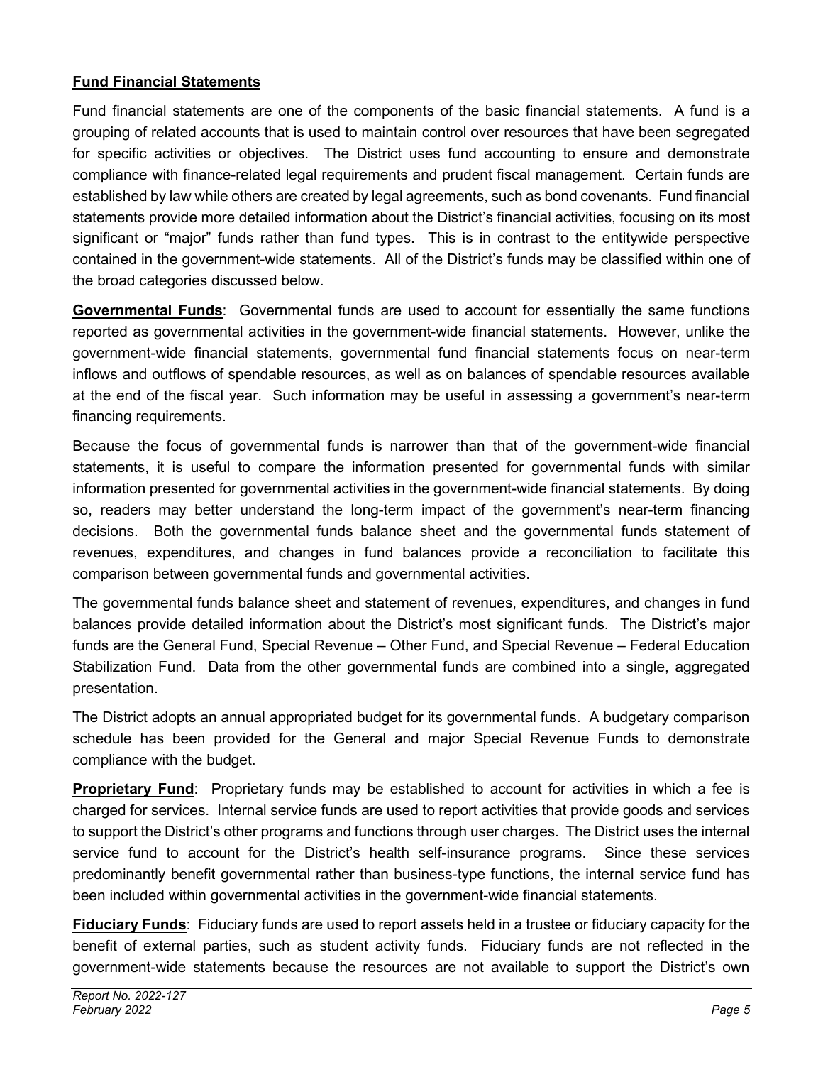**Fund Financial Statements**

Fund financial statements are one of the components of the basic financial statements. A fund is a grouping of related accounts that is used to maintain control over resources that have been segregated for specific activities or objectives. The District uses fund accounting to ensure and demonstrate compliance with finance-related legal requirements and prudent fiscal management. Certain funds are established by law while others are created by legal agreements, such as bond covenants. Fund financial statements provide more detailed information about the District's financial activities, focusing on its most significant or "major" funds rather than fund types. This is in contrast to the entitywide perspective contained in the government-wide statements. All of the District's funds may be classified within one of the broad categories discussed below.

**Governmental Funds**: Governmental funds are used to account for essentially the same functions reported as governmental activities in the government-wide financial statements. However, unlike the government-wide financial statements, governmental fund financial statements focus on near-term inflows and outflows of spendable resources, as well as on balances of spendable resources available at the end of the fiscal year. Such information may be useful in assessing a government's near-term financing requirements.

Because the focus of governmental funds is narrower than that of the government-wide financial statements, it is useful to compare the information presented for governmental funds with similar information presented for governmental activities in the government-wide financial statements. By doing so, readers may better understand the long-term impact of the government's near-term financing decisions. Both the governmental funds balance sheet and the governmental funds statement of revenues, expenditures, and changes in fund balances provide a reconciliation to facilitate this comparison between governmental funds and governmental activities.

The governmental funds balance sheet and statement of revenues, expenditures, and changes in fund balances provide detailed information about the District's most significant funds. The District's major funds are the General Fund, Special Revenue – Other Fund, and Special Revenue – Federal Education Stabilization Fund. Data from the other governmental funds are combined into a single, aggregated presentation.

The District adopts an annual appropriated budget for its governmental funds. A budgetary comparison schedule has been provided for the General and major Special Revenue Funds to demonstrate compliance with the budget.

**Proprietary Fund**: Proprietary funds may be established to account for activities in which a fee is charged for services. Internal service funds are used to report activities that provide goods and services to support the District's other programs and functions through user charges. The District uses the internal service fund to account for the District's health self-insurance programs. Since these services predominantly benefit governmental rather than business-type functions, the internal service fund has been included within governmental activities in the government-wide financial statements.

**Fiduciary Funds**: Fiduciary funds are used to report assets held in a trustee or fiduciary capacity for the benefit of external parties, such as student activity funds. Fiduciary funds are not reflected in the government-wide statements because the resources are not available to support the District's own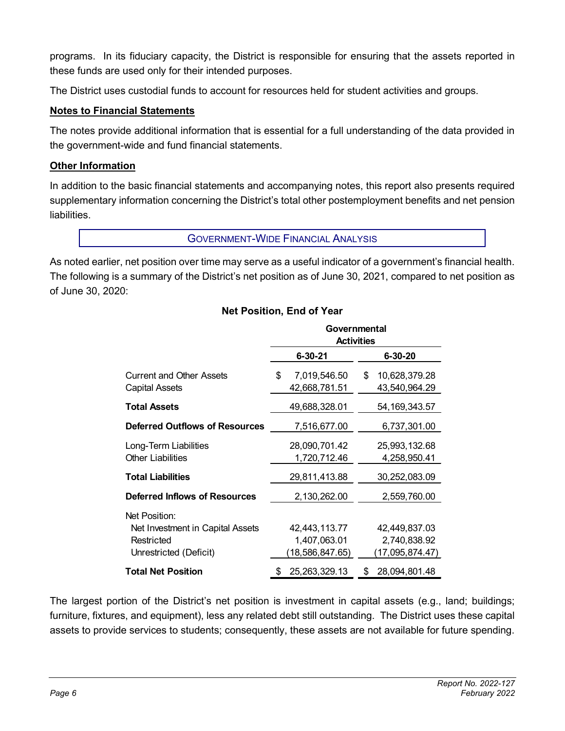programs. In its fiduciary capacity, the District is responsible for ensuring that the assets reported in these funds are used only for their intended purposes.

The District uses custodial funds to account for resources held for student activities and groups.

**Notes to Financial Statements**

The notes provide additional information that is essential for a full understanding of the data provided in the government-wide and fund financial statements.

**Other Information**

In addition to the basic financial statements and accompanying notes, this report also presents required supplementary information concerning the District's total other postemployment benefits and net pension liabilities.

## GOVERNMENT-WIDE FINANCIAL ANALYSIS

As noted earlier, net position over time may serve as a useful indicator of a government's financial health. The following is a summary of the District's net position as of June 30, 2021, compared to net position as of June 30, 2020:

**Net Position, End of Year**

| | Governmental Activities | |
|---|---|---|
| | 6-30-21 | 6-30-20 |
| Current and Other Assets | $ 7,019,546.50 | $ 10,628,379.28 |
| Capital Assets | 42,668,781.51 | 43,540,964.29 |
| **Total Assets** | 49,688,328.01 | 54,169,343.57 |
| **Deferred Outflows of Resources** | 7,516,677.00 | 6,737,301.00 |
| Long-Term Liabilities | 28,090,701.42 | 25,993,132.68 |
| Other Liabilities | 1,720,712.46 | 4,258,950.41 |
| **Total Liabilities** | 29,811,413.88 | 30,252,083.09 |
| **Deferred Inflows of Resources** | 2,130,262.00 | 2,559,760.00 |
| Net Position: | | |
| Net Investment in Capital Assets | 42,443,113.77 | 42,449,837.03 |
| Restricted | 1,407,063.01 | 2,740,838.92 |
| Unrestricted (Deficit) | (18,586,847.65) | (17,095,874.47) |
| **Total Net Position** | $ 25,263,329.13 | $ 28,094,801.48 |

The largest portion of the District's net position is investment in capital assets (e.g., land; buildings; furniture, fixtures, and equipment), less any related debt still outstanding. The District uses these capital assets to provide services to students; consequently, these assets are not available for future spending.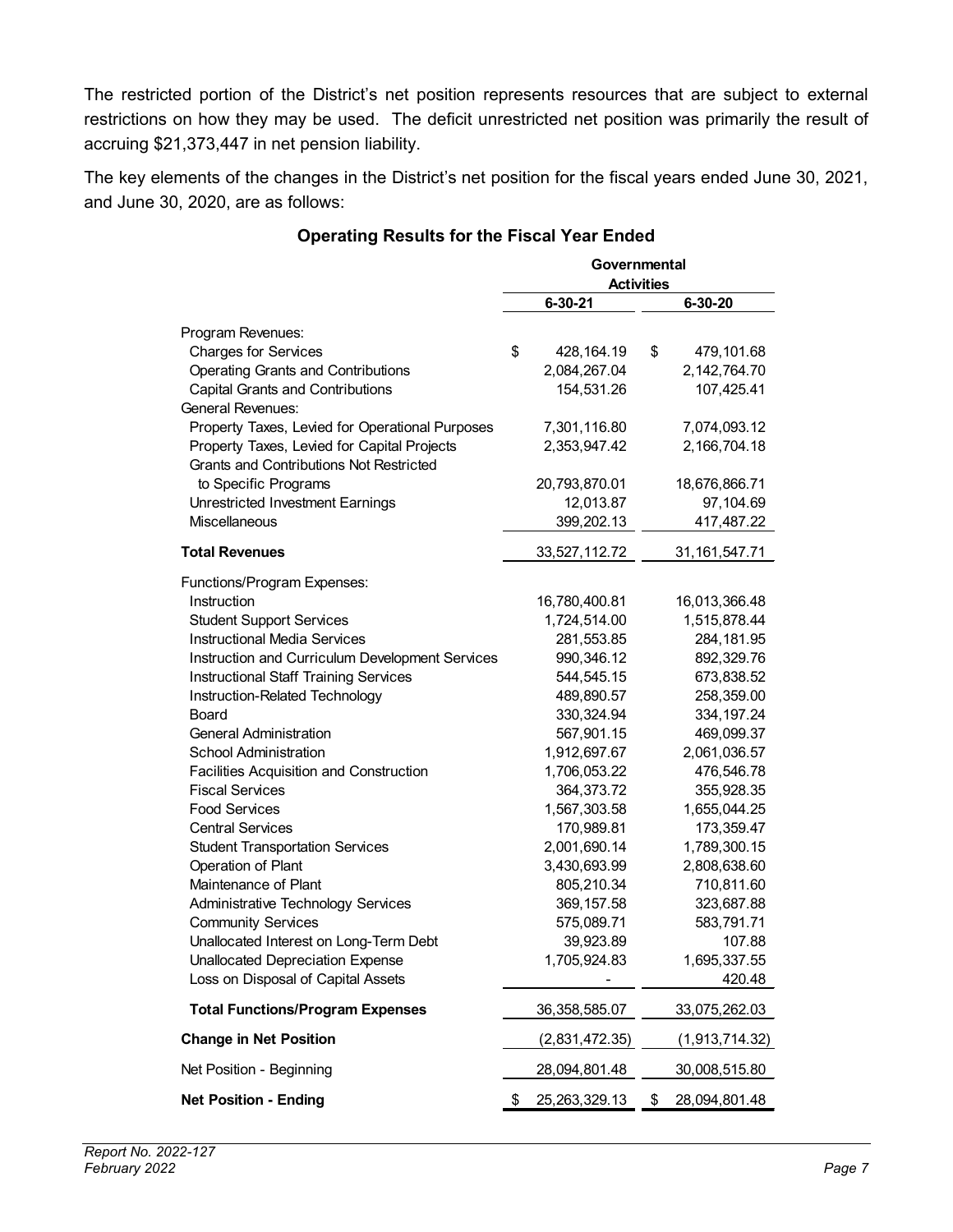The restricted portion of the District's net position represents resources that are subject to external restrictions on how they may be used. The deficit unrestricted net position was primarily the result of accruing $21,373,447 in net pension liability.

The key elements of the changes in the District's net position for the fiscal years ended June 30, 2021, and June 30, 2020, are as follows:

**Operating Results for the Fiscal Year Ended**

| | Governmental Activities | |
|---|---|---|
| | 6-30-21 | 6-30-20 |
| Program Revenues: | | |
| Charges for Services | $ 428,164.19 | $ 479,101.68 |
| Operating Grants and Contributions | 2,084,267.04 | 2,142,764.70 |
| Capital Grants and Contributions | 154,531.26 | 107,425.41 |
| General Revenues: | | |
| Property Taxes, Levied for Operational Purposes | 7,301,116.80 | 7,074,093.12 |
| Property Taxes, Levied for Capital Projects | 2,353,947.42 | 2,166,704.18 |
| Grants and Contributions Not Restricted to Specific Programs | 20,793,870.01 | 18,676,866.71 |
| Unrestricted Investment Earnings | 12,013.87 | 97,104.69 |
| Miscellaneous | 399,202.13 | 417,487.22 |
| **Total Revenues** | 33,527,112.72 | 31,161,547.71 |
| Functions/Program Expenses: | | |
| Instruction | 16,780,400.81 | 16,013,366.48 |
| Student Support Services | 1,724,514.00 | 1,515,878.44 |
| Instructional Media Services | 281,553.85 | 284,181.95 |
| Instruction and Curriculum Development Services | 990,346.12 | 892,329.76 |
| Instructional Staff Training Services | 544,545.15 | 673,838.52 |
| Instruction-Related Technology | 489,890.57 | 258,359.00 |
| Board | 330,324.94 | 334,197.24 |
| General Administration | 567,901.15 | 469,099.37 |
| School Administration | 1,912,697.67 | 2,061,036.57 |
| Facilities Acquisition and Construction | 1,706,053.22 | 476,546.78 |
| Fiscal Services | 364,373.72 | 355,928.35 |
| Food Services | 1,567,303.58 | 1,655,044.25 |
| Central Services | 170,989.81 | 173,359.47 |
| Student Transportation Services | 2,001,690.14 | 1,789,300.15 |
| Operation of Plant | 3,430,693.99 | 2,808,638.60 |
| Maintenance of Plant | 805,210.34 | 710,811.60 |
| Administrative Technology Services | 369,157.58 | 323,687.88 |
| Community Services | 575,089.71 | 583,791.71 |
| Unallocated Interest on Long-Term Debt | 39,923.89 | 107.88 |
| Unallocated Depreciation Expense | 1,705,924.83 | 1,695,337.55 |
| Loss on Disposal of Capital Assets | - | 420.48 |
| **Total Functions/Program Expenses** | 36,358,585.07 | 33,075,262.03 |
| **Change in Net Position** | (2,831,472.35) | (1,913,714.32) |
| Net Position - Beginning | 28,094,801.48 | 30,008,515.80 |
| **Net Position - Ending** | $ 25,263,329.13 | $ 28,094,801.48 |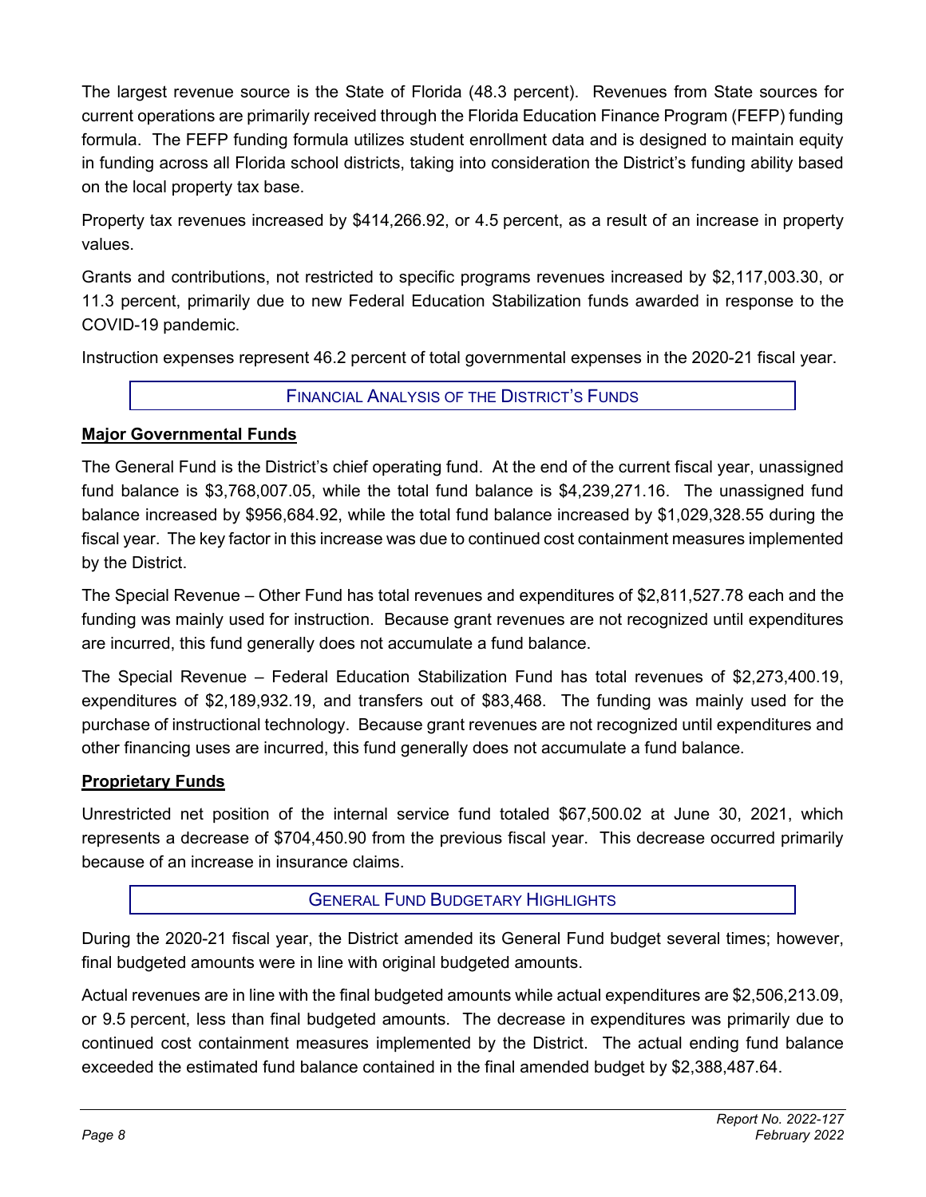The largest revenue source is the State of Florida (48.3 percent). Revenues from State sources for current operations are primarily received through the Florida Education Finance Program (FEFP) funding formula. The FEFP funding formula utilizes student enrollment data and is designed to maintain equity in funding across all Florida school districts, taking into consideration the District's funding ability based on the local property tax base.

Property tax revenues increased by $414,266.92, or 4.5 percent, as a result of an increase in property values.

Grants and contributions, not restricted to specific programs revenues increased by $2,117,003.30, or 11.3 percent, primarily due to new Federal Education Stabilization funds awarded in response to the COVID-19 pandemic.

Instruction expenses represent 46.2 percent of total governmental expenses in the 2020-21 fiscal year.

## Financial Analysis of the District's Funds

### Major Governmental Funds

The General Fund is the District's chief operating fund. At the end of the current fiscal year, unassigned fund balance is $3,768,007.05, while the total fund balance is $4,239,271.16. The unassigned fund balance increased by $956,684.92, while the total fund balance increased by $1,029,328.55 during the fiscal year. The key factor in this increase was due to continued cost containment measures implemented by the District.

The Special Revenue – Other Fund has total revenues and expenditures of $2,811,527.78 each and the funding was mainly used for instruction. Because grant revenues are not recognized until expenditures are incurred, this fund generally does not accumulate a fund balance.

The Special Revenue – Federal Education Stabilization Fund has total revenues of $2,273,400.19, expenditures of $2,189,932.19, and transfers out of $83,468. The funding was mainly used for the purchase of instructional technology. Because grant revenues are not recognized until expenditures and other financing uses are incurred, this fund generally does not accumulate a fund balance.

### Proprietary Funds

Unrestricted net position of the internal service fund totaled $67,500.02 at June 30, 2021, which represents a decrease of $704,450.90 from the previous fiscal year. This decrease occurred primarily because of an increase in insurance claims.

## General Fund Budgetary Highlights

During the 2020-21 fiscal year, the District amended its General Fund budget several times; however, final budgeted amounts were in line with original budgeted amounts.

Actual revenues are in line with the final budgeted amounts while actual expenditures are $2,506,213.09, or 9.5 percent, less than final budgeted amounts. The decrease in expenditures was primarily due to continued cost containment measures implemented by the District. The actual ending fund balance exceeded the estimated fund balance contained in the final amended budget by $2,388,487.64.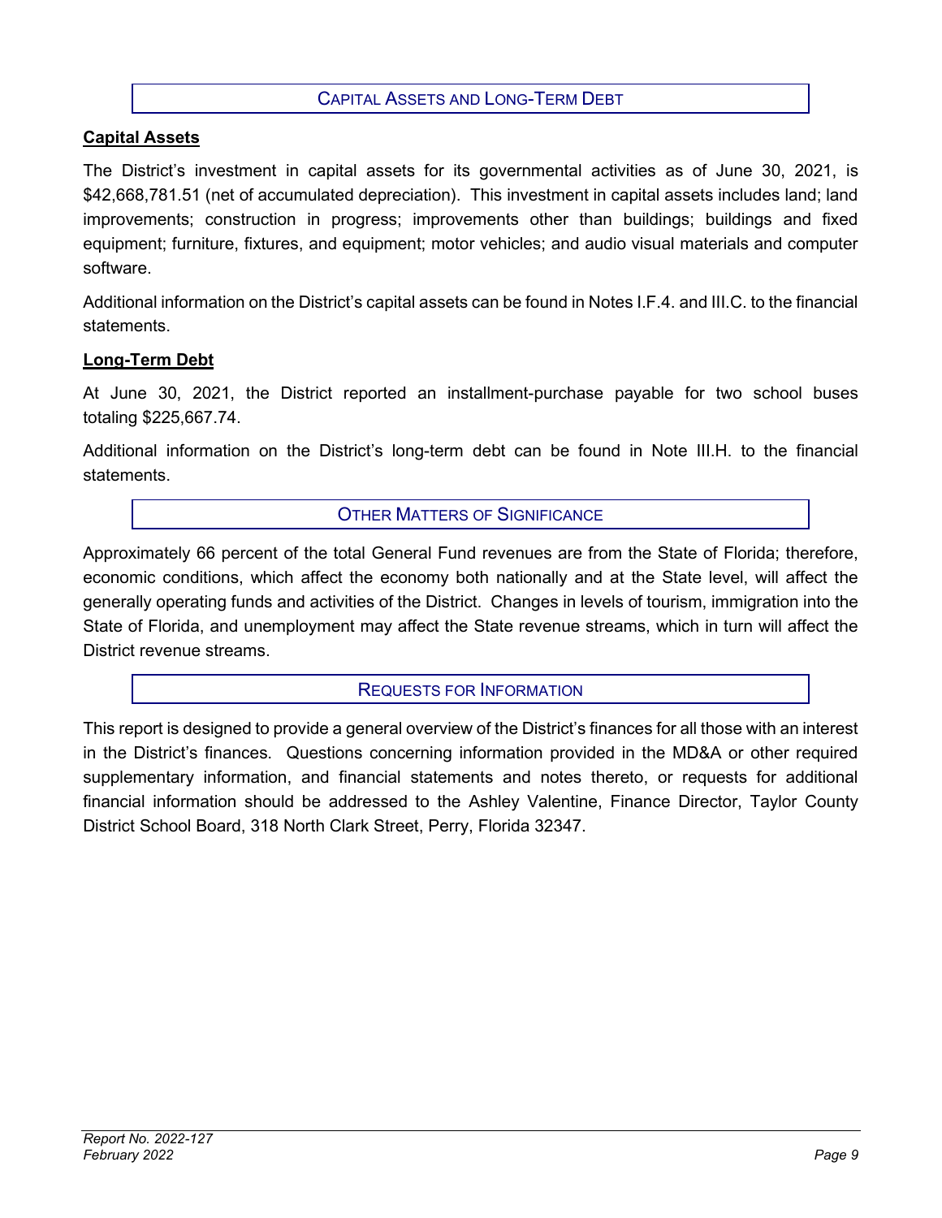## CAPITAL ASSETS AND LONG-TERM DEBT

### Capital Assets

The District's investment in capital assets for its governmental activities as of June 30, 2021, is $42,668,781.51 (net of accumulated depreciation). This investment in capital assets includes land; land improvements; construction in progress; improvements other than buildings; buildings and fixed equipment; furniture, fixtures, and equipment; motor vehicles; and audio visual materials and computer software.

Additional information on the District's capital assets can be found in Notes I.F.4. and III.C. to the financial statements.

### Long-Term Debt

At June 30, 2021, the District reported an installment-purchase payable for two school buses totaling $225,667.74.

Additional information on the District's long-term debt can be found in Note III.H. to the financial statements.

## OTHER MATTERS OF SIGNIFICANCE

Approximately 66 percent of the total General Fund revenues are from the State of Florida; therefore, economic conditions, which affect the economy both nationally and at the State level, will affect the generally operating funds and activities of the District. Changes in levels of tourism, immigration into the State of Florida, and unemployment may affect the State revenue streams, which in turn will affect the District revenue streams.

## REQUESTS FOR INFORMATION

This report is designed to provide a general overview of the District's finances for all those with an interest in the District's finances. Questions concerning information provided in the MD&A or other required supplementary information, and financial statements and notes thereto, or requests for additional financial information should be addressed to the Ashley Valentine, Finance Director, Taylor County District School Board, 318 North Clark Street, Perry, Florida 32347.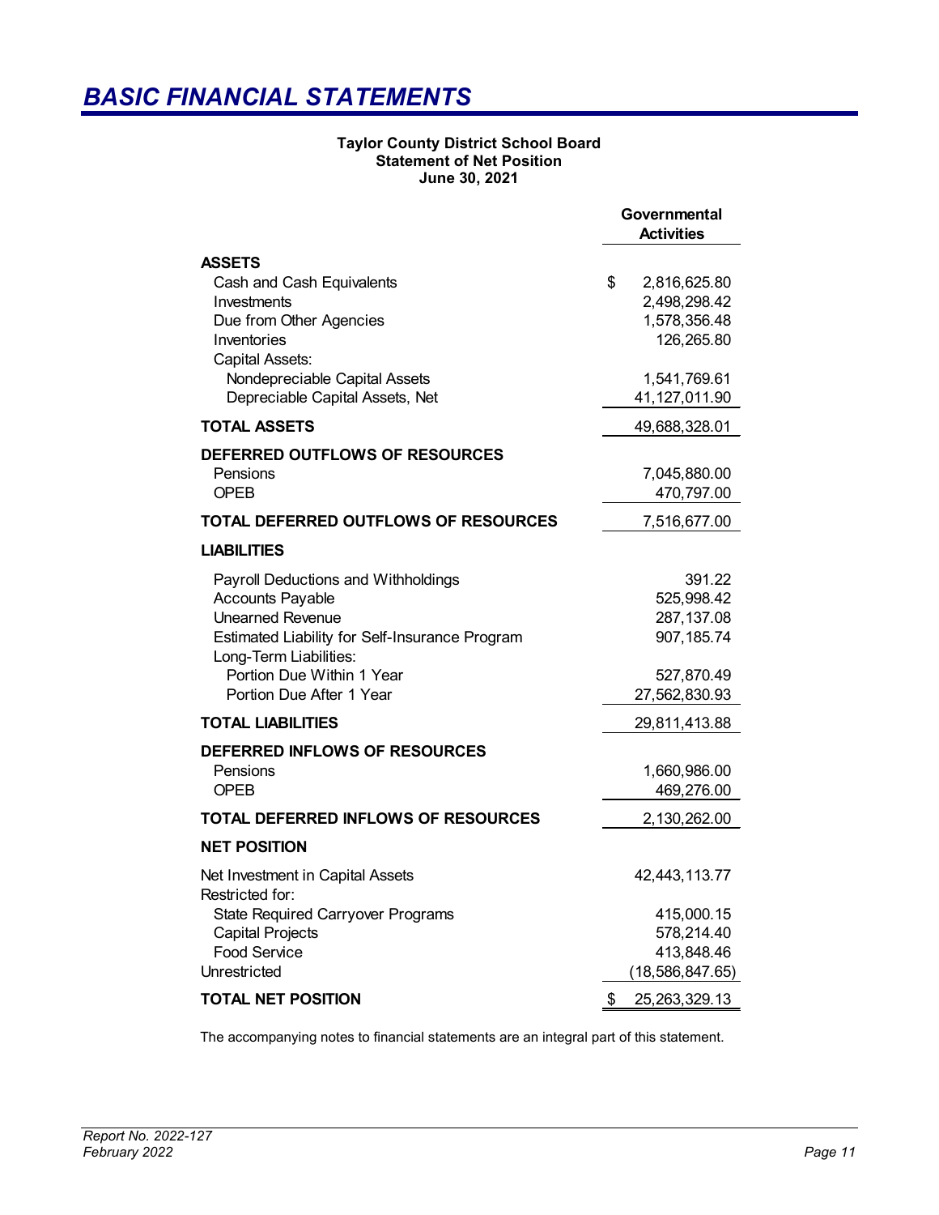# BASIC FINANCIAL STATEMENTS

**Taylor County District School Board**
**Statement of Net Position**
**June 30, 2021**

| | Governmental Activities |
|---|---|
| **ASSETS** | |
| Cash and Cash Equivalents | $ 2,816,625.80 |
| Investments | 2,498,298.42 |
| Due from Other Agencies | 1,578,356.48 |
| Inventories | 126,265.80 |
| Capital Assets: | |
| Nondepreciable Capital Assets | 1,541,769.61 |
| Depreciable Capital Assets, Net | 41,127,011.90 |
| **TOTAL ASSETS** | 49,688,328.01 |
| **DEFERRED OUTFLOWS OF RESOURCES** | |
| Pensions | 7,045,880.00 |
| OPEB | 470,797.00 |
| **TOTAL DEFERRED OUTFLOWS OF RESOURCES** | 7,516,677.00 |
| **LIABILITIES** | |
| Payroll Deductions and Withholdings | 391.22 |
| Accounts Payable | 525,998.42 |
| Unearned Revenue | 287,137.08 |
| Estimated Liability for Self-Insurance Program | 907,185.74 |
| Long-Term Liabilities: | |
| Portion Due Within 1 Year | 527,870.49 |
| Portion Due After 1 Year | 27,562,830.93 |
| **TOTAL LIABILITIES** | 29,811,413.88 |
| **DEFERRED INFLOWS OF RESOURCES** | |
| Pensions | 1,660,986.00 |
| OPEB | 469,276.00 |
| **TOTAL DEFERRED INFLOWS OF RESOURCES** | 2,130,262.00 |
| **NET POSITION** | |
| Net Investment in Capital Assets | 42,443,113.77 |
| Restricted for: | |
| State Required Carryover Programs | 415,000.15 |
| Capital Projects | 578,214.40 |
| Food Service | 413,848.46 |
| Unrestricted | (18,586,847.65) |
| **TOTAL NET POSITION** | $ 25,263,329.13 |

The accompanying notes to financial statements are an integral part of this statement.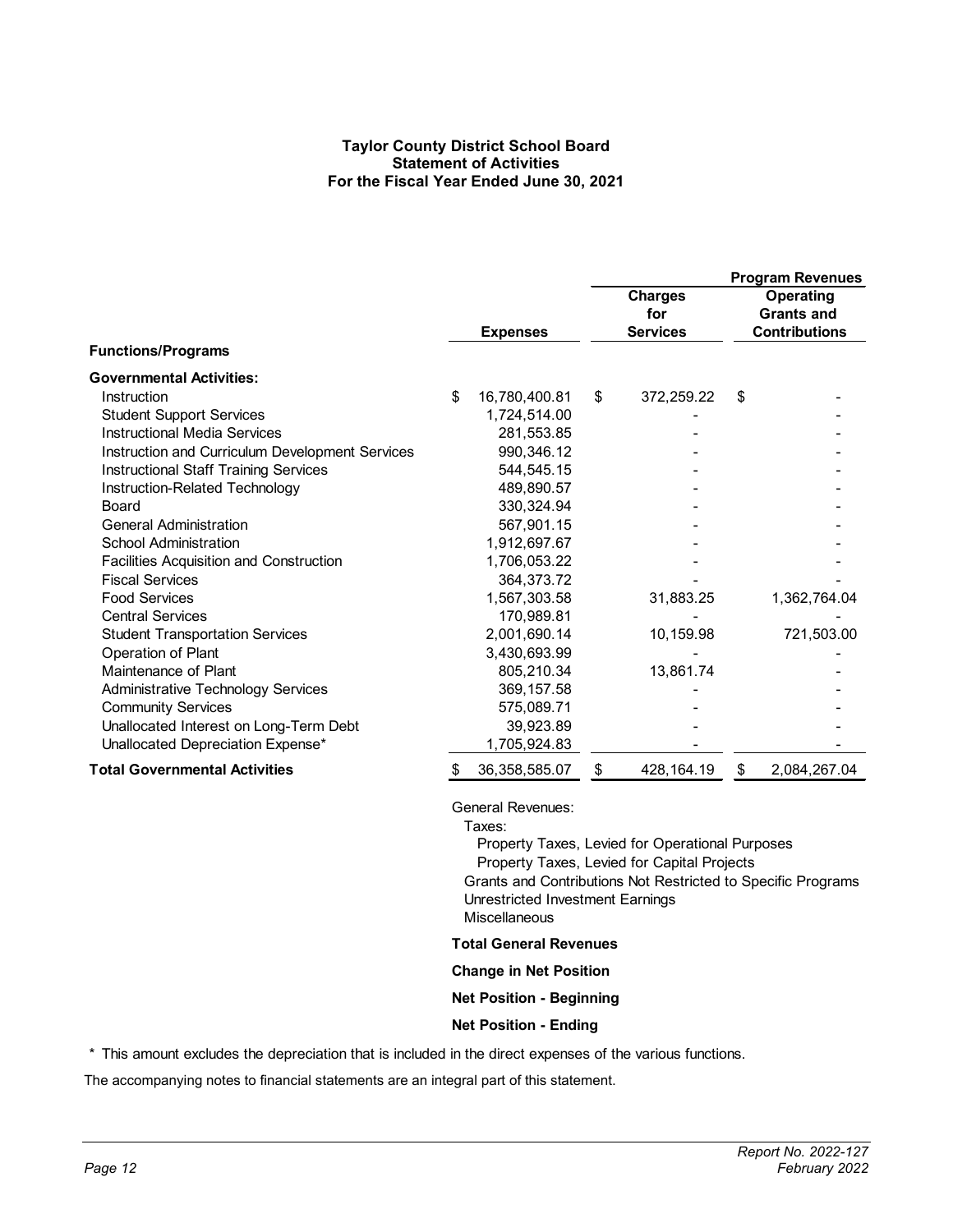**Taylor County District School Board**
**Statement of Activities**
**For the Fiscal Year Ended June 30, 2021**

| | Expenses | Program Revenues | |
|---|---|---|---|
| | | Charges for Services | Operating Grants and Contributions |
| **Functions/Programs** | | | |
| **Governmental Activities:** | | | |
| Instruction | $ 16,780,400.81 | $ 372,259.22 | $ - |
| Student Support Services | 1,724,514.00 | - | - |
| Instructional Media Services | 281,553.85 | - | - |
| Instruction and Curriculum Development Services | 990,346.12 | - | - |
| Instructional Staff Training Services | 544,545.15 | - | - |
| Instruction-Related Technology | 489,890.57 | - | - |
| Board | 330,324.94 | - | - |
| General Administration | 567,901.15 | - | - |
| School Administration | 1,912,697.67 | - | - |
| Facilities Acquisition and Construction | 1,706,053.22 | - | - |
| Fiscal Services | 364,373.72 | - | - |
| Food Services | 1,567,303.58 | 31,883.25 | 1,362,764.04 |
| Central Services | 170,989.81 | - | - |
| Student Transportation Services | 2,001,690.14 | 10,159.98 | 721,503.00 |
| Operation of Plant | 3,430,693.99 | - | - |
| Maintenance of Plant | 805,210.34 | 13,861.74 | - |
| Administrative Technology Services | 369,157.58 | - | - |
| Community Services | 575,089.71 | - | - |
| Unallocated Interest on Long-Term Debt | 39,923.89 | - | - |
| Unallocated Depreciation Expense* | 1,705,924.83 | - | - |
| **Total Governmental Activities** | $ 36,358,585.07 | $ 428,164.19 | $ 2,084,267.04 |

General Revenues:
Taxes:
Property Taxes, Levied for Operational Purposes
Property Taxes, Levied for Capital Projects
Grants and Contributions Not Restricted to Specific Programs
Unrestricted Investment Earnings
Miscellaneous

**Total General Revenues**

**Change in Net Position**

**Net Position - Beginning**

**Net Position - Ending**

\* This amount excludes the depreciation that is included in the direct expenses of the various functions.

The accompanying notes to financial statements are an integral part of this statement.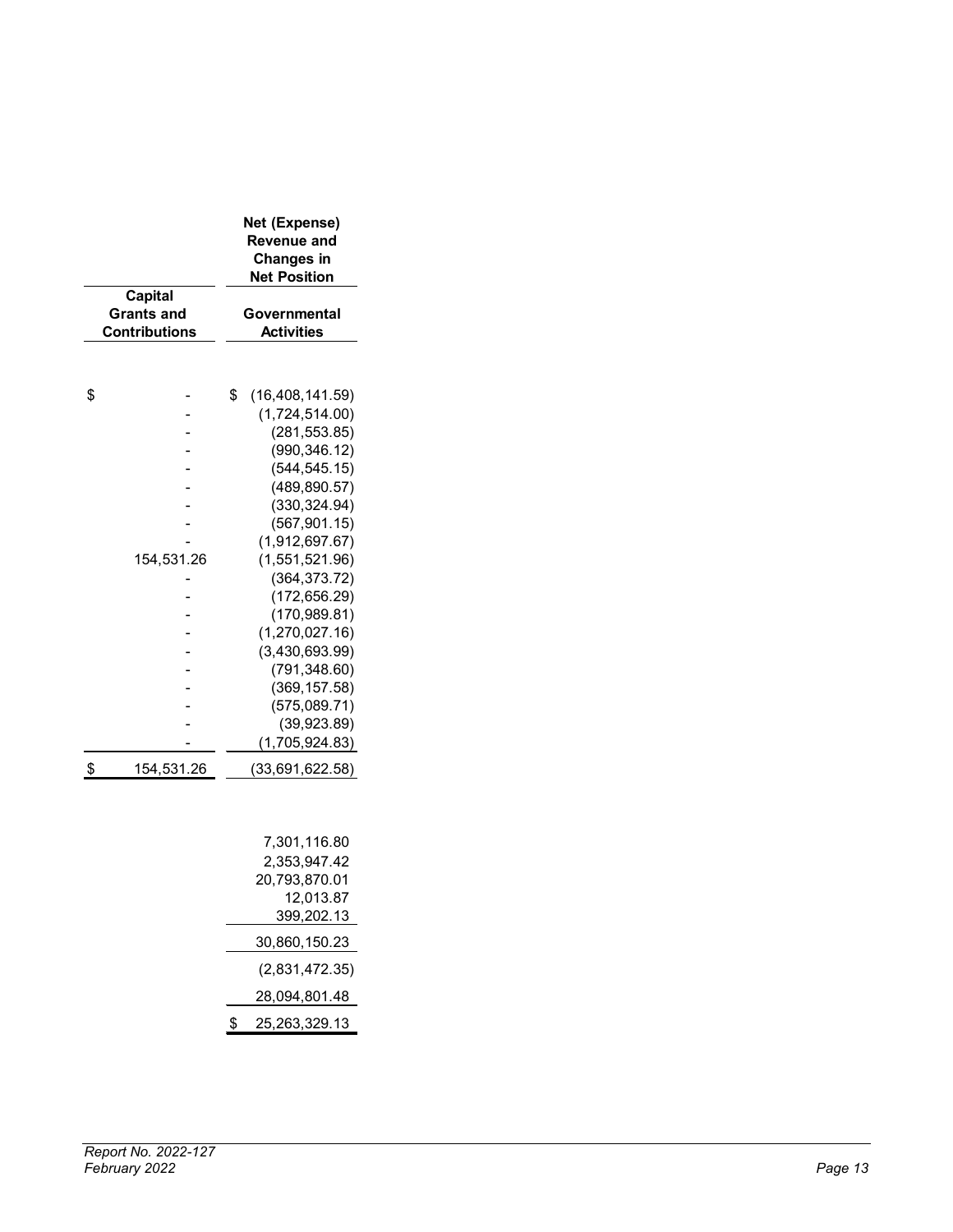| | Net (Expense) Revenue and Changes in Net Position |
|---|---|
| Capital Grants and Contributions | Governmental Activities |
| $ - | $ (16,408,141.59) |
| - | (1,724,514.00) |
| - | (281,553.85) |
| - | (990,346.12) |
| - | (544,545.15) |
| - | (489,890.57) |
| - | (330,324.94) |
| - | (567,901.15) |
| - | (1,912,697.67) |
| 154,531.26 | (1,551,521.96) |
| - | (364,373.72) |
| - | (172,656.29) |
| - | (170,989.81) |
| - | (1,270,027.16) |
| - | (3,430,693.99) |
| - | (791,348.60) |
| - | (369,157.58) |
| - | (575,089.71) |
| - | (39,923.89) |
| - | (1,705,924.83) |
| $ 154,531.26 | (33,691,622.58) |
| | |
| | 7,301,116.80 |
| | 2,353,947.42 |
| | 20,793,870.01 |
| | 12,013.87 |
| | 399,202.13 |
| | 30,860,150.23 |
| | (2,831,472.35) |
| | 28,094,801.48 |
| | $ 25,263,329.13 |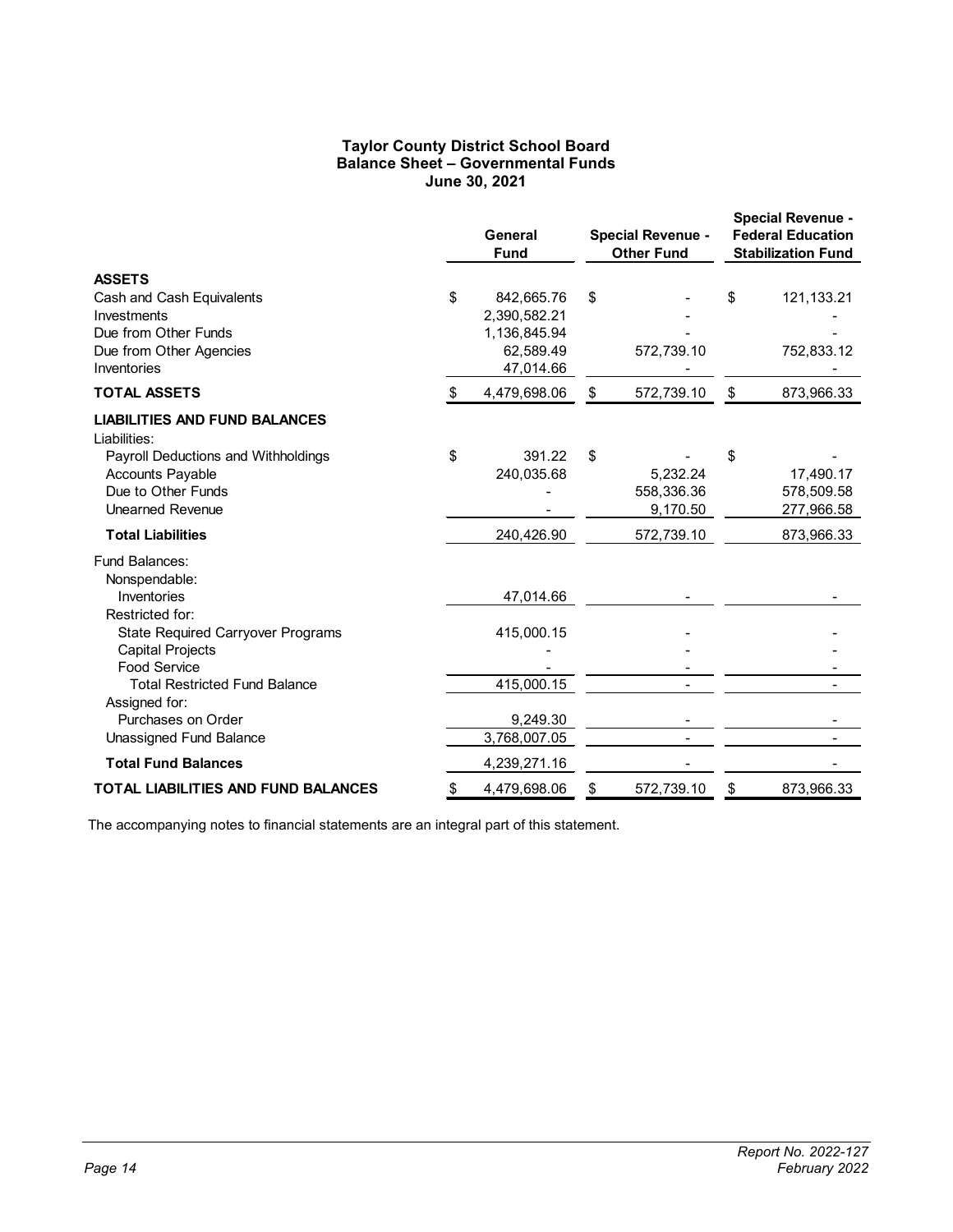# Taylor County District School Board
## Balance Sheet – Governmental Funds
### June 30, 2021

| | General Fund | Special Revenue - Other Fund | Special Revenue - Federal Education Stabilization Fund |
|---|---|---|---|
| **ASSETS** | | | |
| Cash and Cash Equivalents | $ 842,665.76 | $ - | $ 121,133.21 |
| Investments | 2,390,582.21 | - | - |
| Due from Other Funds | 1,136,845.94 | - | - |
| Due from Other Agencies | 62,589.49 | 572,739.10 | 752,833.12 |
| Inventories | 47,014.66 | - | - |
| **TOTAL ASSETS** | $ 4,479,698.06 | $ 572,739.10 | $ 873,966.33 |
| **LIABILITIES AND FUND BALANCES** | | | |
| Liabilities: | | | |
| Payroll Deductions and Withholdings | $ 391.22 | $ - | $ - |
| Accounts Payable | 240,035.68 | 5,232.24 | 17,490.17 |
| Due to Other Funds | - | 558,336.36 | 578,509.58 |
| Unearned Revenue | - | 9,170.50 | 277,966.58 |
| **Total Liabilities** | 240,426.90 | 572,739.10 | 873,966.33 |
| Fund Balances: | | | |
| Nonspendable: | | | |
| Inventories | 47,014.66 | - | - |
| Restricted for: | | | |
| State Required Carryover Programs | 415,000.15 | - | - |
| Capital Projects | - | - | - |
| Food Service | - | - | - |
| Total Restricted Fund Balance | 415,000.15 | - | - |
| Assigned for: | | | |
| Purchases on Order | 9,249.30 | - | - |
| Unassigned Fund Balance | 3,768,007.05 | - | - |
| **Total Fund Balances** | 4,239,271.16 | - | - |
| **TOTAL LIABILITIES AND FUND BALANCES** | $ 4,479,698.06 | $ 572,739.10 | $ 873,966.33 |

The accompanying notes to financial statements are an integral part of this statement.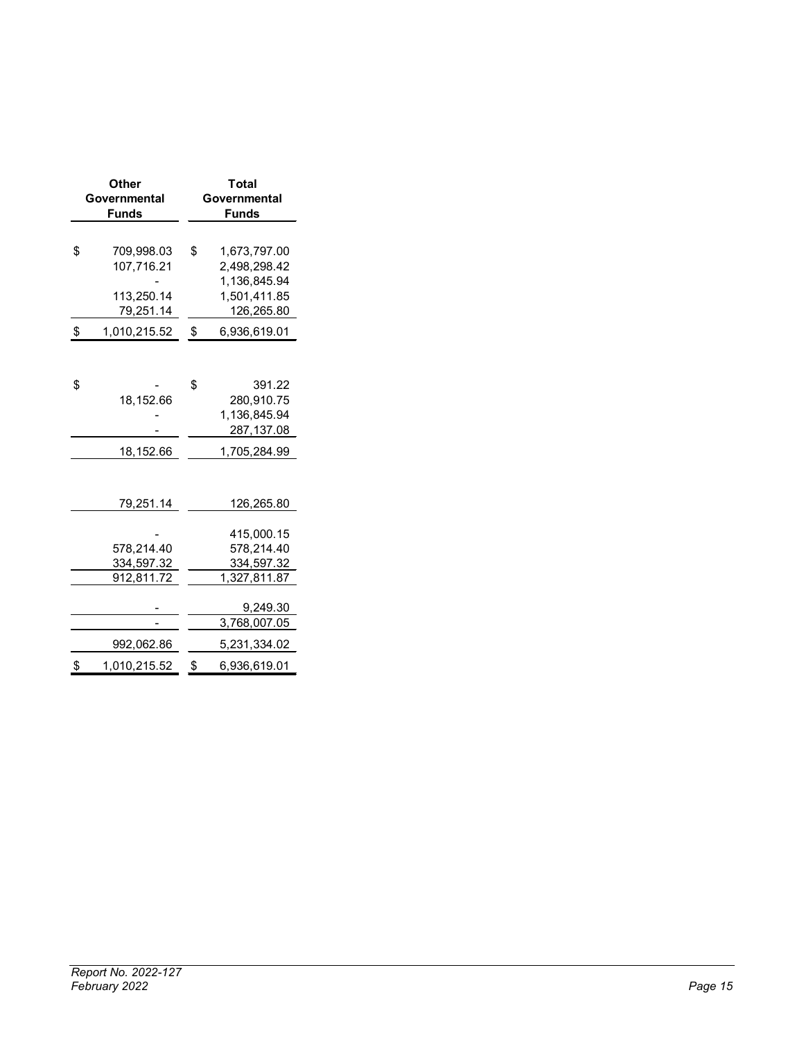| Other Governmental Funds | Total Governmental Funds |
|---|---|
| | |
| $ 709,998.03 | $ 1,673,797.00 |
| 107,716.21 | 2,498,298.42 |
| - | 1,136,845.94 |
| 113,250.14 | 1,501,411.85 |
| 79,251.14 | 126,265.80 |
| $ 1,010,215.52 | $ 6,936,619.01 |
| | |
| $ - | $ 391.22 |
| 18,152.66 | 280,910.75 |
| - | 1,136,845.94 |
| - | 287,137.08 |
| 18,152.66 | 1,705,284.99 |
| | |
| 79,251.14 | 126,265.80 |
| | |
| - | 415,000.15 |
| 578,214.40 | 578,214.40 |
| 334,597.32 | 334,597.32 |
| 912,811.72 | 1,327,811.87 |
| | |
| - | 9,249.30 |
| - | 3,768,007.05 |
| 992,062.86 | 5,231,334.02 |
| $ 1,010,215.52 | $ 6,936,619.01 |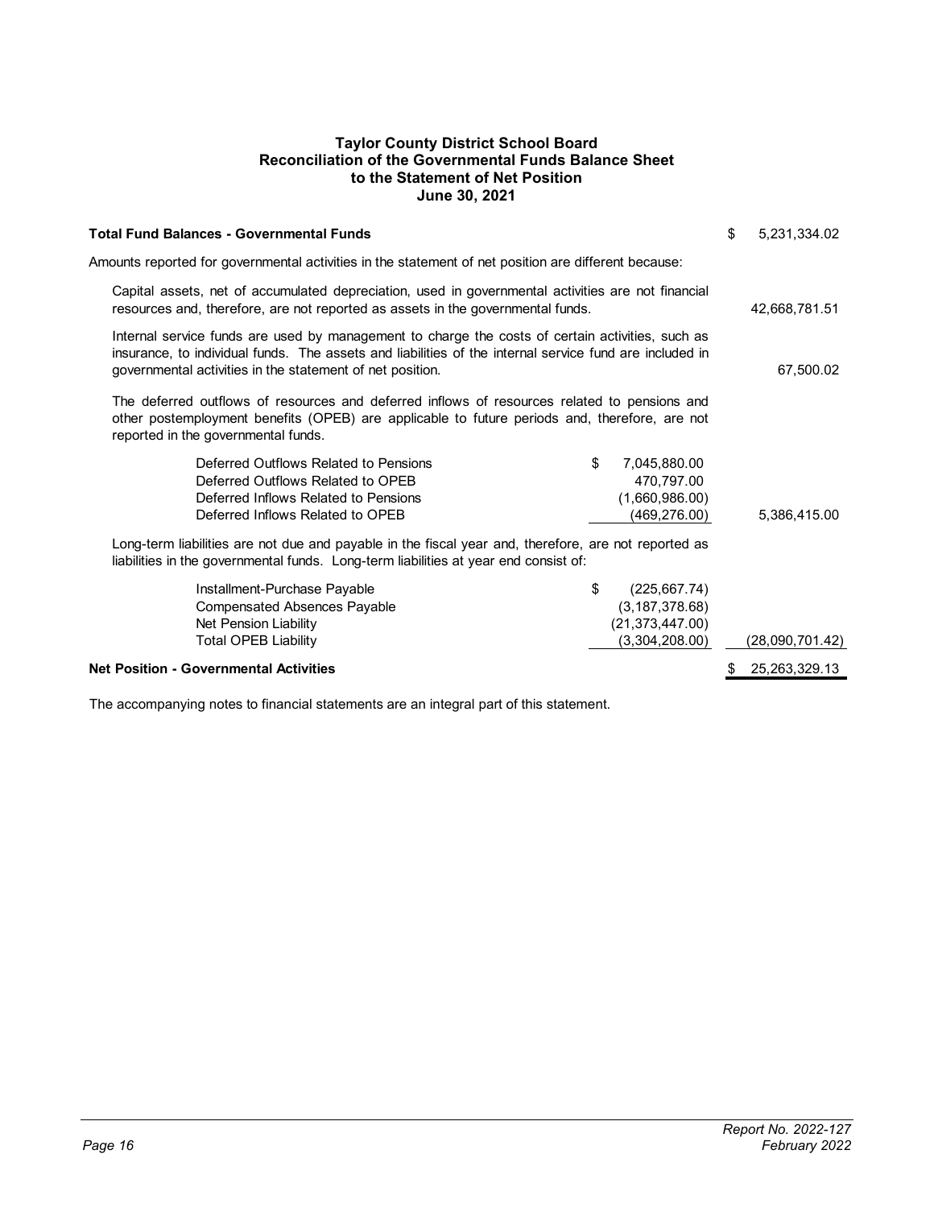# Taylor County District School Board
## Reconciliation of the Governmental Funds Balance Sheet to the Statement of Net Position
### June 30, 2021

| | | |
|---|---|---|
| **Total Fund Balances - Governmental Funds** | | $ 5,231,334.02 |
| Amounts reported for governmental activities in the statement of net position are different because: | | |
| Capital assets, net of accumulated depreciation, used in governmental activities are not financial resources and, therefore, are not reported as assets in the governmental funds. | | 42,668,781.51 |
| Internal service funds are used by management to charge the costs of certain activities, such as insurance, to individual funds. The assets and liabilities of the internal service fund are included in governmental activities in the statement of net position. | | 67,500.02 |
| The deferred outflows of resources and deferred inflows of resources related to pensions and other postemployment benefits (OPEB) are applicable to future periods and, therefore, are not reported in the governmental funds. | | |
| Deferred Outflows Related to Pensions | $ 7,045,880.00 | |
| Deferred Outflows Related to OPEB | 470,797.00 | |
| Deferred Inflows Related to Pensions | (1,660,986.00) | |
| Deferred Inflows Related to OPEB | (469,276.00) | 5,386,415.00 |
| Long-term liabilities are not due and payable in the fiscal year and, therefore, are not reported as liabilities in the governmental funds. Long-term liabilities at year end consist of: | | |
| Installment-Purchase Payable | $ (225,667.74) | |
| Compensated Absences Payable | (3,187,378.68) | |
| Net Pension Liability | (21,373,447.00) | |
| Total OPEB Liability | (3,304,208.00) | (28,090,701.42) |
| **Net Position - Governmental Activities** | | $ 25,263,329.13 |

The accompanying notes to financial statements are an integral part of this statement.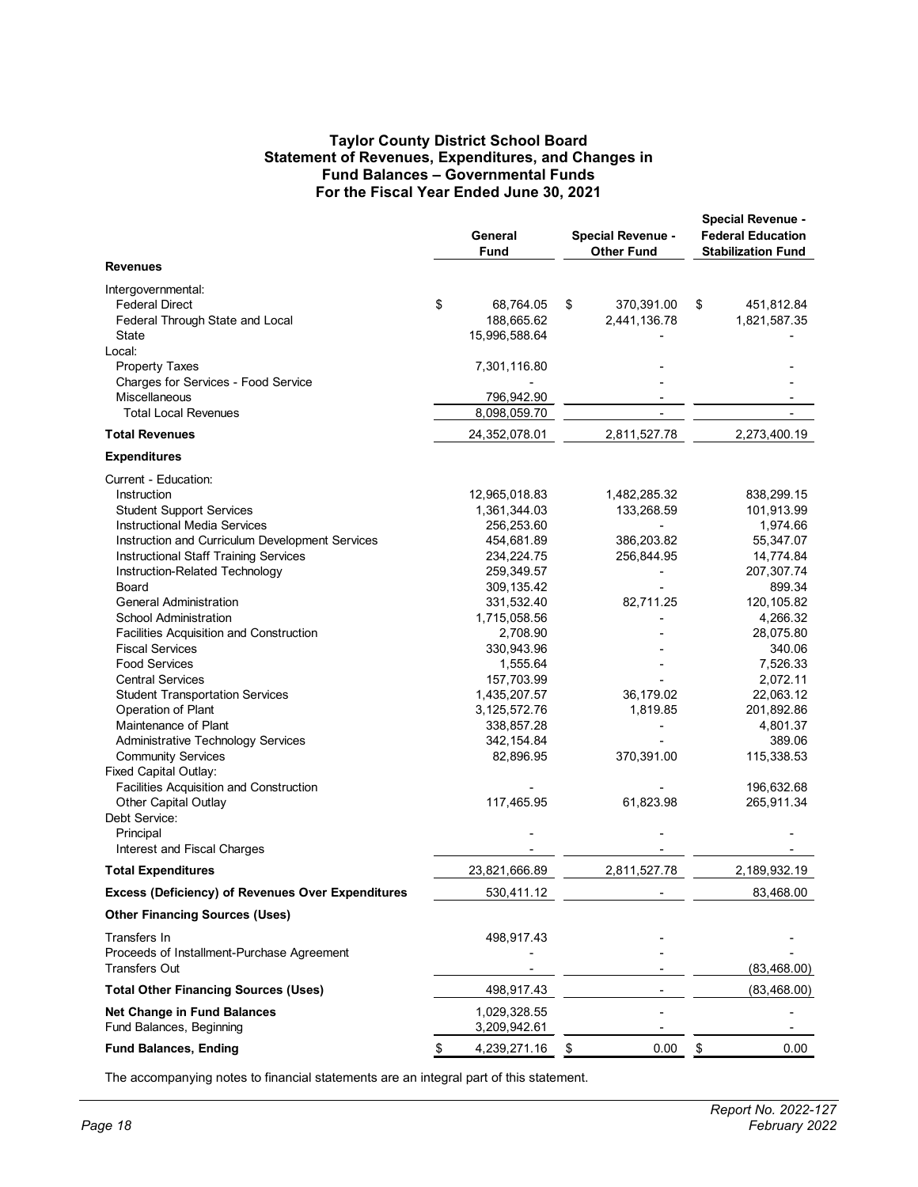# Taylor County District School Board
## Statement of Revenues, Expenditures, and Changes in Fund Balances – Governmental Funds
## For the Fiscal Year Ended June 30, 2021

| | General Fund | Special Revenue - Other Fund | Special Revenue - Federal Education Stabilization Fund |
|---|---|---|---|
| **Revenues** | | | |
| Intergovernmental: | | | |
| Federal Direct | $ 68,764.05 | $ 370,391.00 | $ 451,812.84 |
| Federal Through State and Local | 188,665.62 | 2,441,136.78 | 1,821,587.35 |
| State | 15,996,588.64 | - | - |
| Local: | | | |
| Property Taxes | 7,301,116.80 | - | - |
| Charges for Services - Food Service | - | - | - |
| Miscellaneous | 796,942.90 | - | - |
| Total Local Revenues | 8,098,059.70 | - | - |
| **Total Revenues** | 24,352,078.01 | 2,811,527.78 | 2,273,400.19 |
| **Expenditures** | | | |
| Current - Education: | | | |
| Instruction | 12,965,018.83 | 1,482,285.32 | 838,299.15 |
| Student Support Services | 1,361,344.03 | 133,268.59 | 101,913.99 |
| Instructional Media Services | 256,253.60 | - | 1,974.66 |
| Instruction and Curriculum Development Services | 454,681.89 | 386,203.82 | 55,347.07 |
| Instructional Staff Training Services | 234,224.75 | 256,844.95 | 14,774.84 |
| Instruction-Related Technology | 259,349.57 | - | 207,307.74 |
| Board | 309,135.42 | - | 899.34 |
| General Administration | 331,532.40 | 82,711.25 | 120,105.82 |
| School Administration | 1,715,058.56 | - | 4,266.32 |
| Facilities Acquisition and Construction | 2,708.90 | - | 28,075.80 |
| Fiscal Services | 330,943.96 | - | 340.06 |
| Food Services | 1,555.64 | - | 7,526.33 |
| Central Services | 157,703.99 | - | 2,072.11 |
| Student Transportation Services | 1,435,207.57 | 36,179.02 | 22,063.12 |
| Operation of Plant | 3,125,572.76 | 1,819.85 | 201,892.86 |
| Maintenance of Plant | 338,857.28 | - | 4,801.37 |
| Administrative Technology Services | 342,154.84 | - | 389.06 |
| Community Services | 82,896.95 | 370,391.00 | 115,338.53 |
| Fixed Capital Outlay: | | | |
| Facilities Acquisition and Construction | - | - | 196,632.68 |
| Other Capital Outlay | 117,465.95 | 61,823.98 | 265,911.34 |
| Debt Service: | | | |
| Principal | - | - | - |
| Interest and Fiscal Charges | - | - | - |
| **Total Expenditures** | 23,821,666.89 | 2,811,527.78 | 2,189,932.19 |
| **Excess (Deficiency) of Revenues Over Expenditures** | 530,411.12 | - | 83,468.00 |
| **Other Financing Sources (Uses)** | | | |
| Transfers In | 498,917.43 | - | - |
| Proceeds of Installment-Purchase Agreement | - | - | - |
| Transfers Out | - | - | (83,468.00) |
| **Total Other Financing Sources (Uses)** | 498,917.43 | - | (83,468.00) |
| **Net Change in Fund Balances** | 1,029,328.55 | - | - |
| Fund Balances, Beginning | 3,209,942.61 | - | - |
| **Fund Balances, Ending** | $ 4,239,271.16 | $ 0.00 | $ 0.00 |

The accompanying notes to financial statements are an integral part of this statement.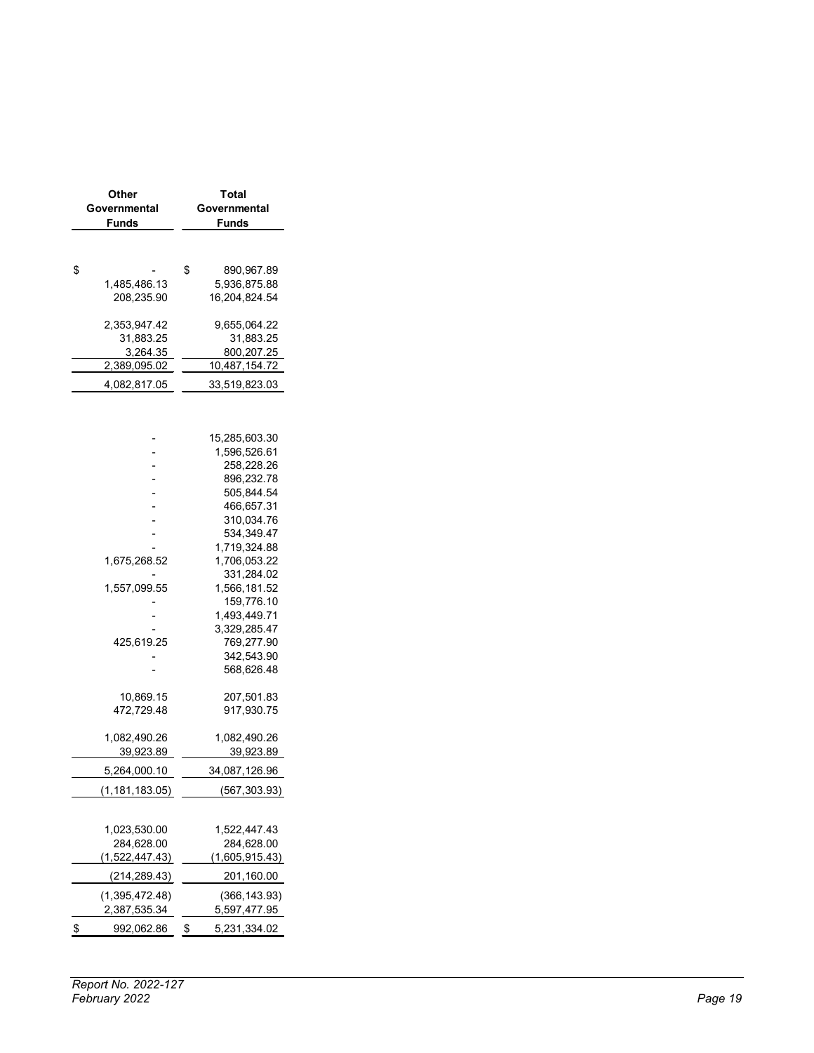| Other Governmental Funds | Total Governmental Funds |
|---|---|
| | |
| $ - | $ 890,967.89 |
| 1,485,486.13 | 5,936,875.88 |
| 208,235.90 | 16,204,824.54 |
| | |
| 2,353,947.42 | 9,655,064.22 |
| 31,883.25 | 31,883.25 |
| 3,264.35 | 800,207.25 |
| 2,389,095.02 | 10,487,154.72 |
| 4,082,817.05 | 33,519,823.03 |
| | |
| - | 15,285,603.30 |
| - | 1,596,526.61 |
| - | 258,228.26 |
| - | 896,232.78 |
| - | 505,844.54 |
| - | 466,657.31 |
| - | 310,034.76 |
| - | 534,349.47 |
| - | 1,719,324.88 |
| 1,675,268.52 | 1,706,053.22 |
| - | 331,284.02 |
| 1,557,099.55 | 1,566,181.52 |
| - | 159,776.10 |
| - | 1,493,449.71 |
| - | 3,329,285.47 |
| 425,619.25 | 769,277.90 |
| - | 342,543.90 |
| - | 568,626.48 |
| | |
| 10,869.15 | 207,501.83 |
| 472,729.48 | 917,930.75 |
| | |
| 1,082,490.26 | 1,082,490.26 |
| 39,923.89 | 39,923.89 |
| 5,264,000.10 | 34,087,126.96 |
| (1,181,183.05) | (567,303.93) |
| | |
| 1,023,530.00 | 1,522,447.43 |
| 284,628.00 | 284,628.00 |
| (1,522,447.43) | (1,605,915.43) |
| (214,289.43) | 201,160.00 |
| (1,395,472.48) | (366,143.93) |
| 2,387,535.34 | 5,597,477.95 |
| $ 992,062.86 | $ 5,231,334.02 |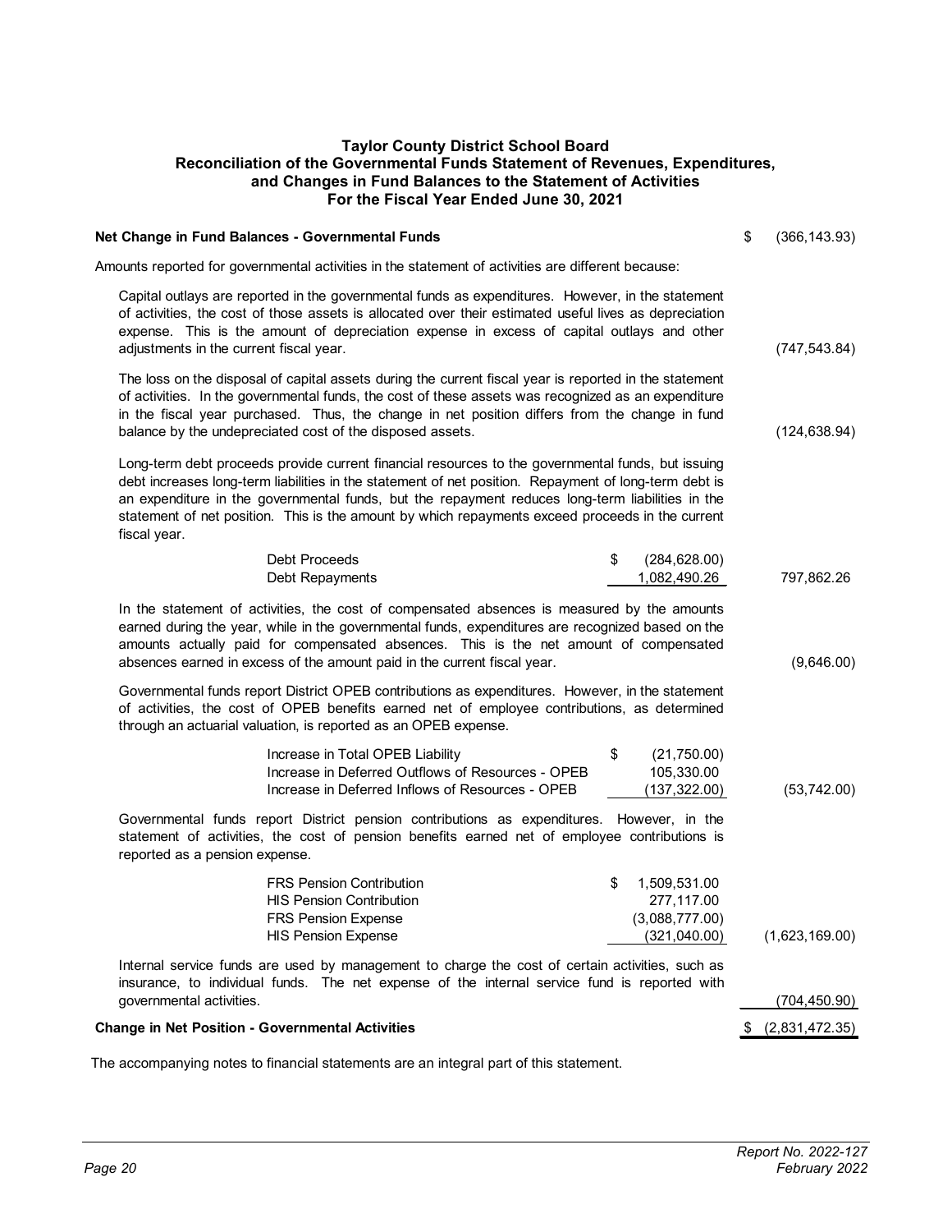## Taylor County District School Board
## Reconciliation of the Governmental Funds Statement of Revenues, Expenditures, and Changes in Fund Balances to the Statement of Activities
## For the Fiscal Year Ended June 30, 2021

| | | |
|---|---|---|
| **Net Change in Fund Balances - Governmental Funds** | | $ (366,143.93) |
| Amounts reported for governmental activities in the statement of activities are different because: | | |
| Capital outlays are reported in the governmental funds as expenditures. However, in the statement of activities, the cost of those assets is allocated over their estimated useful lives as depreciation expense. This is the amount of depreciation expense in excess of capital outlays and other adjustments in the current fiscal year. | | (747,543.84) |
| The loss on the disposal of capital assets during the current fiscal year is reported in the statement of activities. In the governmental funds, the cost of these assets was recognized as an expenditure in the fiscal year purchased. Thus, the change in net position differs from the change in fund balance by the undepreciated cost of the disposed assets. | | (124,638.94) |
| Long-term debt proceeds provide current financial resources to the governmental funds, but issuing debt increases long-term liabilities in the statement of net position. Repayment of long-term debt is an expenditure in the governmental funds, but the repayment reduces long-term liabilities in the statement of net position. This is the amount by which repayments exceed proceeds in the current fiscal year. | | |
| Debt Proceeds | $ (284,628.00) | |
| Debt Repayments | 1,082,490.26 | 797,862.26 |
| In the statement of activities, the cost of compensated absences is measured by the amounts earned during the year, while in the governmental funds, expenditures are recognized based on the amounts actually paid for compensated absences. This is the net amount of compensated absences earned in excess of the amount paid in the current fiscal year. | | (9,646.00) |
| Governmental funds report District OPEB contributions as expenditures. However, in the statement of activities, the cost of OPEB benefits earned net of employee contributions, as determined through an actuarial valuation, is reported as an OPEB expense. | | |
| Increase in Total OPEB Liability | $ (21,750.00) | |
| Increase in Deferred Outflows of Resources - OPEB | 105,330.00 | |
| Increase in Deferred Inflows of Resources - OPEB | (137,322.00) | (53,742.00) |
| Governmental funds report District pension contributions as expenditures. However, in the statement of activities, the cost of pension benefits earned net of employee contributions is reported as a pension expense. | | |
| FRS Pension Contribution | $ 1,509,531.00 | |
| HIS Pension Contribution | 277,117.00 | |
| FRS Pension Expense | (3,088,777.00) | |
| HIS Pension Expense | (321,040.00) | (1,623,169.00) |
| Internal service funds are used by management to charge the cost of certain activities, such as insurance, to individual funds. The net expense of the internal service fund is reported with governmental activities. | | (704,450.90) |
| **Change in Net Position - Governmental Activities** | | $ (2,831,472.35) |

The accompanying notes to financial statements are an integral part of this statement.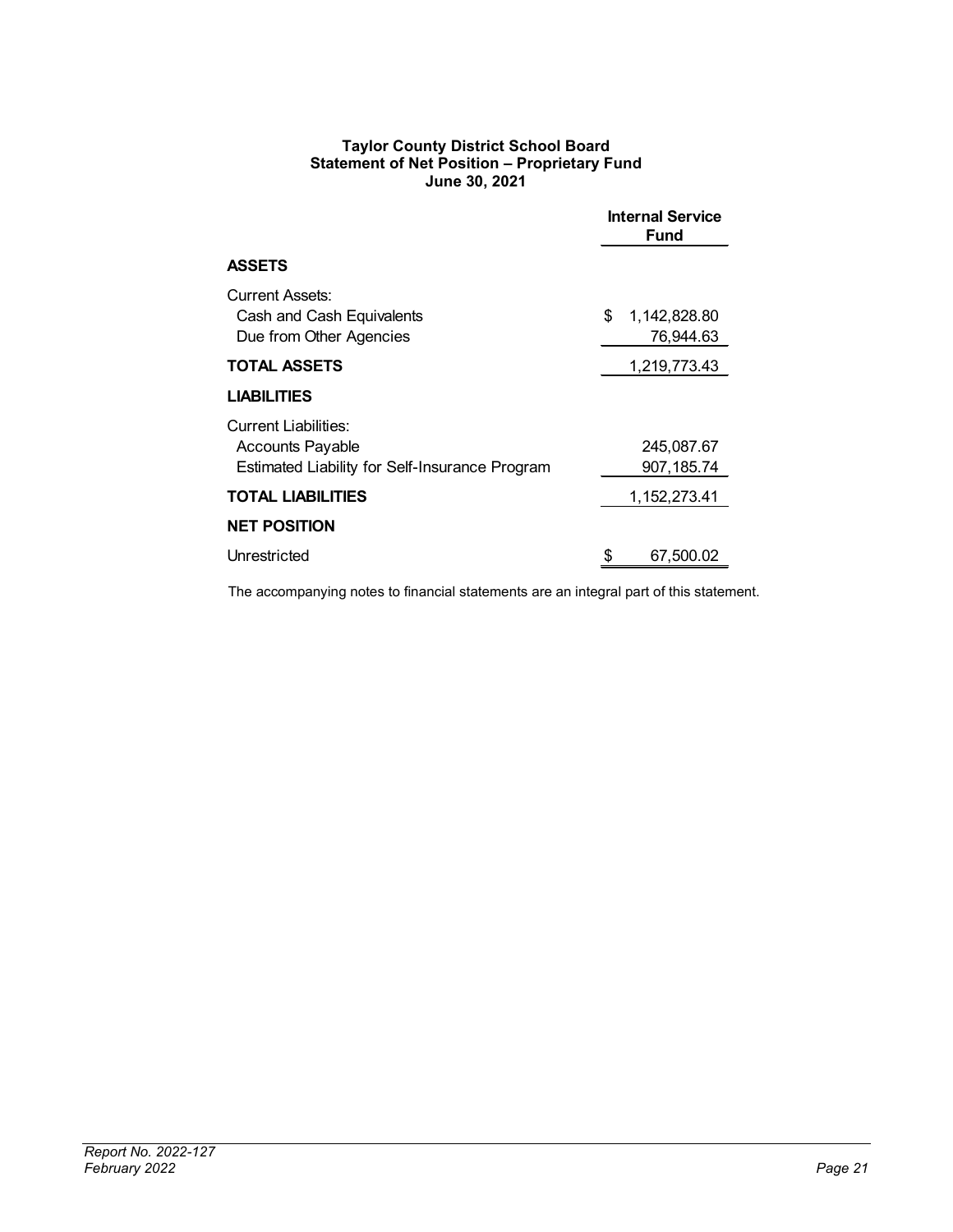**Taylor County District School Board**
**Statement of Net Position – Proprietary Fund**
**June 30, 2021**

| | Internal Service Fund |
|---|---|
| **ASSETS** | |
| Current Assets: | |
| Cash and Cash Equivalents | $ 1,142,828.80 |
| Due from Other Agencies | 76,944.63 |
| **TOTAL ASSETS** | 1,219,773.43 |
| **LIABILITIES** | |
| Current Liabilities: | |
| Accounts Payable | 245,087.67 |
| Estimated Liability for Self-Insurance Program | 907,185.74 |
| **TOTAL LIABILITIES** | 1,152,273.41 |
| **NET POSITION** | |
| Unrestricted | $ 67,500.02 |

The accompanying notes to financial statements are an integral part of this statement.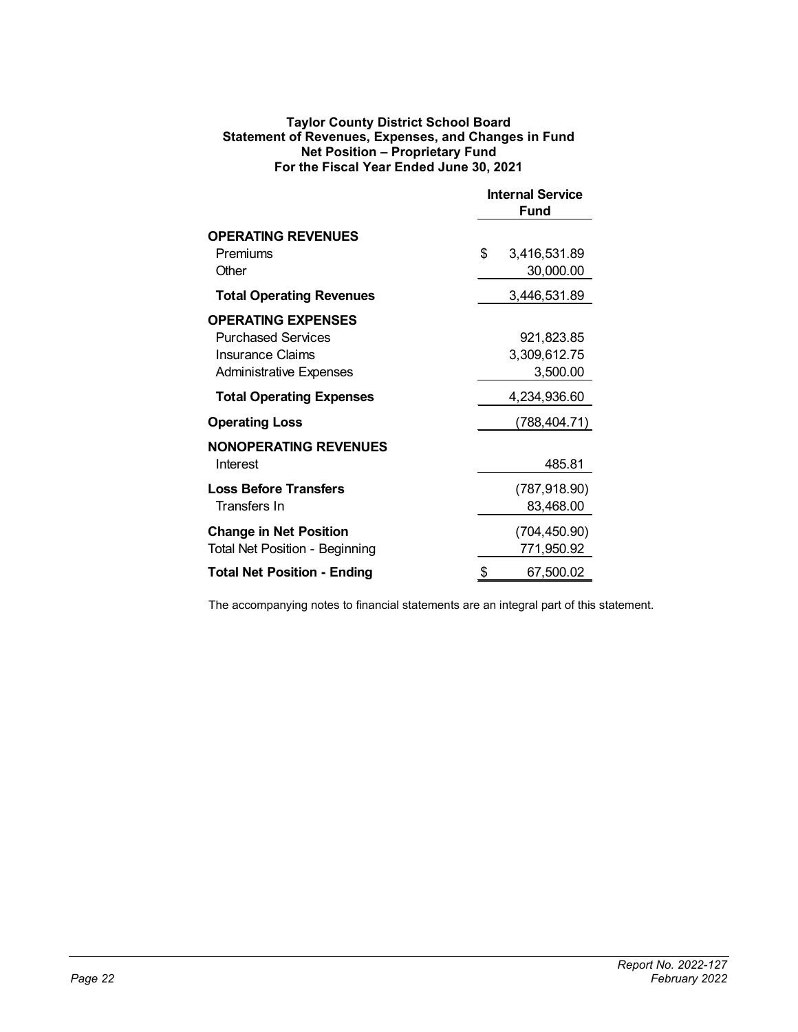**Taylor County District School Board**
**Statement of Revenues, Expenses, and Changes in Fund Net Position – Proprietary Fund**
**For the Fiscal Year Ended June 30, 2021**

| | Internal Service Fund |
|---|---|
| **OPERATING REVENUES** | |
| Premiums | $ 3,416,531.89 |
| Other | 30,000.00 |
| **Total Operating Revenues** | 3,446,531.89 |
| **OPERATING EXPENSES** | |
| Purchased Services | 921,823.85 |
| Insurance Claims | 3,309,612.75 |
| Administrative Expenses | 3,500.00 |
| **Total Operating Expenses** | 4,234,936.60 |
| **Operating Loss** | (788,404.71) |
| **NONOPERATING REVENUES** | |
| Interest | 485.81 |
| **Loss Before Transfers** | (787,918.90) |
| Transfers In | 83,468.00 |
| **Change in Net Position** | (704,450.90) |
| Total Net Position - Beginning | 771,950.92 |
| **Total Net Position - Ending** | $ 67,500.02 |

The accompanying notes to financial statements are an integral part of this statement.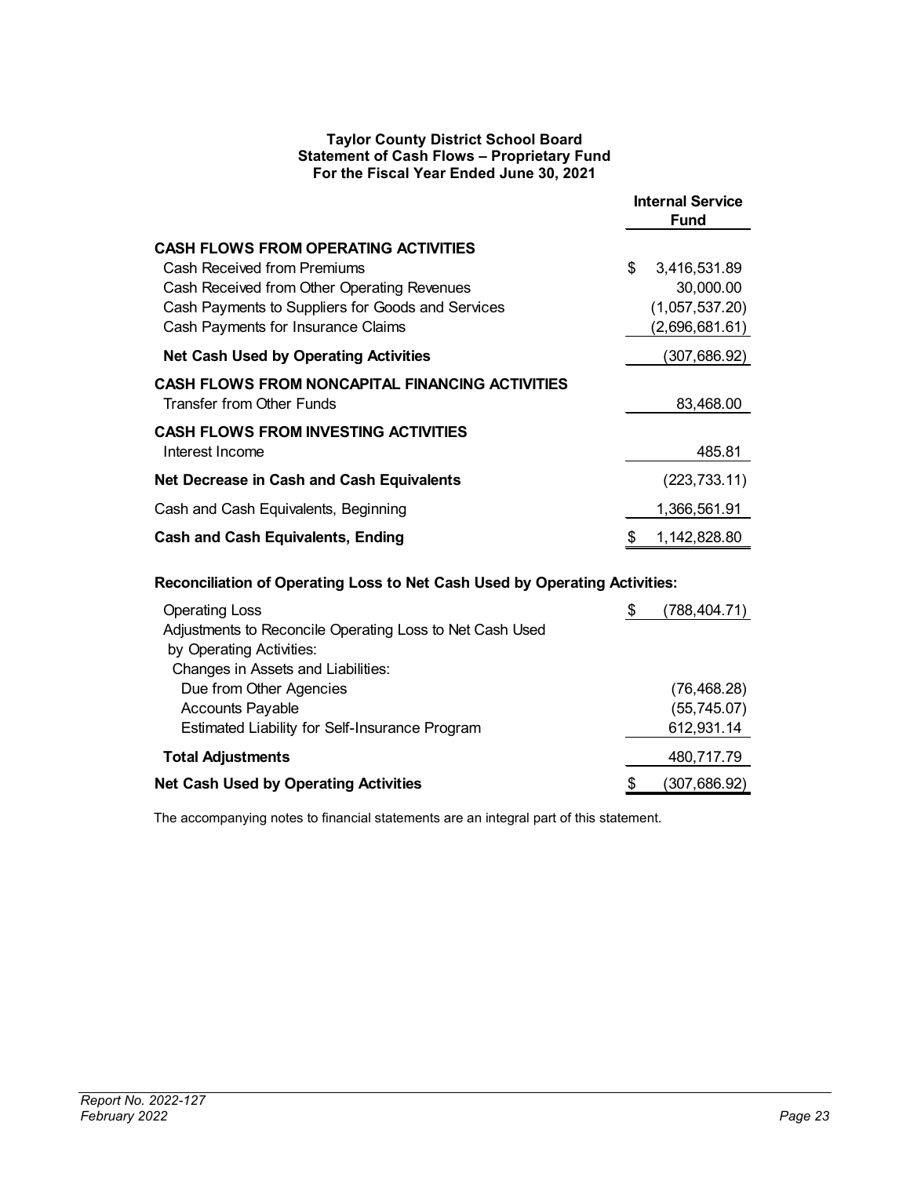**Taylor County District School Board**
**Statement of Cash Flows – Proprietary Fund**
**For the Fiscal Year Ended June 30, 2021**

| | Internal Service Fund |
|---|---|
| **CASH FLOWS FROM OPERATING ACTIVITIES** | |
| Cash Received from Premiums | $ 3,416,531.89 |
| Cash Received from Other Operating Revenues | 30,000.00 |
| Cash Payments to Suppliers for Goods and Services | (1,057,537.20) |
| Cash Payments for Insurance Claims | (2,696,681.61) |
| **Net Cash Used by Operating Activities** | (307,686.92) |
| **CASH FLOWS FROM NONCAPITAL FINANCING ACTIVITIES** | |
| Transfer from Other Funds | 83,468.00 |
| **CASH FLOWS FROM INVESTING ACTIVITIES** | |
| Interest Income | 485.81 |
| **Net Decrease in Cash and Cash Equivalents** | (223,733.11) |
| Cash and Cash Equivalents, Beginning | 1,366,561.91 |
| **Cash and Cash Equivalents, Ending** | $ 1,142,828.80 |

**Reconciliation of Operating Loss to Net Cash Used by Operating Activities:**

| | |
|---|---|
| Operating Loss | $ (788,404.71) |
| Adjustments to Reconcile Operating Loss to Net Cash Used by Operating Activities: | |
| Changes in Assets and Liabilities: | |
| Due from Other Agencies | (76,468.28) |
| Accounts Payable | (55,745.07) |
| Estimated Liability for Self-Insurance Program | 612,931.14 |
| **Total Adjustments** | 480,717.79 |
| **Net Cash Used by Operating Activities** | $ (307,686.92) |

The accompanying notes to financial statements are an integral part of this statement.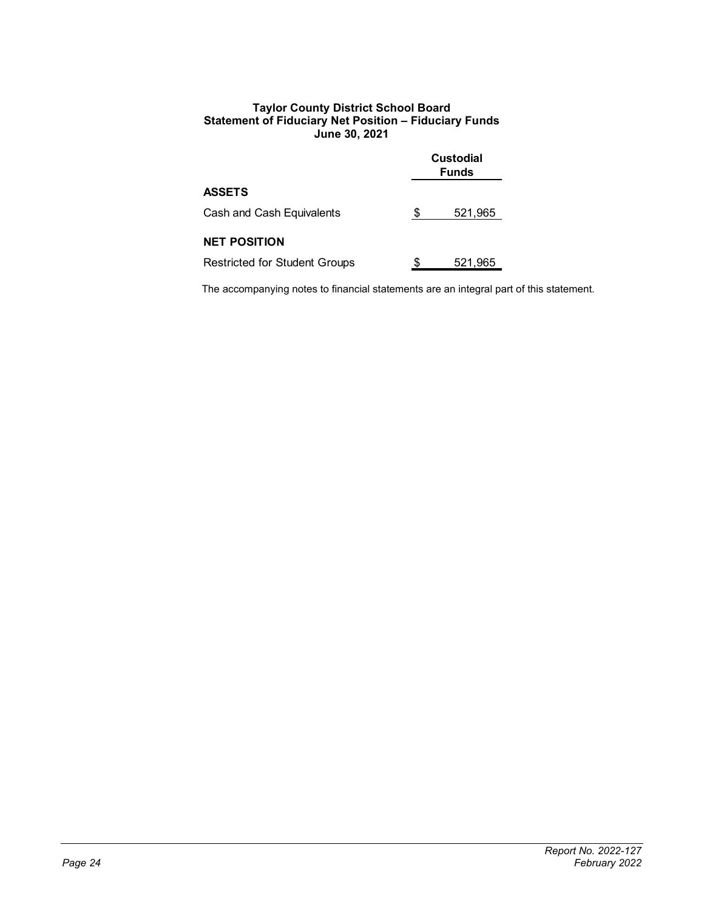**Taylor County District School Board**
**Statement of Fiduciary Net Position – Fiduciary Funds**
**June 30, 2021**

| | Custodial Funds |
|---|---|
| **ASSETS** | |
| Cash and Cash Equivalents | $ 521,965 |
| **NET POSITION** | |
| Restricted for Student Groups | $ 521,965 |

The accompanying notes to financial statements are an integral part of this statement.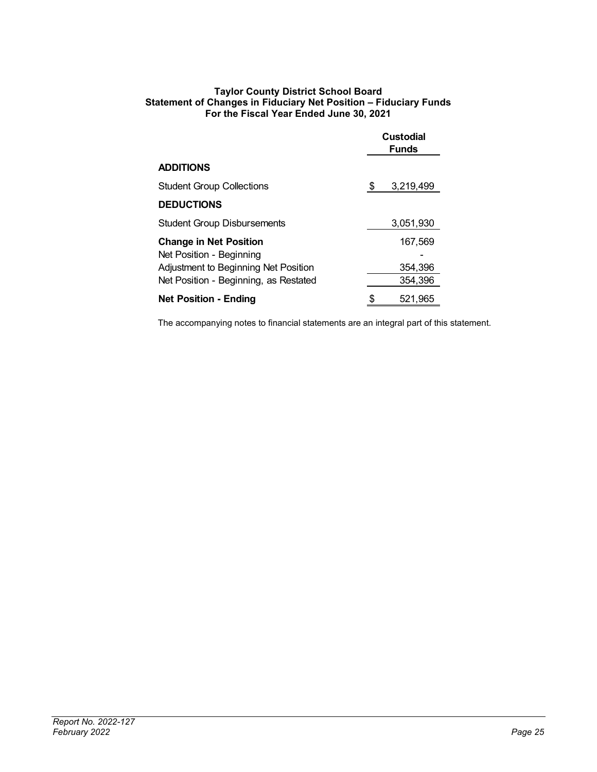**Taylor County District School Board**
**Statement of Changes in Fiduciary Net Position – Fiduciary Funds**
**For the Fiscal Year Ended June 30, 2021**

| | Custodial Funds |
|---|---|
| **ADDITIONS** | |
| Student Group Collections | $ 3,219,499 |
| **DEDUCTIONS** | |
| Student Group Disbursements | 3,051,930 |
| **Change in Net Position** | 167,569 |
| Net Position - Beginning | - |
| Adjustment to Beginning Net Position | 354,396 |
| Net Position - Beginning, as Restated | 354,396 |
| **Net Position - Ending** | $ 521,965 |

The accompanying notes to financial statements are an integral part of this statement.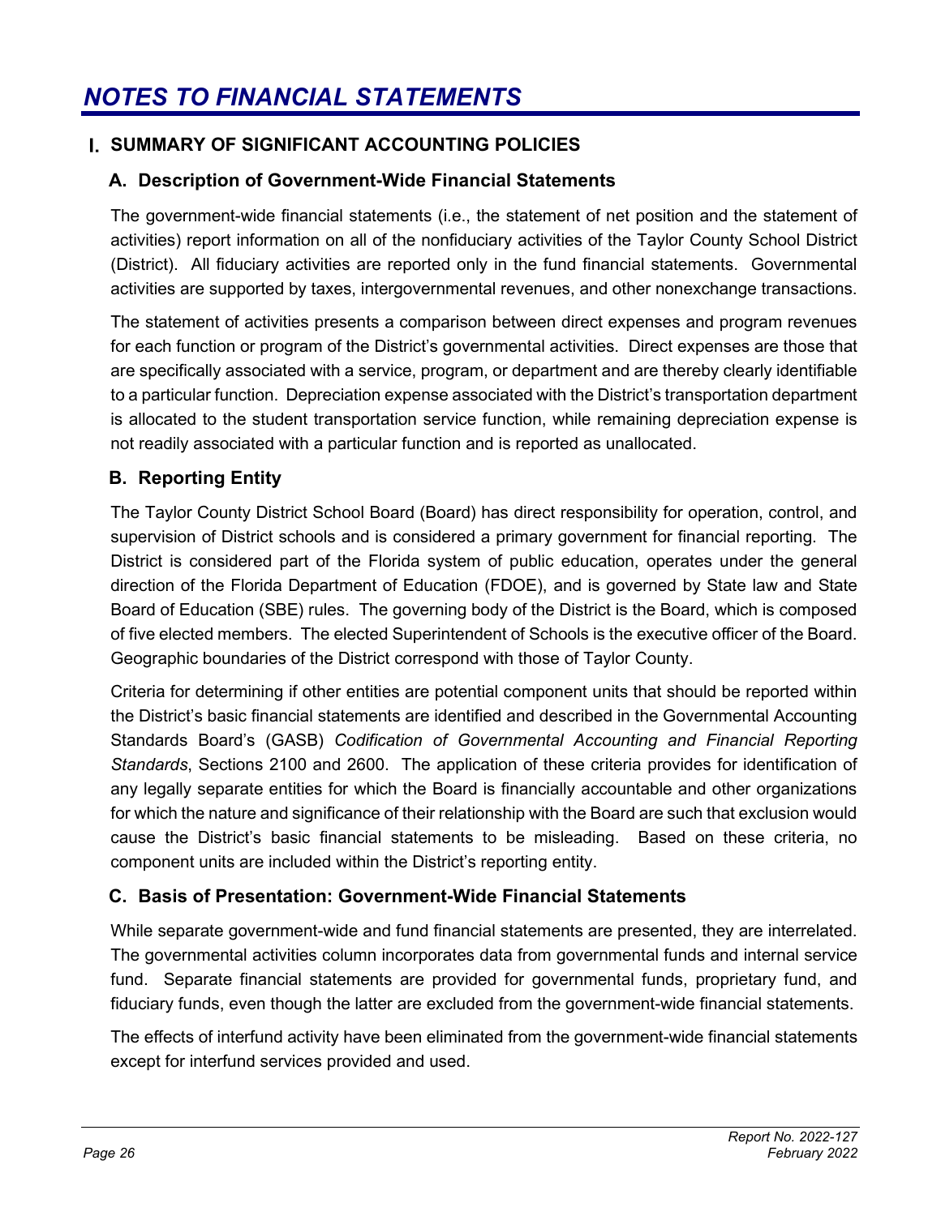# NOTES TO FINANCIAL STATEMENTS

## I. SUMMARY OF SIGNIFICANT ACCOUNTING POLICIES

### A. Description of Government-Wide Financial Statements

The government-wide financial statements (i.e., the statement of net position and the statement of activities) report information on all of the nonfiduciary activities of the Taylor County School District (District). All fiduciary activities are reported only in the fund financial statements. Governmental activities are supported by taxes, intergovernmental revenues, and other nonexchange transactions.

The statement of activities presents a comparison between direct expenses and program revenues for each function or program of the District's governmental activities. Direct expenses are those that are specifically associated with a service, program, or department and are thereby clearly identifiable to a particular function. Depreciation expense associated with the District's transportation department is allocated to the student transportation service function, while remaining depreciation expense is not readily associated with a particular function and is reported as unallocated.

### B. Reporting Entity

The Taylor County District School Board (Board) has direct responsibility for operation, control, and supervision of District schools and is considered a primary government for financial reporting. The District is considered part of the Florida system of public education, operates under the general direction of the Florida Department of Education (FDOE), and is governed by State law and State Board of Education (SBE) rules. The governing body of the District is the Board, which is composed of five elected members. The elected Superintendent of Schools is the executive officer of the Board. Geographic boundaries of the District correspond with those of Taylor County.

Criteria for determining if other entities are potential component units that should be reported within the District's basic financial statements are identified and described in the Governmental Accounting Standards Board's (GASB) *Codification of Governmental Accounting and Financial Reporting Standards*, Sections 2100 and 2600. The application of these criteria provides for identification of any legally separate entities for which the Board is financially accountable and other organizations for which the nature and significance of their relationship with the Board are such that exclusion would cause the District's basic financial statements to be misleading. Based on these criteria, no component units are included within the District's reporting entity.

### C. Basis of Presentation: Government-Wide Financial Statements

While separate government-wide and fund financial statements are presented, they are interrelated. The governmental activities column incorporates data from governmental funds and internal service fund. Separate financial statements are provided for governmental funds, proprietary fund, and fiduciary funds, even though the latter are excluded from the government-wide financial statements.

The effects of interfund activity have been eliminated from the government-wide financial statements except for interfund services provided and used.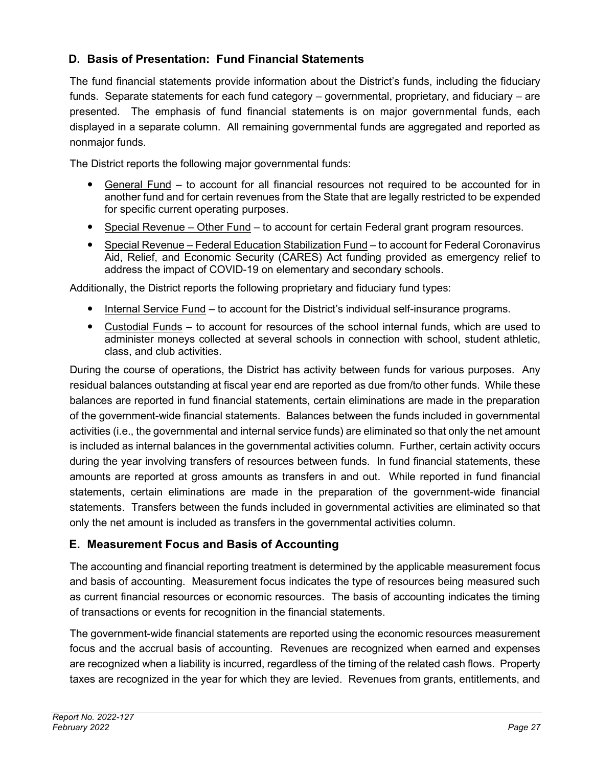## D. Basis of Presentation: Fund Financial Statements

The fund financial statements provide information about the District's funds, including the fiduciary funds. Separate statements for each fund category – governmental, proprietary, and fiduciary – are presented. The emphasis of fund financial statements is on major governmental funds, each displayed in a separate column. All remaining governmental funds are aggregated and reported as nonmajor funds.

The District reports the following major governmental funds:

- General Fund – to account for all financial resources not required to be accounted for in another fund and for certain revenues from the State that are legally restricted to be expended for specific current operating purposes.
- Special Revenue – Other Fund – to account for certain Federal grant program resources.
- Special Revenue – Federal Education Stabilization Fund – to account for Federal Coronavirus Aid, Relief, and Economic Security (CARES) Act funding provided as emergency relief to address the impact of COVID-19 on elementary and secondary schools.

Additionally, the District reports the following proprietary and fiduciary fund types:

- Internal Service Fund – to account for the District's individual self-insurance programs.
- Custodial Funds – to account for resources of the school internal funds, which are used to administer moneys collected at several schools in connection with school, student athletic, class, and club activities.

During the course of operations, the District has activity between funds for various purposes. Any residual balances outstanding at fiscal year end are reported as due from/to other funds. While these balances are reported in fund financial statements, certain eliminations are made in the preparation of the government-wide financial statements. Balances between the funds included in governmental activities (i.e., the governmental and internal service funds) are eliminated so that only the net amount is included as internal balances in the governmental activities column. Further, certain activity occurs during the year involving transfers of resources between funds. In fund financial statements, these amounts are reported at gross amounts as transfers in and out. While reported in fund financial statements, certain eliminations are made in the preparation of the government-wide financial statements. Transfers between the funds included in governmental activities are eliminated so that only the net amount is included as transfers in the governmental activities column.

## E. Measurement Focus and Basis of Accounting

The accounting and financial reporting treatment is determined by the applicable measurement focus and basis of accounting. Measurement focus indicates the type of resources being measured such as current financial resources or economic resources. The basis of accounting indicates the timing of transactions or events for recognition in the financial statements.

The government-wide financial statements are reported using the economic resources measurement focus and the accrual basis of accounting. Revenues are recognized when earned and expenses are recognized when a liability is incurred, regardless of the timing of the related cash flows. Property taxes are recognized in the year for which they are levied. Revenues from grants, entitlements, and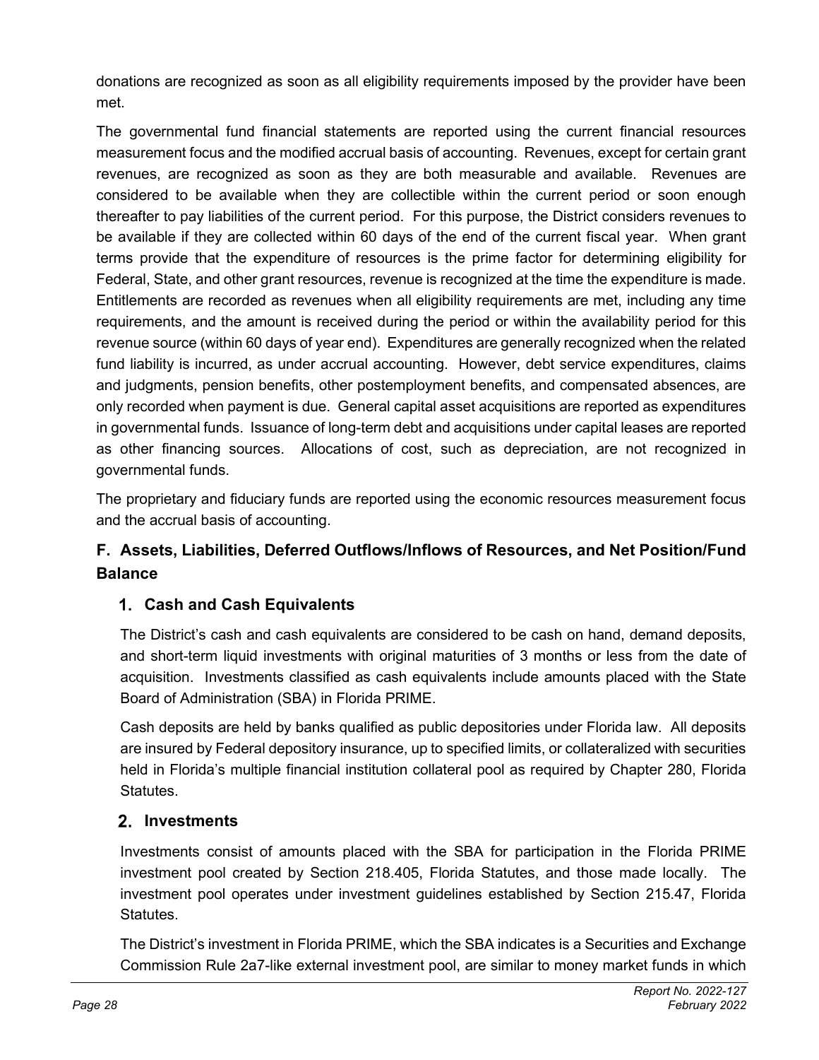donations are recognized as soon as all eligibility requirements imposed by the provider have been met.

The governmental fund financial statements are reported using the current financial resources measurement focus and the modified accrual basis of accounting. Revenues, except for certain grant revenues, are recognized as soon as they are both measurable and available. Revenues are considered to be available when they are collectible within the current period or soon enough thereafter to pay liabilities of the current period. For this purpose, the District considers revenues to be available if they are collected within 60 days of the end of the current fiscal year. When grant terms provide that the expenditure of resources is the prime factor for determining eligibility for Federal, State, and other grant resources, revenue is recognized at the time the expenditure is made. Entitlements are recorded as revenues when all eligibility requirements are met, including any time requirements, and the amount is received during the period or within the availability period for this revenue source (within 60 days of year end). Expenditures are generally recognized when the related fund liability is incurred, as under accrual accounting. However, debt service expenditures, claims and judgments, pension benefits, other postemployment benefits, and compensated absences, are only recorded when payment is due. General capital asset acquisitions are reported as expenditures in governmental funds. Issuance of long-term debt and acquisitions under capital leases are reported as other financing sources. Allocations of cost, such as depreciation, are not recognized in governmental funds.

The proprietary and fiduciary funds are reported using the economic resources measurement focus and the accrual basis of accounting.

## F. Assets, Liabilities, Deferred Outflows/Inflows of Resources, and Net Position/Fund Balance

### 1. Cash and Cash Equivalents

The District's cash and cash equivalents are considered to be cash on hand, demand deposits, and short-term liquid investments with original maturities of 3 months or less from the date of acquisition. Investments classified as cash equivalents include amounts placed with the State Board of Administration (SBA) in Florida PRIME.

Cash deposits are held by banks qualified as public depositories under Florida law. All deposits are insured by Federal depository insurance, up to specified limits, or collateralized with securities held in Florida's multiple financial institution collateral pool as required by Chapter 280, Florida Statutes.

### 2. Investments

Investments consist of amounts placed with the SBA for participation in the Florida PRIME investment pool created by Section 218.405, Florida Statutes, and those made locally. The investment pool operates under investment guidelines established by Section 215.47, Florida Statutes.

The District's investment in Florida PRIME, which the SBA indicates is a Securities and Exchange Commission Rule 2a7-like external investment pool, are similar to money market funds in which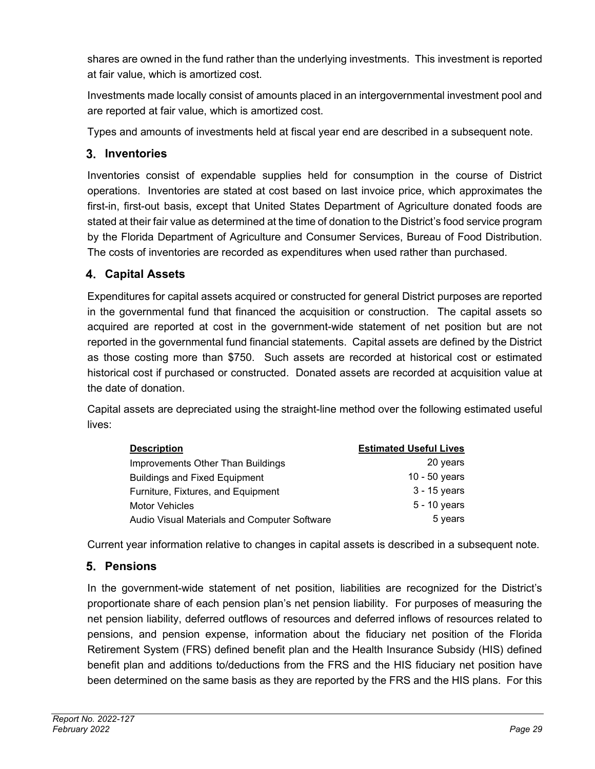shares are owned in the fund rather than the underlying investments. This investment is reported at fair value, which is amortized cost.

Investments made locally consist of amounts placed in an intergovernmental investment pool and are reported at fair value, which is amortized cost.

Types and amounts of investments held at fiscal year end are described in a subsequent note.

## 3. Inventories

Inventories consist of expendable supplies held for consumption in the course of District operations. Inventories are stated at cost based on last invoice price, which approximates the first-in, first-out basis, except that United States Department of Agriculture donated foods are stated at their fair value as determined at the time of donation to the District's food service program by the Florida Department of Agriculture and Consumer Services, Bureau of Food Distribution. The costs of inventories are recorded as expenditures when used rather than purchased.

## 4. Capital Assets

Expenditures for capital assets acquired or constructed for general District purposes are reported in the governmental fund that financed the acquisition or construction. The capital assets so acquired are reported at cost in the government-wide statement of net position but are not reported in the governmental fund financial statements. Capital assets are defined by the District as those costing more than $750. Such assets are recorded at historical cost or estimated historical cost if purchased or constructed. Donated assets are recorded at acquisition value at the date of donation.

Capital assets are depreciated using the straight-line method over the following estimated useful lives:

| Description | Estimated Useful Lives |
|---|---|
| Improvements Other Than Buildings | 20 years |
| Buildings and Fixed Equipment | 10 - 50 years |
| Furniture, Fixtures, and Equipment | 3 - 15 years |
| Motor Vehicles | 5 - 10 years |
| Audio Visual Materials and Computer Software | 5 years |

Current year information relative to changes in capital assets is described in a subsequent note.

## 5. Pensions

In the government-wide statement of net position, liabilities are recognized for the District's proportionate share of each pension plan's net pension liability. For purposes of measuring the net pension liability, deferred outflows of resources and deferred inflows of resources related to pensions, and pension expense, information about the fiduciary net position of the Florida Retirement System (FRS) defined benefit plan and the Health Insurance Subsidy (HIS) defined benefit plan and additions to/deductions from the FRS and the HIS fiduciary net position have been determined on the same basis as they are reported by the FRS and the HIS plans. For this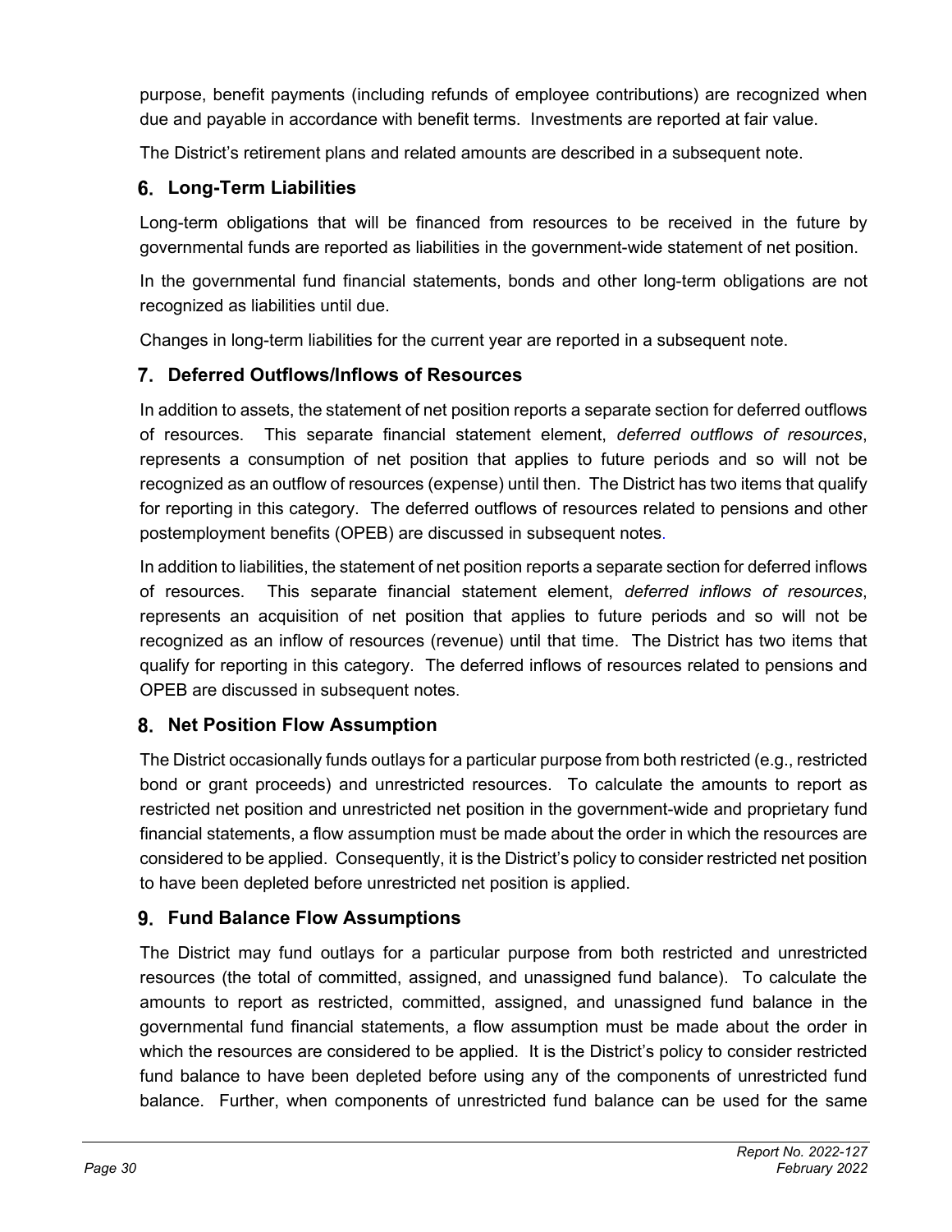purpose, benefit payments (including refunds of employee contributions) are recognized when due and payable in accordance with benefit terms. Investments are reported at fair value.

The District's retirement plans and related amounts are described in a subsequent note.

## 6. Long-Term Liabilities

Long-term obligations that will be financed from resources to be received in the future by governmental funds are reported as liabilities in the government-wide statement of net position.

In the governmental fund financial statements, bonds and other long-term obligations are not recognized as liabilities until due.

Changes in long-term liabilities for the current year are reported in a subsequent note.

## 7. Deferred Outflows/Inflows of Resources

In addition to assets, the statement of net position reports a separate section for deferred outflows of resources. This separate financial statement element, *deferred outflows of resources*, represents a consumption of net position that applies to future periods and so will not be recognized as an outflow of resources (expense) until then. The District has two items that qualify for reporting in this category. The deferred outflows of resources related to pensions and other postemployment benefits (OPEB) are discussed in subsequent notes.

In addition to liabilities, the statement of net position reports a separate section for deferred inflows of resources. This separate financial statement element, *deferred inflows of resources*, represents an acquisition of net position that applies to future periods and so will not be recognized as an inflow of resources (revenue) until that time. The District has two items that qualify for reporting in this category. The deferred inflows of resources related to pensions and OPEB are discussed in subsequent notes.

## 8. Net Position Flow Assumption

The District occasionally funds outlays for a particular purpose from both restricted (e.g., restricted bond or grant proceeds) and unrestricted resources. To calculate the amounts to report as restricted net position and unrestricted net position in the government-wide and proprietary fund financial statements, a flow assumption must be made about the order in which the resources are considered to be applied. Consequently, it is the District's policy to consider restricted net position to have been depleted before unrestricted net position is applied.

## 9. Fund Balance Flow Assumptions

The District may fund outlays for a particular purpose from both restricted and unrestricted resources (the total of committed, assigned, and unassigned fund balance). To calculate the amounts to report as restricted, committed, assigned, and unassigned fund balance in the governmental fund financial statements, a flow assumption must be made about the order in which the resources are considered to be applied. It is the District's policy to consider restricted fund balance to have been depleted before using any of the components of unrestricted fund balance. Further, when components of unrestricted fund balance can be used for the same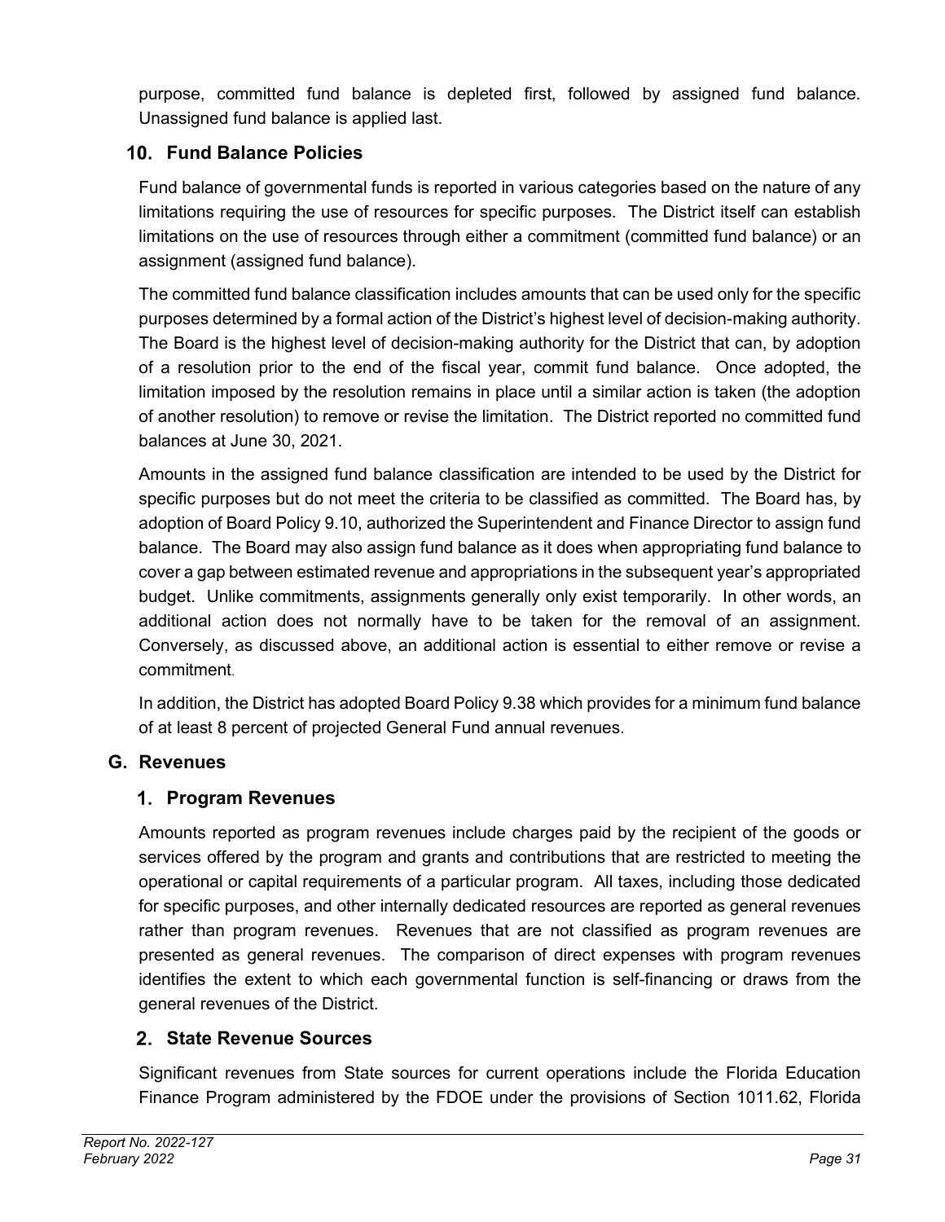purpose, committed fund balance is depleted first, followed by assigned fund balance. Unassigned fund balance is applied last.

### 10. Fund Balance Policies

Fund balance of governmental funds is reported in various categories based on the nature of any limitations requiring the use of resources for specific purposes. The District itself can establish limitations on the use of resources through either a commitment (committed fund balance) or an assignment (assigned fund balance).

The committed fund balance classification includes amounts that can be used only for the specific purposes determined by a formal action of the District's highest level of decision-making authority. The Board is the highest level of decision-making authority for the District that can, by adoption of a resolution prior to the end of the fiscal year, commit fund balance. Once adopted, the limitation imposed by the resolution remains in place until a similar action is taken (the adoption of another resolution) to remove or revise the limitation. The District reported no committed fund balances at June 30, 2021.

Amounts in the assigned fund balance classification are intended to be used by the District for specific purposes but do not meet the criteria to be classified as committed. The Board has, by adoption of Board Policy 9.10, authorized the Superintendent and Finance Director to assign fund balance. The Board may also assign fund balance as it does when appropriating fund balance to cover a gap between estimated revenue and appropriations in the subsequent year's appropriated budget. Unlike commitments, assignments generally only exist temporarily. In other words, an additional action does not normally have to be taken for the removal of an assignment. Conversely, as discussed above, an additional action is essential to either remove or revise a commitment.

In addition, the District has adopted Board Policy 9.38 which provides for a minimum fund balance of at least 8 percent of projected General Fund annual revenues.

## G. Revenues

### 1. Program Revenues

Amounts reported as program revenues include charges paid by the recipient of the goods or services offered by the program and grants and contributions that are restricted to meeting the operational or capital requirements of a particular program. All taxes, including those dedicated for specific purposes, and other internally dedicated resources are reported as general revenues rather than program revenues. Revenues that are not classified as program revenues are presented as general revenues. The comparison of direct expenses with program revenues identifies the extent to which each governmental function is self-financing or draws from the general revenues of the District.

### 2. State Revenue Sources

Significant revenues from State sources for current operations include the Florida Education Finance Program administered by the FDOE under the provisions of Section 1011.62, Florida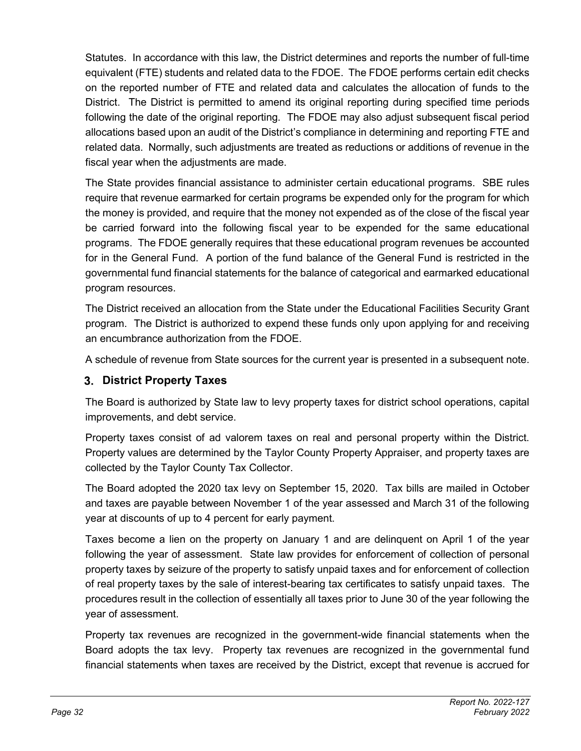Statutes. In accordance with this law, the District determines and reports the number of full-time equivalent (FTE) students and related data to the FDOE. The FDOE performs certain edit checks on the reported number of FTE and related data and calculates the allocation of funds to the District. The District is permitted to amend its original reporting during specified time periods following the date of the original reporting. The FDOE may also adjust subsequent fiscal period allocations based upon an audit of the District's compliance in determining and reporting FTE and related data. Normally, such adjustments are treated as reductions or additions of revenue in the fiscal year when the adjustments are made.

The State provides financial assistance to administer certain educational programs. SBE rules require that revenue earmarked for certain programs be expended only for the program for which the money is provided, and require that the money not expended as of the close of the fiscal year be carried forward into the following fiscal year to be expended for the same educational programs. The FDOE generally requires that these educational program revenues be accounted for in the General Fund. A portion of the fund balance of the General Fund is restricted in the governmental fund financial statements for the balance of categorical and earmarked educational program resources.

The District received an allocation from the State under the Educational Facilities Security Grant program. The District is authorized to expend these funds only upon applying for and receiving an encumbrance authorization from the FDOE.

A schedule of revenue from State sources for the current year is presented in a subsequent note.

### 3. District Property Taxes

The Board is authorized by State law to levy property taxes for district school operations, capital improvements, and debt service.

Property taxes consist of ad valorem taxes on real and personal property within the District. Property values are determined by the Taylor County Property Appraiser, and property taxes are collected by the Taylor County Tax Collector.

The Board adopted the 2020 tax levy on September 15, 2020. Tax bills are mailed in October and taxes are payable between November 1 of the year assessed and March 31 of the following year at discounts of up to 4 percent for early payment.

Taxes become a lien on the property on January 1 and are delinquent on April 1 of the year following the year of assessment. State law provides for enforcement of collection of personal property taxes by seizure of the property to satisfy unpaid taxes and for enforcement of collection of real property taxes by the sale of interest-bearing tax certificates to satisfy unpaid taxes. The procedures result in the collection of essentially all taxes prior to June 30 of the year following the year of assessment.

Property tax revenues are recognized in the government-wide financial statements when the Board adopts the tax levy. Property tax revenues are recognized in the governmental fund financial statements when taxes are received by the District, except that revenue is accrued for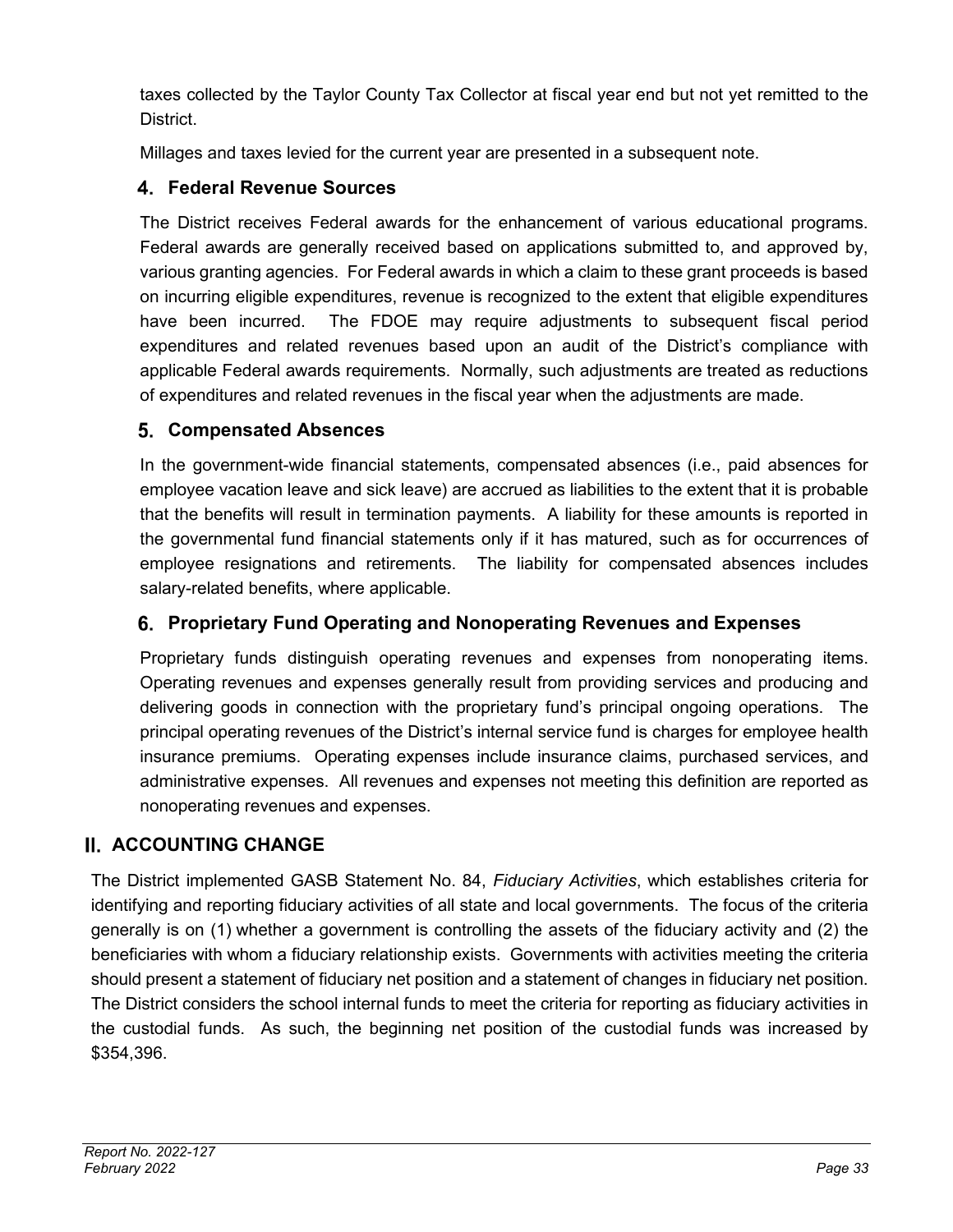taxes collected by the Taylor County Tax Collector at fiscal year end but not yet remitted to the District.

Millages and taxes levied for the current year are presented in a subsequent note.

### 4. Federal Revenue Sources

The District receives Federal awards for the enhancement of various educational programs. Federal awards are generally received based on applications submitted to, and approved by, various granting agencies. For Federal awards in which a claim to these grant proceeds is based on incurring eligible expenditures, revenue is recognized to the extent that eligible expenditures have been incurred. The FDOE may require adjustments to subsequent fiscal period expenditures and related revenues based upon an audit of the District's compliance with applicable Federal awards requirements. Normally, such adjustments are treated as reductions of expenditures and related revenues in the fiscal year when the adjustments are made.

### 5. Compensated Absences

In the government-wide financial statements, compensated absences (i.e., paid absences for employee vacation leave and sick leave) are accrued as liabilities to the extent that it is probable that the benefits will result in termination payments. A liability for these amounts is reported in the governmental fund financial statements only if it has matured, such as for occurrences of employee resignations and retirements. The liability for compensated absences includes salary-related benefits, where applicable.

### 6. Proprietary Fund Operating and Nonoperating Revenues and Expenses

Proprietary funds distinguish operating revenues and expenses from nonoperating items. Operating revenues and expenses generally result from providing services and producing and delivering goods in connection with the proprietary fund's principal ongoing operations. The principal operating revenues of the District's internal service fund is charges for employee health insurance premiums. Operating expenses include insurance claims, purchased services, and administrative expenses. All revenues and expenses not meeting this definition are reported as nonoperating revenues and expenses.

## II. ACCOUNTING CHANGE

The District implemented GASB Statement No. 84, *Fiduciary Activities*, which establishes criteria for identifying and reporting fiduciary activities of all state and local governments. The focus of the criteria generally is on (1) whether a government is controlling the assets of the fiduciary activity and (2) the beneficiaries with whom a fiduciary relationship exists. Governments with activities meeting the criteria should present a statement of fiduciary net position and a statement of changes in fiduciary net position. The District considers the school internal funds to meet the criteria for reporting as fiduciary activities in the custodial funds. As such, the beginning net position of the custodial funds was increased by $354,396.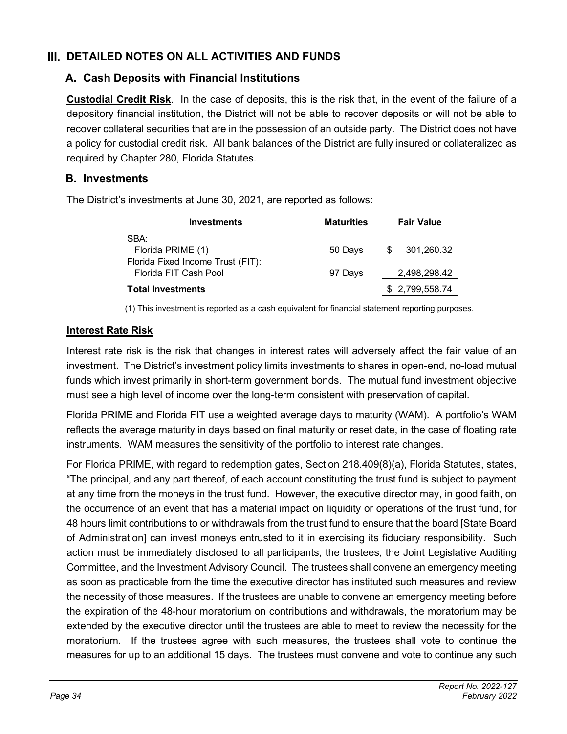# III. DETAILED NOTES ON ALL ACTIVITIES AND FUNDS

## A. Cash Deposits with Financial Institutions

**Custodial Credit Risk**. In the case of deposits, this is the risk that, in the event of the failure of a depository financial institution, the District will not be able to recover deposits or will not be able to recover collateral securities that are in the possession of an outside party. The District does not have a policy for custodial credit risk. All bank balances of the District are fully insured or collateralized as required by Chapter 280, Florida Statutes.

## B. Investments

The District's investments at June 30, 2021, are reported as follows:

| Investments | Maturities | Fair Value |
|---|---|---|
| SBA: | | |
| Florida PRIME (1) | 50 Days | $ 301,260.32 |
| Florida Fixed Income Trust (FIT): | | |
| Florida FIT Cash Pool | 97 Days | 2,498,298.42 |
| **Total Investments** | | $ 2,799,558.74 |

(1) This investment is reported as a cash equivalent for financial statement reporting purposes.

**Interest Rate Risk**

Interest rate risk is the risk that changes in interest rates will adversely affect the fair value of an investment. The District's investment policy limits investments to shares in open-end, no-load mutual funds which invest primarily in short-term government bonds. The mutual fund investment objective must see a high level of income over the long-term consistent with preservation of capital.

Florida PRIME and Florida FIT use a weighted average days to maturity (WAM). A portfolio's WAM reflects the average maturity in days based on final maturity or reset date, in the case of floating rate instruments. WAM measures the sensitivity of the portfolio to interest rate changes.

For Florida PRIME, with regard to redemption gates, Section 218.409(8)(a), Florida Statutes, states, "The principal, and any part thereof, of each account constituting the trust fund is subject to payment at any time from the moneys in the trust fund. However, the executive director may, in good faith, on the occurrence of an event that has a material impact on liquidity or operations of the trust fund, for 48 hours limit contributions to or withdrawals from the trust fund to ensure that the board [State Board of Administration] can invest moneys entrusted to it in exercising its fiduciary responsibility. Such action must be immediately disclosed to all participants, the trustees, the Joint Legislative Auditing Committee, and the Investment Advisory Council. The trustees shall convene an emergency meeting as soon as practicable from the time the executive director has instituted such measures and review the necessity of those measures. If the trustees are unable to convene an emergency meeting before the expiration of the 48-hour moratorium on contributions and withdrawals, the moratorium may be extended by the executive director until the trustees are able to meet to review the necessity for the moratorium. If the trustees agree with such measures, the trustees shall vote to continue the measures for up to an additional 15 days. The trustees must convene and vote to continue any such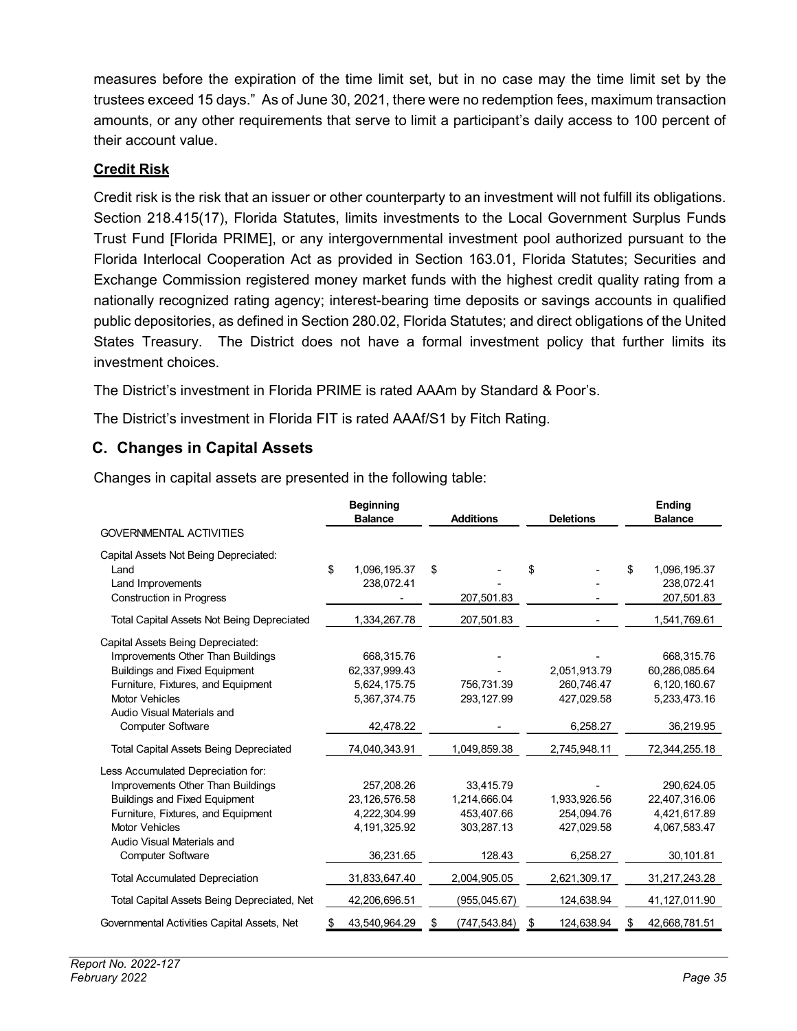measures before the expiration of the time limit set, but in no case may the time limit set by the trustees exceed 15 days." As of June 30, 2021, there were no redemption fees, maximum transaction amounts, or any other requirements that serve to limit a participant's daily access to 100 percent of their account value.

**Credit Risk**

Credit risk is the risk that an issuer or other counterparty to an investment will not fulfill its obligations. Section 218.415(17), Florida Statutes, limits investments to the Local Government Surplus Funds Trust Fund [Florida PRIME], or any intergovernmental investment pool authorized pursuant to the Florida Interlocal Cooperation Act as provided in Section 163.01, Florida Statutes; Securities and Exchange Commission registered money market funds with the highest credit quality rating from a nationally recognized rating agency; interest-bearing time deposits or savings accounts in qualified public depositories, as defined in Section 280.02, Florida Statutes; and direct obligations of the United States Treasury. The District does not have a formal investment policy that further limits its investment choices.

The District's investment in Florida PRIME is rated AAAm by Standard & Poor's.

The District's investment in Florida FIT is rated AAAf/S1 by Fitch Rating.

## C. Changes in Capital Assets

Changes in capital assets are presented in the following table:

| | Beginning Balance | Additions | Deletions | Ending Balance |
|---|---|---|---|---|
| GOVERNMENTAL ACTIVITIES | | | | |
| Capital Assets Not Being Depreciated: | | | | |
| Land | $ 1,096,195.37 | $ - | $ - | $ 1,096,195.37 |
| Land Improvements | 238,072.41 | - | - | 238,072.41 |
| Construction in Progress | - | 207,501.83 | - | 207,501.83 |
| Total Capital Assets Not Being Depreciated | 1,334,267.78 | 207,501.83 | - | 1,541,769.61 |
| Capital Assets Being Depreciated: | | | | |
| Improvements Other Than Buildings | 668,315.76 | - | - | 668,315.76 |
| Buildings and Fixed Equipment | 62,337,999.43 | - | 2,051,913.79 | 60,286,085.64 |
| Furniture, Fixtures, and Equipment | 5,624,175.75 | 756,731.39 | 260,746.47 | 6,120,160.67 |
| Motor Vehicles | 5,367,374.75 | 293,127.99 | 427,029.58 | 5,233,473.16 |
| Audio Visual Materials and Computer Software | 42,478.22 | - | 6,258.27 | 36,219.95 |
| Total Capital Assets Being Depreciated | 74,040,343.91 | 1,049,859.38 | 2,745,948.11 | 72,344,255.18 |
| Less Accumulated Depreciation for: | | | | |
| Improvements Other Than Buildings | 257,208.26 | 33,415.79 | - | 290,624.05 |
| Buildings and Fixed Equipment | 23,126,576.58 | 1,214,666.04 | 1,933,926.56 | 22,407,316.06 |
| Furniture, Fixtures, and Equipment | 4,222,304.99 | 453,407.66 | 254,094.76 | 4,421,617.89 |
| Motor Vehicles | 4,191,325.92 | 303,287.13 | 427,029.58 | 4,067,583.47 |
| Audio Visual Materials and Computer Software | 36,231.65 | 128.43 | 6,258.27 | 30,101.81 |
| Total Accumulated Depreciation | 31,833,647.40 | 2,004,905.05 | 2,621,309.17 | 31,217,243.28 |
| Total Capital Assets Being Depreciated, Net | 42,206,696.51 | (955,045.67) | 124,638.94 | 41,127,011.90 |
| Governmental Activities Capital Assets, Net | $ 43,540,964.29 | $ (747,543.84) | $ 124,638.94 | $ 42,668,781.51 |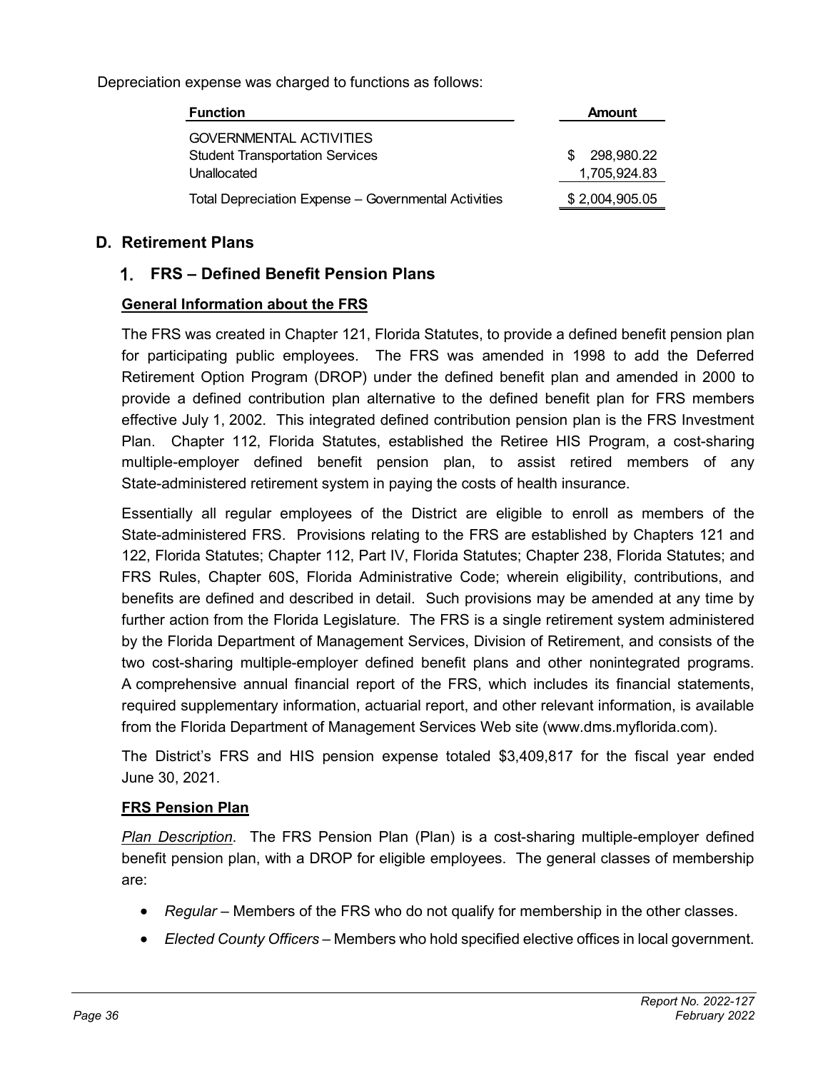Depreciation expense was charged to functions as follows:

| Function | Amount |
| --- | --- |
| GOVERNMENTAL ACTIVITIES | |
| Student Transportation Services | $ 298,980.22 |
| Unallocated | 1,705,924.83 |
| Total Depreciation Expense – Governmental Activities | $ 2,004,905.05 |

## D. Retirement Plans

### 1. FRS – Defined Benefit Pension Plans

**General Information about the FRS**

The FRS was created in Chapter 121, Florida Statutes, to provide a defined benefit pension plan for participating public employees. The FRS was amended in 1998 to add the Deferred Retirement Option Program (DROP) under the defined benefit plan and amended in 2000 to provide a defined contribution plan alternative to the defined benefit plan for FRS members effective July 1, 2002. This integrated defined contribution pension plan is the FRS Investment Plan. Chapter 112, Florida Statutes, established the Retiree HIS Program, a cost-sharing multiple-employer defined benefit pension plan, to assist retired members of any State-administered retirement system in paying the costs of health insurance.

Essentially all regular employees of the District are eligible to enroll as members of the State-administered FRS. Provisions relating to the FRS are established by Chapters 121 and 122, Florida Statutes; Chapter 112, Part IV, Florida Statutes; Chapter 238, Florida Statutes; and FRS Rules, Chapter 60S, Florida Administrative Code; wherein eligibility, contributions, and benefits are defined and described in detail. Such provisions may be amended at any time by further action from the Florida Legislature. The FRS is a single retirement system administered by the Florida Department of Management Services, Division of Retirement, and consists of the two cost-sharing multiple-employer defined benefit plans and other nonintegrated programs. A comprehensive annual financial report of the FRS, which includes its financial statements, required supplementary information, actuarial report, and other relevant information, is available from the Florida Department of Management Services Web site (www.dms.myflorida.com).

The District's FRS and HIS pension expense totaled $3,409,817 for the fiscal year ended June 30, 2021.

**FRS Pension Plan**

*Plan Description*. The FRS Pension Plan (Plan) is a cost-sharing multiple-employer defined benefit pension plan, with a DROP for eligible employees. The general classes of membership are:

- *Regular* – Members of the FRS who do not qualify for membership in the other classes.
- *Elected County Officers* – Members who hold specified elective offices in local government.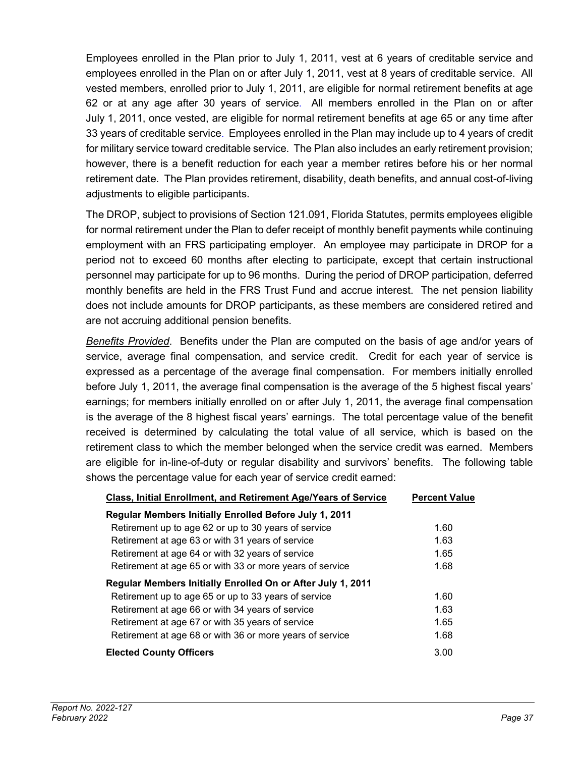Employees enrolled in the Plan prior to July 1, 2011, vest at 6 years of creditable service and employees enrolled in the Plan on or after July 1, 2011, vest at 8 years of creditable service. All vested members, enrolled prior to July 1, 2011, are eligible for normal retirement benefits at age 62 or at any age after 30 years of service. All members enrolled in the Plan on or after July 1, 2011, once vested, are eligible for normal retirement benefits at age 65 or any time after 33 years of creditable service. Employees enrolled in the Plan may include up to 4 years of credit for military service toward creditable service. The Plan also includes an early retirement provision; however, there is a benefit reduction for each year a member retires before his or her normal retirement date. The Plan provides retirement, disability, death benefits, and annual cost-of-living adjustments to eligible participants.

The DROP, subject to provisions of Section 121.091, Florida Statutes, permits employees eligible for normal retirement under the Plan to defer receipt of monthly benefit payments while continuing employment with an FRS participating employer. An employee may participate in DROP for a period not to exceed 60 months after electing to participate, except that certain instructional personnel may participate for up to 96 months. During the period of DROP participation, deferred monthly benefits are held in the FRS Trust Fund and accrue interest. The net pension liability does not include amounts for DROP participants, as these members are considered retired and are not accruing additional pension benefits.

*Benefits Provided*. Benefits under the Plan are computed on the basis of age and/or years of service, average final compensation, and service credit. Credit for each year of service is expressed as a percentage of the average final compensation. For members initially enrolled before July 1, 2011, the average final compensation is the average of the 5 highest fiscal years' earnings; for members initially enrolled on or after July 1, 2011, the average final compensation is the average of the 8 highest fiscal years' earnings. The total percentage value of the benefit received is determined by calculating the total value of all service, which is based on the retirement class to which the member belonged when the service credit was earned. Members are eligible for in-line-of-duty or regular disability and survivors' benefits. The following table shows the percentage value for each year of service credit earned:

| Class, Initial Enrollment, and Retirement Age/Years of Service | Percent Value |
|---|---|
| **Regular Members Initially Enrolled Before July 1, 2011** | |
| Retirement up to age 62 or up to 30 years of service | 1.60 |
| Retirement at age 63 or with 31 years of service | 1.63 |
| Retirement at age 64 or with 32 years of service | 1.65 |
| Retirement at age 65 or with 33 or more years of service | 1.68 |
| **Regular Members Initially Enrolled On or After July 1, 2011** | |
| Retirement up to age 65 or up to 33 years of service | 1.60 |
| Retirement at age 66 or with 34 years of service | 1.63 |
| Retirement at age 67 or with 35 years of service | 1.65 |
| Retirement at age 68 or with 36 or more years of service | 1.68 |
| **Elected County Officers** | 3.00 |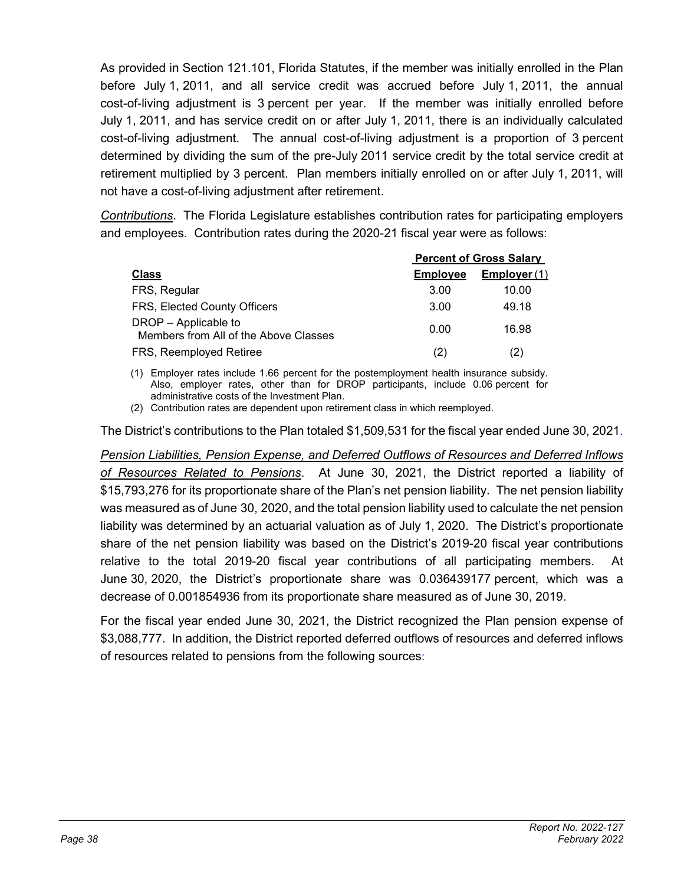As provided in Section 121.101, Florida Statutes, if the member was initially enrolled in the Plan before July 1, 2011, and all service credit was accrued before July 1, 2011, the annual cost-of-living adjustment is 3 percent per year. If the member was initially enrolled before July 1, 2011, and has service credit on or after July 1, 2011, there is an individually calculated cost-of-living adjustment. The annual cost-of-living adjustment is a proportion of 3 percent determined by dividing the sum of the pre-July 2011 service credit by the total service credit at retirement multiplied by 3 percent. Plan members initially enrolled on or after July 1, 2011, will not have a cost-of-living adjustment after retirement.

*Contributions*. The Florida Legislature establishes contribution rates for participating employers and employees. Contribution rates during the 2020-21 fiscal year were as follows:

| | Percent of Gross Salary | |
|---|---|---|
| **Class** | **Employee** | **Employer (1)** |
| FRS, Regular | 3.00 | 10.00 |
| FRS, Elected County Officers | 3.00 | 49.18 |
| DROP – Applicable to Members from All of the Above Classes | 0.00 | 16.98 |
| FRS, Reemployed Retiree | (2) | (2) |

(1) Employer rates include 1.66 percent for the postemployment health insurance subsidy. Also, employer rates, other than for DROP participants, include 0.06 percent for administrative costs of the Investment Plan.

(2) Contribution rates are dependent upon retirement class in which reemployed.

The District's contributions to the Plan totaled $1,509,531 for the fiscal year ended June 30, 2021.

*Pension Liabilities, Pension Expense, and Deferred Outflows of Resources and Deferred Inflows of Resources Related to Pensions*. At June 30, 2021, the District reported a liability of $15,793,276 for its proportionate share of the Plan's net pension liability. The net pension liability was measured as of June 30, 2020, and the total pension liability used to calculate the net pension liability was determined by an actuarial valuation as of July 1, 2020. The District's proportionate share of the net pension liability was based on the District's 2019-20 fiscal year contributions relative to the total 2019-20 fiscal year contributions of all participating members. At June 30, 2020, the District's proportionate share was 0.036439177 percent, which was a decrease of 0.001854936 from its proportionate share measured as of June 30, 2019.

For the fiscal year ended June 30, 2021, the District recognized the Plan pension expense of $3,088,777. In addition, the District reported deferred outflows of resources and deferred inflows of resources related to pensions from the following sources: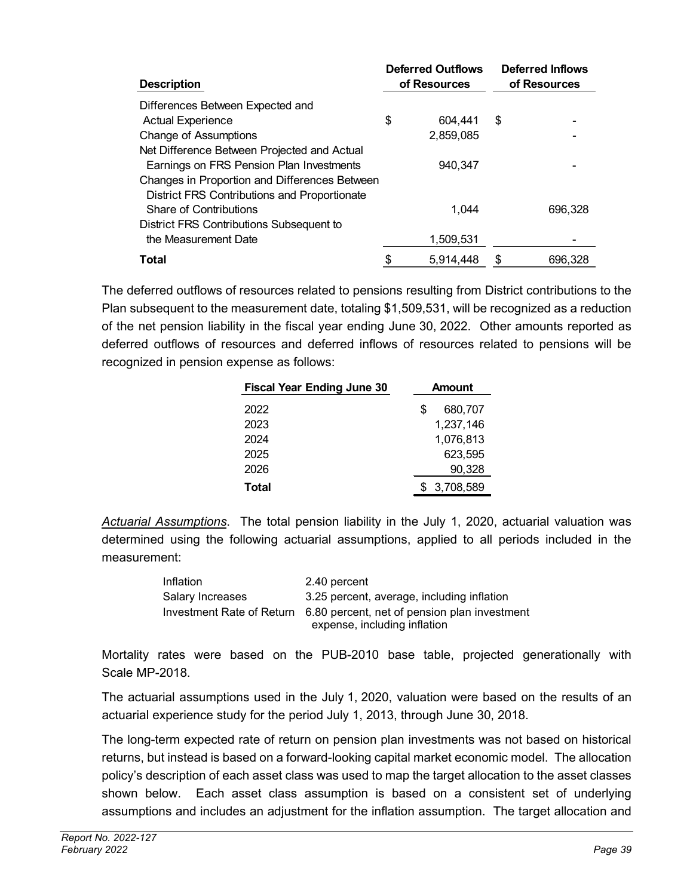| Description | Deferred Outflows of Resources | Deferred Inflows of Resources |
|---|---|---|
| Differences Between Expected and Actual Experience | $ 604,441 | $ - |
| Change of Assumptions | 2,859,085 | - |
| Net Difference Between Projected and Actual Earnings on FRS Pension Plan Investments | 940,347 | - |
| Changes in Proportion and Differences Between District FRS Contributions and Proportionate Share of Contributions | 1,044 | 696,328 |
| District FRS Contributions Subsequent to the Measurement Date | 1,509,531 | - |
| **Total** | $ 5,914,448 | $ 696,328 |

The deferred outflows of resources related to pensions resulting from District contributions to the Plan subsequent to the measurement date, totaling $1,509,531, will be recognized as a reduction of the net pension liability in the fiscal year ending June 30, 2022. Other amounts reported as deferred outflows of resources and deferred inflows of resources related to pensions will be recognized in pension expense as follows:

| Fiscal Year Ending June 30 | Amount |
|---|---|
| 2022 | $ 680,707 |
| 2023 | 1,237,146 |
| 2024 | 1,076,813 |
| 2025 | 623,595 |
| 2026 | 90,328 |
| **Total** | $ 3,708,589 |

*Actuarial Assumptions*. The total pension liability in the July 1, 2020, actuarial valuation was determined using the following actuarial assumptions, applied to all periods included in the measurement:

| | |
|---|---|
| Inflation | 2.40 percent |
| Salary Increases | 3.25 percent, average, including inflation |
| Investment Rate of Return | 6.80 percent, net of pension plan investment expense, including inflation |

Mortality rates were based on the PUB-2010 base table, projected generationally with Scale MP-2018.

The actuarial assumptions used in the July 1, 2020, valuation were based on the results of an actuarial experience study for the period July 1, 2013, through June 30, 2018.

The long-term expected rate of return on pension plan investments was not based on historical returns, but instead is based on a forward-looking capital market economic model. The allocation policy's description of each asset class was used to map the target allocation to the asset classes shown below. Each asset class assumption is based on a consistent set of underlying assumptions and includes an adjustment for the inflation assumption. The target allocation and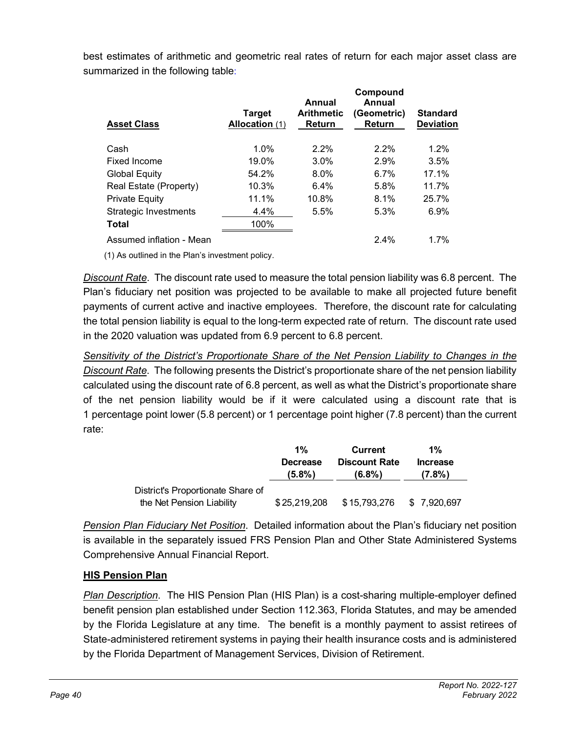best estimates of arithmetic and geometric real rates of return for each major asset class are summarized in the following table:

| Asset Class | Target Allocation (1) | Annual Arithmetic Return | Compound Annual (Geometric) Return | Standard Deviation |
|---|---|---|---|---|
| Cash | 1.0% | 2.2% | 2.2% | 1.2% |
| Fixed Income | 19.0% | 3.0% | 2.9% | 3.5% |
| Global Equity | 54.2% | 8.0% | 6.7% | 17.1% |
| Real Estate (Property) | 10.3% | 6.4% | 5.8% | 11.7% |
| Private Equity | 11.1% | 10.8% | 8.1% | 25.7% |
| Strategic Investments | 4.4% | 5.5% | 5.3% | 6.9% |
| **Total** | 100% | | | |
| Assumed inflation - Mean | | | 2.4% | 1.7% |

(1) As outlined in the Plan's investment policy.

*Discount Rate*. The discount rate used to measure the total pension liability was 6.8 percent. The Plan's fiduciary net position was projected to be available to make all projected future benefit payments of current active and inactive employees. Therefore, the discount rate for calculating the total pension liability is equal to the long-term expected rate of return. The discount rate used in the 2020 valuation was updated from 6.9 percent to 6.8 percent.

*Sensitivity of the District's Proportionate Share of the Net Pension Liability to Changes in the Discount Rate*. The following presents the District's proportionate share of the net pension liability calculated using the discount rate of 6.8 percent, as well as what the District's proportionate share of the net pension liability would be if it were calculated using a discount rate that is 1 percentage point lower (5.8 percent) or 1 percentage point higher (7.8 percent) than the current rate:

| | 1% Decrease (5.8%) | Current Discount Rate (6.8%) | 1% Increase (7.8%) |
|---|---|---|---|
| District's Proportionate Share of the Net Pension Liability | $ 25,219,208 | $ 15,793,276 | $ 7,920,697 |

*Pension Plan Fiduciary Net Position*. Detailed information about the Plan's fiduciary net position is available in the separately issued FRS Pension Plan and Other State Administered Systems Comprehensive Annual Financial Report.

**HIS Pension Plan**

*Plan Description*. The HIS Pension Plan (HIS Plan) is a cost-sharing multiple-employer defined benefit pension plan established under Section 112.363, Florida Statutes, and may be amended by the Florida Legislature at any time. The benefit is a monthly payment to assist retirees of State-administered retirement systems in paying their health insurance costs and is administered by the Florida Department of Management Services, Division of Retirement.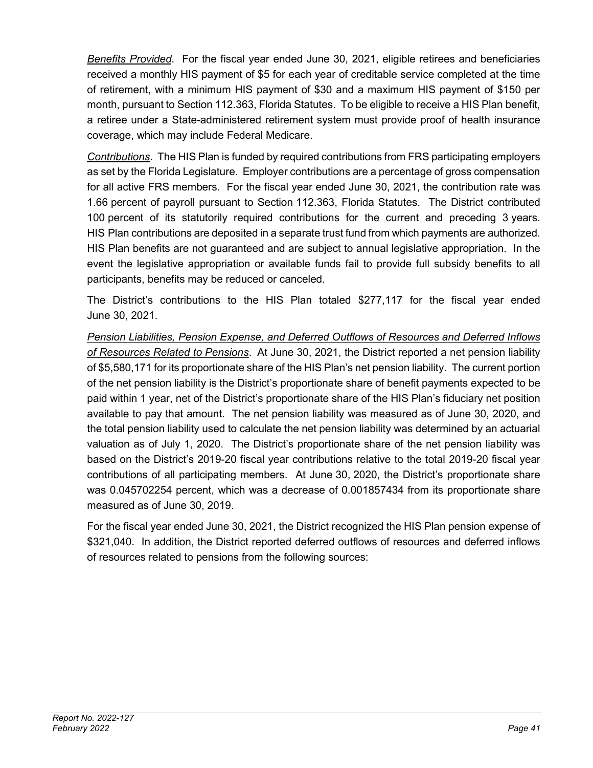*Benefits Provided*. For the fiscal year ended June 30, 2021, eligible retirees and beneficiaries received a monthly HIS payment of $5 for each year of creditable service completed at the time of retirement, with a minimum HIS payment of $30 and a maximum HIS payment of $150 per month, pursuant to Section 112.363, Florida Statutes. To be eligible to receive a HIS Plan benefit, a retiree under a State-administered retirement system must provide proof of health insurance coverage, which may include Federal Medicare.

*Contributions*. The HIS Plan is funded by required contributions from FRS participating employers as set by the Florida Legislature. Employer contributions are a percentage of gross compensation for all active FRS members. For the fiscal year ended June 30, 2021, the contribution rate was 1.66 percent of payroll pursuant to Section 112.363, Florida Statutes. The District contributed 100 percent of its statutorily required contributions for the current and preceding 3 years. HIS Plan contributions are deposited in a separate trust fund from which payments are authorized. HIS Plan benefits are not guaranteed and are subject to annual legislative appropriation. In the event the legislative appropriation or available funds fail to provide full subsidy benefits to all participants, benefits may be reduced or canceled.

The District's contributions to the HIS Plan totaled $277,117 for the fiscal year ended June 30, 2021.

*Pension Liabilities, Pension Expense, and Deferred Outflows of Resources and Deferred Inflows of Resources Related to Pensions*. At June 30, 2021, the District reported a net pension liability of $5,580,171 for its proportionate share of the HIS Plan's net pension liability. The current portion of the net pension liability is the District's proportionate share of benefit payments expected to be paid within 1 year, net of the District's proportionate share of the HIS Plan's fiduciary net position available to pay that amount. The net pension liability was measured as of June 30, 2020, and the total pension liability used to calculate the net pension liability was determined by an actuarial valuation as of July 1, 2020. The District's proportionate share of the net pension liability was based on the District's 2019-20 fiscal year contributions relative to the total 2019-20 fiscal year contributions of all participating members. At June 30, 2020, the District's proportionate share was 0.045702254 percent, which was a decrease of 0.001857434 from its proportionate share measured as of June 30, 2019.

For the fiscal year ended June 30, 2021, the District recognized the HIS Plan pension expense of $321,040. In addition, the District reported deferred outflows of resources and deferred inflows of resources related to pensions from the following sources: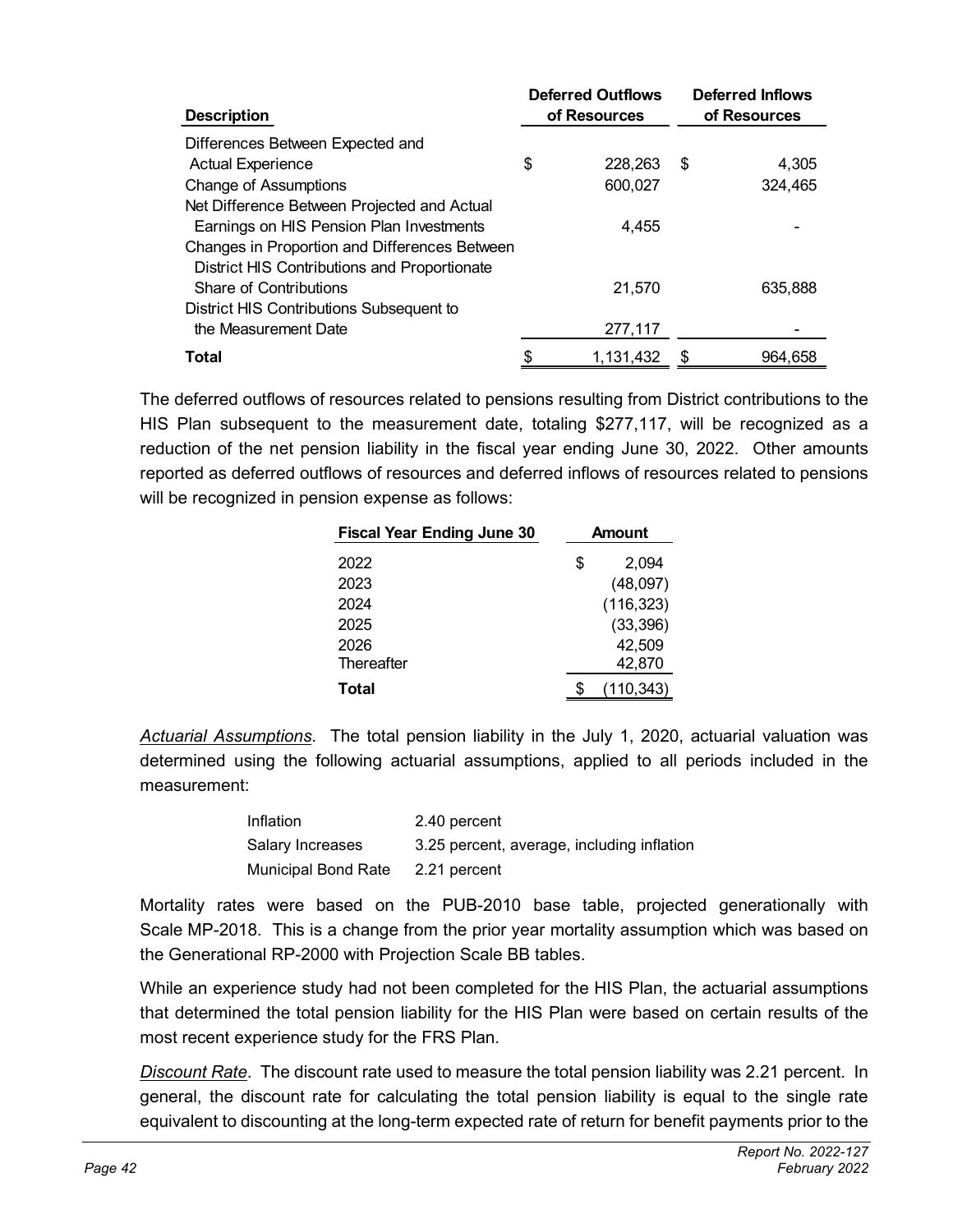| Description | Deferred Outflows of Resources | Deferred Inflows of Resources |
|---|---|---|
| Differences Between Expected and Actual Experience | $ 228,263 | $ 4,305 |
| Change of Assumptions | 600,027 | 324,465 |
| Net Difference Between Projected and Actual Earnings on HIS Pension Plan Investments | 4,455 | - |
| Changes in Proportion and Differences Between District HIS Contributions and Proportionate Share of Contributions | 21,570 | 635,888 |
| District HIS Contributions Subsequent to the Measurement Date | 277,117 | - |
| **Total** | $ 1,131,432 | $ 964,658 |

The deferred outflows of resources related to pensions resulting from District contributions to the HIS Plan subsequent to the measurement date, totaling $277,117, will be recognized as a reduction of the net pension liability in the fiscal year ending June 30, 2022. Other amounts reported as deferred outflows of resources and deferred inflows of resources related to pensions will be recognized in pension expense as follows:

| Fiscal Year Ending June 30 | Amount |
|---|---|
| 2022 | $ 2,094 |
| 2023 | (48,097) |
| 2024 | (116,323) |
| 2025 | (33,396) |
| 2026 | 42,509 |
| Thereafter | 42,870 |
| **Total** | $ (110,343) |

*Actuarial Assumptions*. The total pension liability in the July 1, 2020, actuarial valuation was determined using the following actuarial assumptions, applied to all periods included in the measurement:

| | |
|---|---|
| Inflation | 2.40 percent |
| Salary Increases | 3.25 percent, average, including inflation |
| Municipal Bond Rate | 2.21 percent |

Mortality rates were based on the PUB-2010 base table, projected generationally with Scale MP-2018. This is a change from the prior year mortality assumption which was based on the Generational RP-2000 with Projection Scale BB tables.

While an experience study had not been completed for the HIS Plan, the actuarial assumptions that determined the total pension liability for the HIS Plan were based on certain results of the most recent experience study for the FRS Plan.

*Discount Rate*. The discount rate used to measure the total pension liability was 2.21 percent. In general, the discount rate for calculating the total pension liability is equal to the single rate equivalent to discounting at the long-term expected rate of return for benefit payments prior to the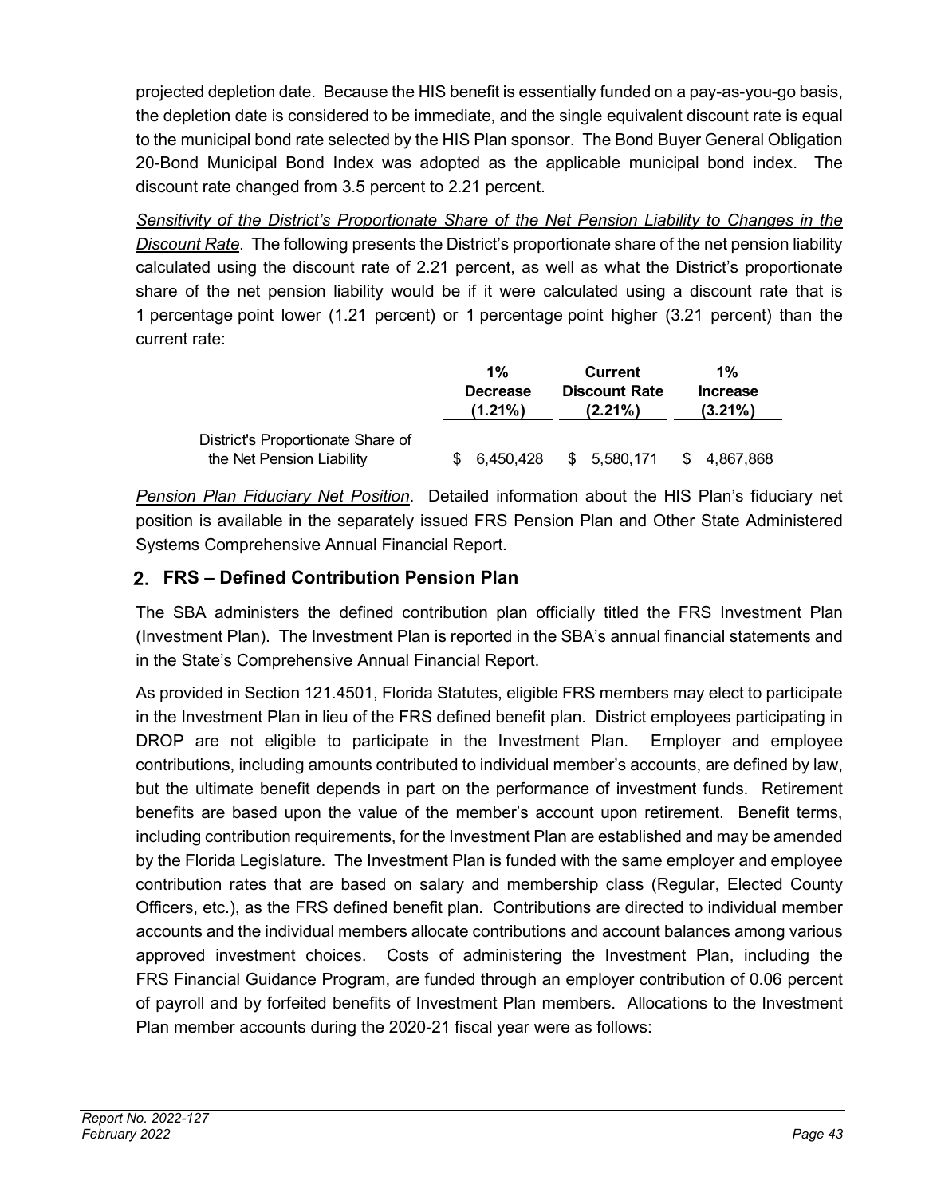projected depletion date. Because the HIS benefit is essentially funded on a pay-as-you-go basis, the depletion date is considered to be immediate, and the single equivalent discount rate is equal to the municipal bond rate selected by the HIS Plan sponsor. The Bond Buyer General Obligation 20-Bond Municipal Bond Index was adopted as the applicable municipal bond index. The discount rate changed from 3.5 percent to 2.21 percent.

*Sensitivity of the District's Proportionate Share of the Net Pension Liability to Changes in the Discount Rate*. The following presents the District's proportionate share of the net pension liability calculated using the discount rate of 2.21 percent, as well as what the District's proportionate share of the net pension liability would be if it were calculated using a discount rate that is 1 percentage point lower (1.21 percent) or 1 percentage point higher (3.21 percent) than the current rate:

| | 1% Decrease (1.21%) | Current Discount Rate (2.21%) | 1% Increase (3.21%) |
|---|---|---|---|
| District's Proportionate Share of the Net Pension Liability | $ 6,450,428 | $ 5,580,171 | $ 4,867,868 |

*Pension Plan Fiduciary Net Position*. Detailed information about the HIS Plan's fiduciary net position is available in the separately issued FRS Pension Plan and Other State Administered Systems Comprehensive Annual Financial Report.

## 2. FRS – Defined Contribution Pension Plan

The SBA administers the defined contribution plan officially titled the FRS Investment Plan (Investment Plan). The Investment Plan is reported in the SBA's annual financial statements and in the State's Comprehensive Annual Financial Report.

As provided in Section 121.4501, Florida Statutes, eligible FRS members may elect to participate in the Investment Plan in lieu of the FRS defined benefit plan. District employees participating in DROP are not eligible to participate in the Investment Plan. Employer and employee contributions, including amounts contributed to individual member's accounts, are defined by law, but the ultimate benefit depends in part on the performance of investment funds. Retirement benefits are based upon the value of the member's account upon retirement. Benefit terms, including contribution requirements, for the Investment Plan are established and may be amended by the Florida Legislature. The Investment Plan is funded with the same employer and employee contribution rates that are based on salary and membership class (Regular, Elected County Officers, etc.), as the FRS defined benefit plan. Contributions are directed to individual member accounts and the individual members allocate contributions and account balances among various approved investment choices. Costs of administering the Investment Plan, including the FRS Financial Guidance Program, are funded through an employer contribution of 0.06 percent of payroll and by forfeited benefits of Investment Plan members. Allocations to the Investment Plan member accounts during the 2020-21 fiscal year were as follows: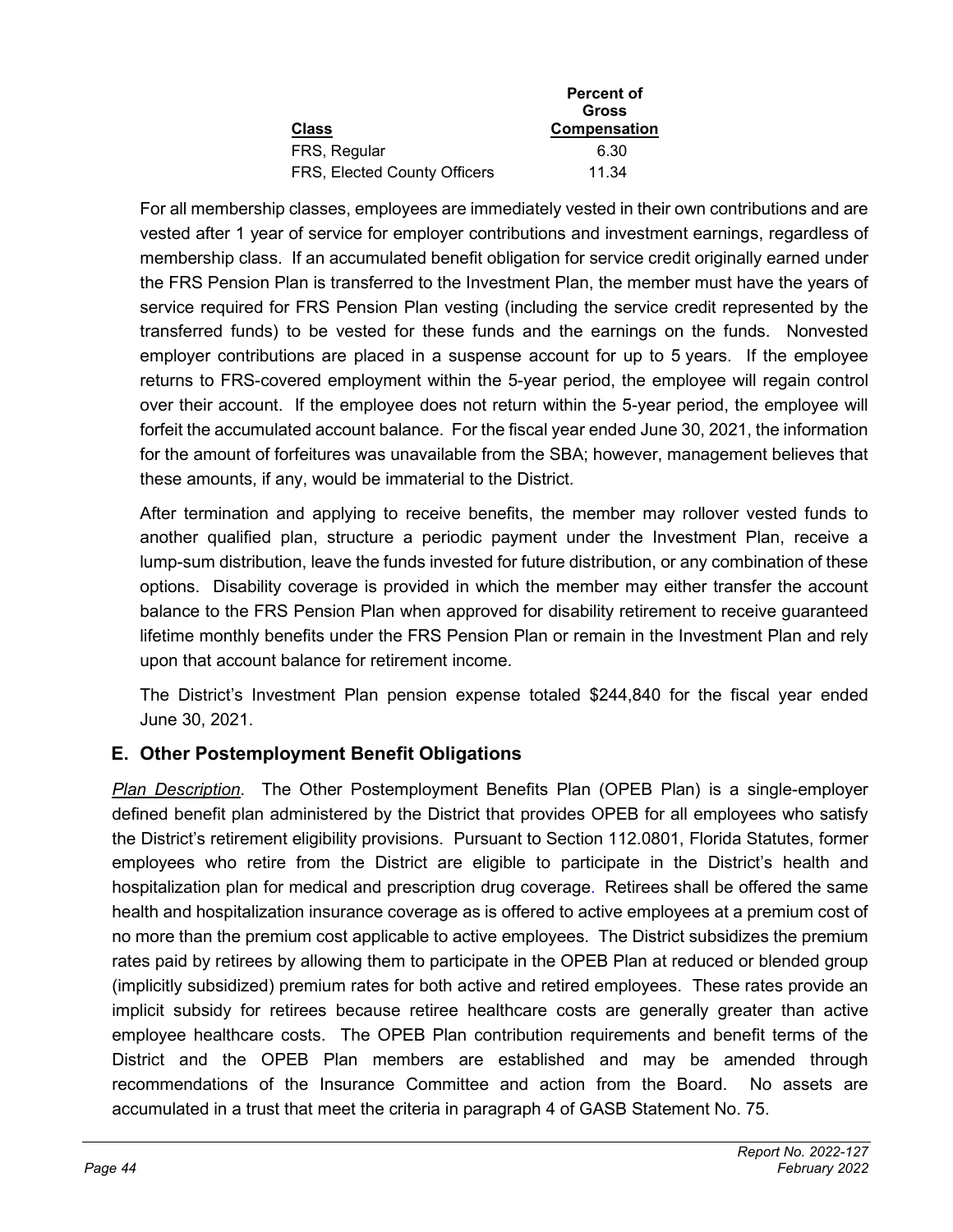| Class | Percent of Gross Compensation |
| --- | --- |
| FRS, Regular | 6.30 |
| FRS, Elected County Officers | 11.34 |

For all membership classes, employees are immediately vested in their own contributions and are vested after 1 year of service for employer contributions and investment earnings, regardless of membership class. If an accumulated benefit obligation for service credit originally earned under the FRS Pension Plan is transferred to the Investment Plan, the member must have the years of service required for FRS Pension Plan vesting (including the service credit represented by the transferred funds) to be vested for these funds and the earnings on the funds. Nonvested employer contributions are placed in a suspense account for up to 5 years. If the employee returns to FRS-covered employment within the 5-year period, the employee will regain control over their account. If the employee does not return within the 5-year period, the employee will forfeit the accumulated account balance. For the fiscal year ended June 30, 2021, the information for the amount of forfeitures was unavailable from the SBA; however, management believes that these amounts, if any, would be immaterial to the District.

After termination and applying to receive benefits, the member may rollover vested funds to another qualified plan, structure a periodic payment under the Investment Plan, receive a lump-sum distribution, leave the funds invested for future distribution, or any combination of these options. Disability coverage is provided in which the member may either transfer the account balance to the FRS Pension Plan when approved for disability retirement to receive guaranteed lifetime monthly benefits under the FRS Pension Plan or remain in the Investment Plan and rely upon that account balance for retirement income.

The District's Investment Plan pension expense totaled $244,840 for the fiscal year ended June 30, 2021.

## E. Other Postemployment Benefit Obligations

*Plan Description*. The Other Postemployment Benefits Plan (OPEB Plan) is a single-employer defined benefit plan administered by the District that provides OPEB for all employees who satisfy the District's retirement eligibility provisions. Pursuant to Section 112.0801, Florida Statutes, former employees who retire from the District are eligible to participate in the District's health and hospitalization plan for medical and prescription drug coverage. Retirees shall be offered the same health and hospitalization insurance coverage as is offered to active employees at a premium cost of no more than the premium cost applicable to active employees. The District subsidizes the premium rates paid by retirees by allowing them to participate in the OPEB Plan at reduced or blended group (implicitly subsidized) premium rates for both active and retired employees. These rates provide an implicit subsidy for retirees because retiree healthcare costs are generally greater than active employee healthcare costs. The OPEB Plan contribution requirements and benefit terms of the District and the OPEB Plan members are established and may be amended through recommendations of the Insurance Committee and action from the Board. No assets are accumulated in a trust that meet the criteria in paragraph 4 of GASB Statement No. 75.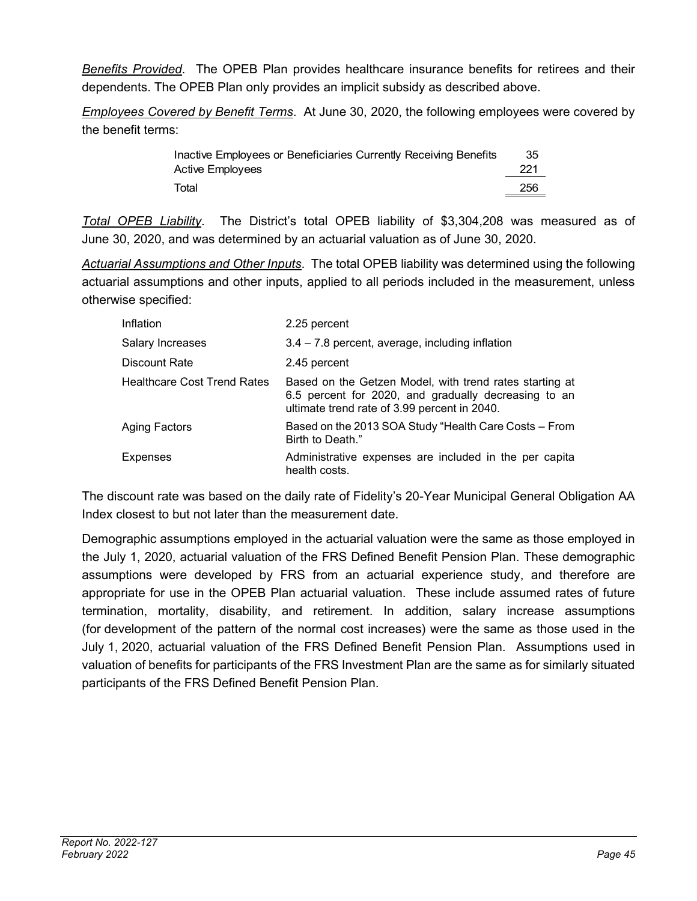*Benefits Provided*. The OPEB Plan provides healthcare insurance benefits for retirees and their dependents. The OPEB Plan only provides an implicit subsidy as described above.

*Employees Covered by Benefit Terms*. At June 30, 2020, the following employees were covered by the benefit terms:

| | |
|---|---|
| Inactive Employees or Beneficiaries Currently Receiving Benefits | 35 |
| Active Employees | 221 |
| Total | 256 |

*Total OPEB Liability*. The District's total OPEB liability of $3,304,208 was measured as of June 30, 2020, and was determined by an actuarial valuation as of June 30, 2020.

*Actuarial Assumptions and Other Inputs*. The total OPEB liability was determined using the following actuarial assumptions and other inputs, applied to all periods included in the measurement, unless otherwise specified:

| | |
|---|---|
| Inflation | 2.25 percent |
| Salary Increases | 3.4 – 7.8 percent, average, including inflation |
| Discount Rate | 2.45 percent |
| Healthcare Cost Trend Rates | Based on the Getzen Model, with trend rates starting at 6.5 percent for 2020, and gradually decreasing to an ultimate trend rate of 3.99 percent in 2040. |
| Aging Factors | Based on the 2013 SOA Study "Health Care Costs – From Birth to Death." |
| Expenses | Administrative expenses are included in the per capita health costs. |

The discount rate was based on the daily rate of Fidelity's 20-Year Municipal General Obligation AA Index closest to but not later than the measurement date.

Demographic assumptions employed in the actuarial valuation were the same as those employed in the July 1, 2020, actuarial valuation of the FRS Defined Benefit Pension Plan. These demographic assumptions were developed by FRS from an actuarial experience study, and therefore are appropriate for use in the OPEB Plan actuarial valuation. These include assumed rates of future termination, mortality, disability, and retirement. In addition, salary increase assumptions (for development of the pattern of the normal cost increases) were the same as those used in the July 1, 2020, actuarial valuation of the FRS Defined Benefit Pension Plan. Assumptions used in valuation of benefits for participants of the FRS Investment Plan are the same as for similarly situated participants of the FRS Defined Benefit Pension Plan.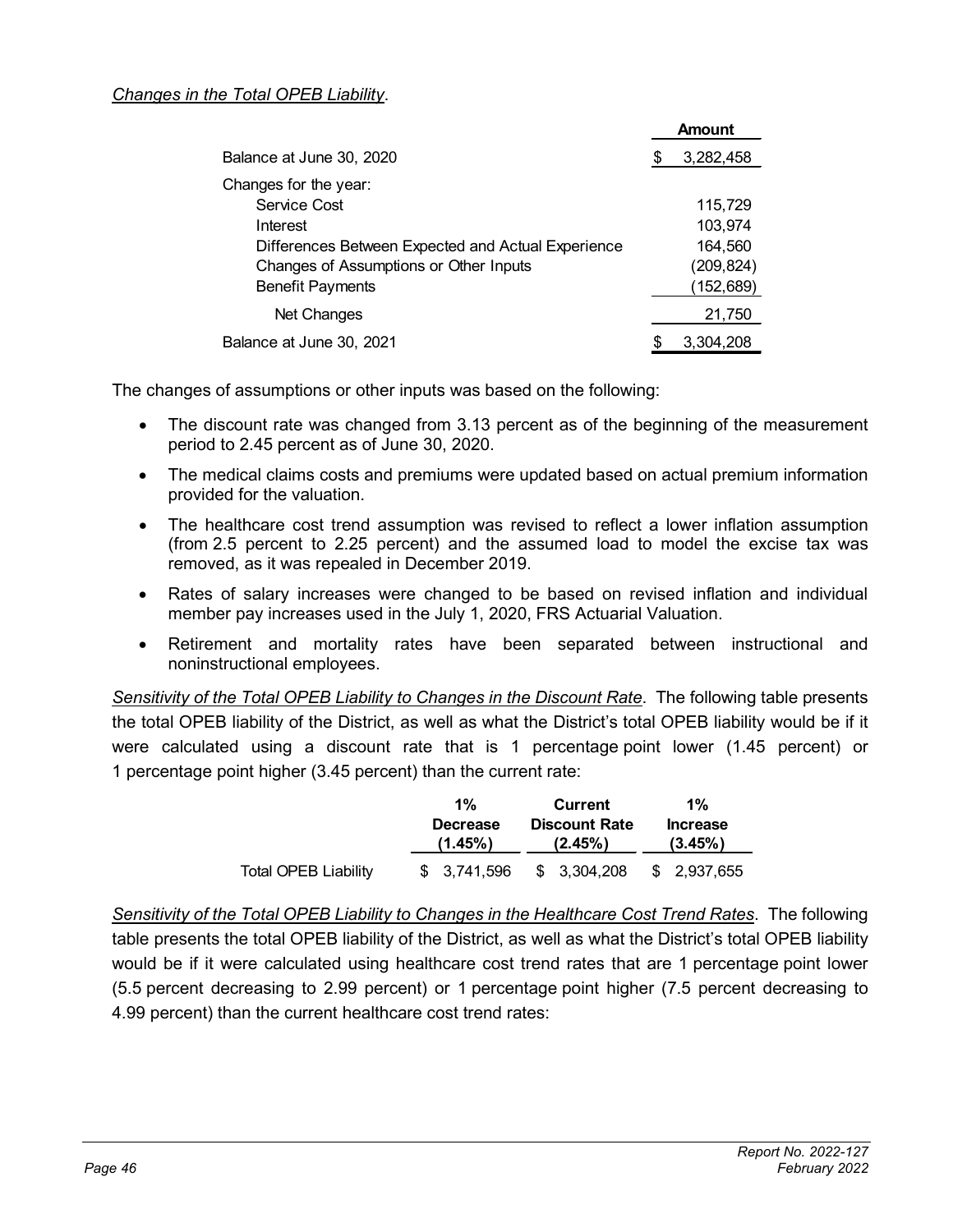*Changes in the Total OPEB Liability*.

| | Amount |
|---|---|
| Balance at June 30, 2020 | $ 3,282,458 |
| Changes for the year: | |
| Service Cost | 115,729 |
| Interest | 103,974 |
| Differences Between Expected and Actual Experience | 164,560 |
| Changes of Assumptions or Other Inputs | (209,824) |
| Benefit Payments | (152,689) |
| Net Changes | 21,750 |
| Balance at June 30, 2021 | $ 3,304,208 |

The changes of assumptions or other inputs was based on the following:

- The discount rate was changed from 3.13 percent as of the beginning of the measurement period to 2.45 percent as of June 30, 2020.
- The medical claims costs and premiums were updated based on actual premium information provided for the valuation.
- The healthcare cost trend assumption was revised to reflect a lower inflation assumption (from 2.5 percent to 2.25 percent) and the assumed load to model the excise tax was removed, as it was repealed in December 2019.
- Rates of salary increases were changed to be based on revised inflation and individual member pay increases used in the July 1, 2020, FRS Actuarial Valuation.
- Retirement and mortality rates have been separated between instructional and noninstructional employees.

*Sensitivity of the Total OPEB Liability to Changes in the Discount Rate*. The following table presents the total OPEB liability of the District, as well as what the District's total OPEB liability would be if it were calculated using a discount rate that is 1 percentage point lower (1.45 percent) or 1 percentage point higher (3.45 percent) than the current rate:

| | 1% Decrease (1.45%) | Current Discount Rate (2.45%) | 1% Increase (3.45%) |
|---|---|---|---|
| Total OPEB Liability | $ 3,741,596 | $ 3,304,208 | $ 2,937,655 |

*Sensitivity of the Total OPEB Liability to Changes in the Healthcare Cost Trend Rates*. The following table presents the total OPEB liability of the District, as well as what the District's total OPEB liability would be if it were calculated using healthcare cost trend rates that are 1 percentage point lower (5.5 percent decreasing to 2.99 percent) or 1 percentage point higher (7.5 percent decreasing to 4.99 percent) than the current healthcare cost trend rates: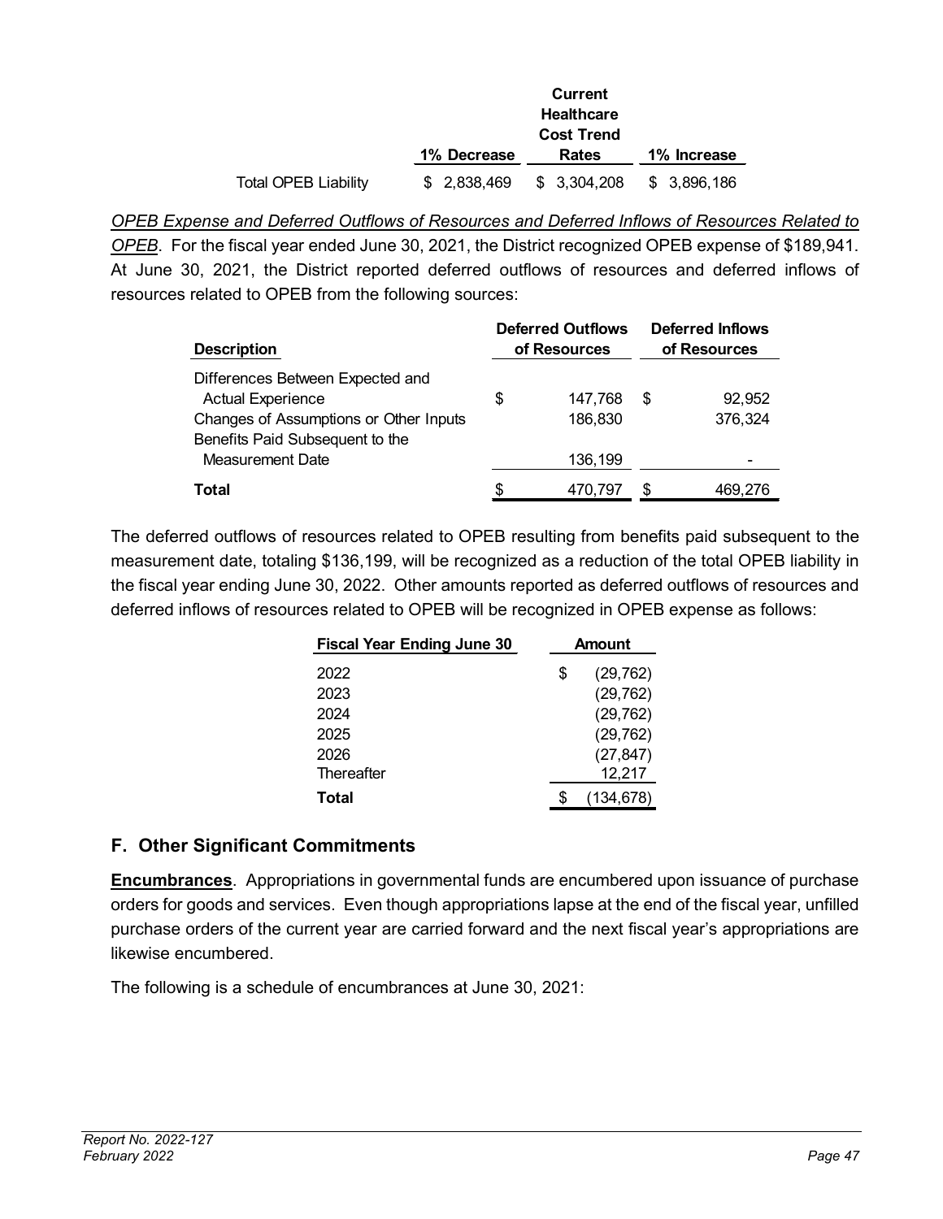| | 1% Decrease | Current Healthcare Cost Trend Rates | 1% Increase |
|---|---|---|---|
| Total OPEB Liability | $ 2,838,469 | $ 3,304,208 | $ 3,896,186 |

*OPEB Expense and Deferred Outflows of Resources and Deferred Inflows of Resources Related to OPEB*. For the fiscal year ended June 30, 2021, the District recognized OPEB expense of $189,941. At June 30, 2021, the District reported deferred outflows of resources and deferred inflows of resources related to OPEB from the following sources:

| Description | Deferred Outflows of Resources | Deferred Inflows of Resources |
|---|---|---|
| Differences Between Expected and Actual Experience | $ 147,768 | $ 92,952 |
| Changes of Assumptions or Other Inputs | 186,830 | 376,324 |
| Benefits Paid Subsequent to the Measurement Date | 136,199 | - |
| **Total** | $ 470,797 | $ 469,276 |

The deferred outflows of resources related to OPEB resulting from benefits paid subsequent to the measurement date, totaling $136,199, will be recognized as a reduction of the total OPEB liability in the fiscal year ending June 30, 2022. Other amounts reported as deferred outflows of resources and deferred inflows of resources related to OPEB will be recognized in OPEB expense as follows:

| Fiscal Year Ending June 30 | Amount |
|---|---|
| 2022 | $ (29,762) |
| 2023 | (29,762) |
| 2024 | (29,762) |
| 2025 | (29,762) |
| 2026 | (27,847) |
| Thereafter | 12,217 |
| **Total** | $ (134,678) |

## F. Other Significant Commitments

**Encumbrances**. Appropriations in governmental funds are encumbered upon issuance of purchase orders for goods and services. Even though appropriations lapse at the end of the fiscal year, unfilled purchase orders of the current year are carried forward and the next fiscal year's appropriations are likewise encumbered.

The following is a schedule of encumbrances at June 30, 2021: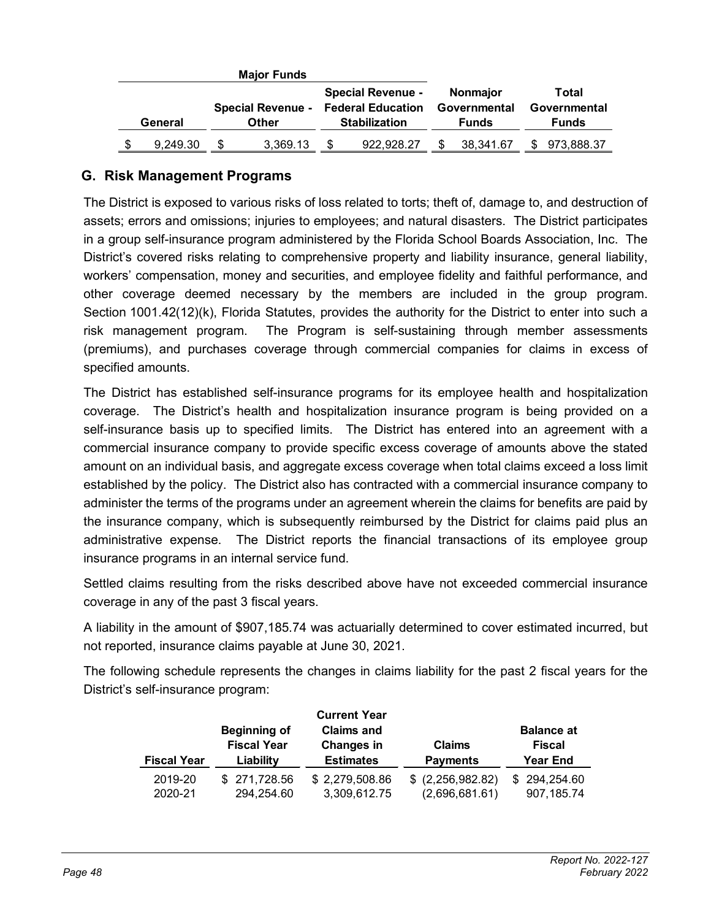| Major Funds | | | | |
|---|---|---|---|---|
| General | Special Revenue - Other | Special Revenue - Federal Education Stabilization | Nonmajor Governmental Funds | Total Governmental Funds |
| $ 9,249.30 | $ 3,369.13 | $ 922,928.27 | $ 38,341.67 | $ 973,888.37 |

## G. Risk Management Programs

The District is exposed to various risks of loss related to torts; theft of, damage to, and destruction of assets; errors and omissions; injuries to employees; and natural disasters. The District participates in a group self-insurance program administered by the Florida School Boards Association, Inc. The District's covered risks relating to comprehensive property and liability insurance, general liability, workers' compensation, money and securities, and employee fidelity and faithful performance, and other coverage deemed necessary by the members are included in the group program. Section 1001.42(12)(k), Florida Statutes, provides the authority for the District to enter into such a risk management program. The Program is self-sustaining through member assessments (premiums), and purchases coverage through commercial companies for claims in excess of specified amounts.

The District has established self-insurance programs for its employee health and hospitalization coverage. The District's health and hospitalization insurance program is being provided on a self-insurance basis up to specified limits. The District has entered into an agreement with a commercial insurance company to provide specific excess coverage of amounts above the stated amount on an individual basis, and aggregate excess coverage when total claims exceed a loss limit established by the policy. The District also has contracted with a commercial insurance company to administer the terms of the programs under an agreement wherein the claims for benefits are paid by the insurance company, which is subsequently reimbursed by the District for claims paid plus an administrative expense. The District reports the financial transactions of its employee group insurance programs in an internal service fund.

Settled claims resulting from the risks described above have not exceeded commercial insurance coverage in any of the past 3 fiscal years.

A liability in the amount of $907,185.74 was actuarially determined to cover estimated incurred, but not reported, insurance claims payable at June 30, 2021.

The following schedule represents the changes in claims liability for the past 2 fiscal years for the District's self-insurance program:

| Fiscal Year | Beginning of Fiscal Year Liability | Current Year Claims and Changes in Estimates | Claims Payments | Balance at Fiscal Year End |
|---|---|---|---|---|
| 2019-20 | $ 271,728.56 | $ 2,279,508.86 | $ (2,256,982.82) | $ 294,254.60 |
| 2020-21 | 294,254.60 | 3,309,612.75 | (2,696,681.61) | 907,185.74 |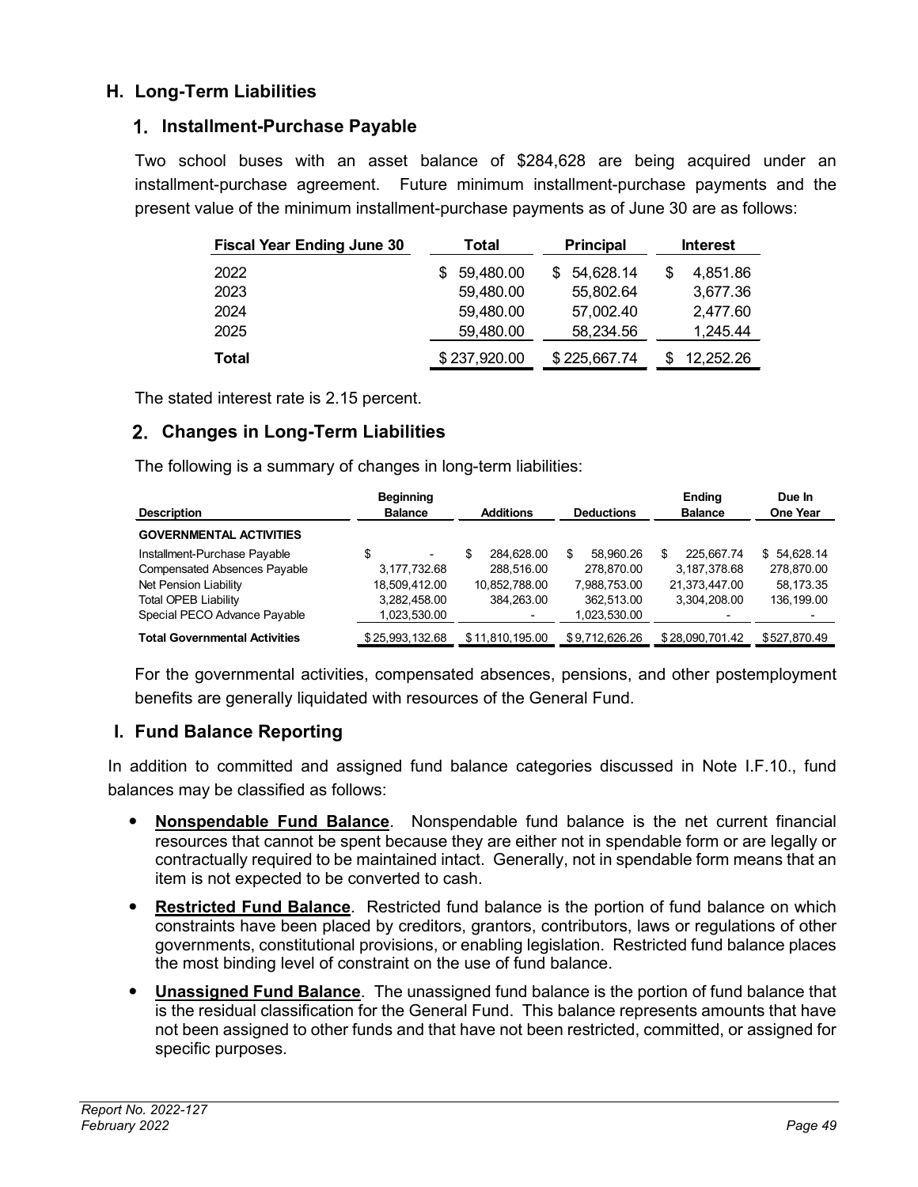## H. Long-Term Liabilities

### 1. Installment-Purchase Payable

Two school buses with an asset balance of $284,628 are being acquired under an installment-purchase agreement. Future minimum installment-purchase payments and the present value of the minimum installment-purchase payments as of June 30 are as follows:

| Fiscal Year Ending June 30 | Total | Principal | Interest |
|---|---|---|---|
| 2022 | $ 59,480.00 | $ 54,628.14 | $ 4,851.86 |
| 2023 | 59,480.00 | 55,802.64 | 3,677.36 |
| 2024 | 59,480.00 | 57,002.40 | 2,477.60 |
| 2025 | 59,480.00 | 58,234.56 | 1,245.44 |
| **Total** | $ 237,920.00 | $ 225,667.74 | $ 12,252.26 |

The stated interest rate is 2.15 percent.

### 2. Changes in Long-Term Liabilities

The following is a summary of changes in long-term liabilities:

| Description | Beginning Balance | Additions | Deductions | Ending Balance | Due In One Year |
|---|---|---|---|---|---|
| **GOVERNMENTAL ACTIVITIES** | | | | | |
| Installment-Purchase Payable | $ - | $ 284,628.00 | $ 58,960.26 | $ 225,667.74 | $ 54,628.14 |
| Compensated Absences Payable | 3,177,732.68 | 288,516.00 | 278,870.00 | 3,187,378.68 | 278,870.00 |
| Net Pension Liability | 18,509,412.00 | 10,852,788.00 | 7,988,753.00 | 21,373,447.00 | 58,173.35 |
| Total OPEB Liability | 3,282,458.00 | 384,263.00 | 362,513.00 | 3,304,208.00 | 136,199.00 |
| Special PECO Advance Payable | 1,023,530.00 | - | 1,023,530.00 | - | - |
| **Total Governmental Activities** | $ 25,993,132.68 | $ 11,810,195.00 | $ 9,712,626.26 | $ 28,090,701.42 | $ 527,870.49 |

For the governmental activities, compensated absences, pensions, and other postemployment benefits are generally liquidated with resources of the General Fund.

## I. Fund Balance Reporting

In addition to committed and assigned fund balance categories discussed in Note I.F.10., fund balances may be classified as follows:

- **Nonspendable Fund Balance**. Nonspendable fund balance is the net current financial resources that cannot be spent because they are either not in spendable form or are legally or contractually required to be maintained intact. Generally, not in spendable form means that an item is not expected to be converted to cash.
- **Restricted Fund Balance**. Restricted fund balance is the portion of fund balance on which constraints have been placed by creditors, grantors, contributors, laws or regulations of other governments, constitutional provisions, or enabling legislation. Restricted fund balance places the most binding level of constraint on the use of fund balance.
- **Unassigned Fund Balance**. The unassigned fund balance is the portion of fund balance that is the residual classification for the General Fund. This balance represents amounts that have not been assigned to other funds and that have not been restricted, committed, or assigned for specific purposes.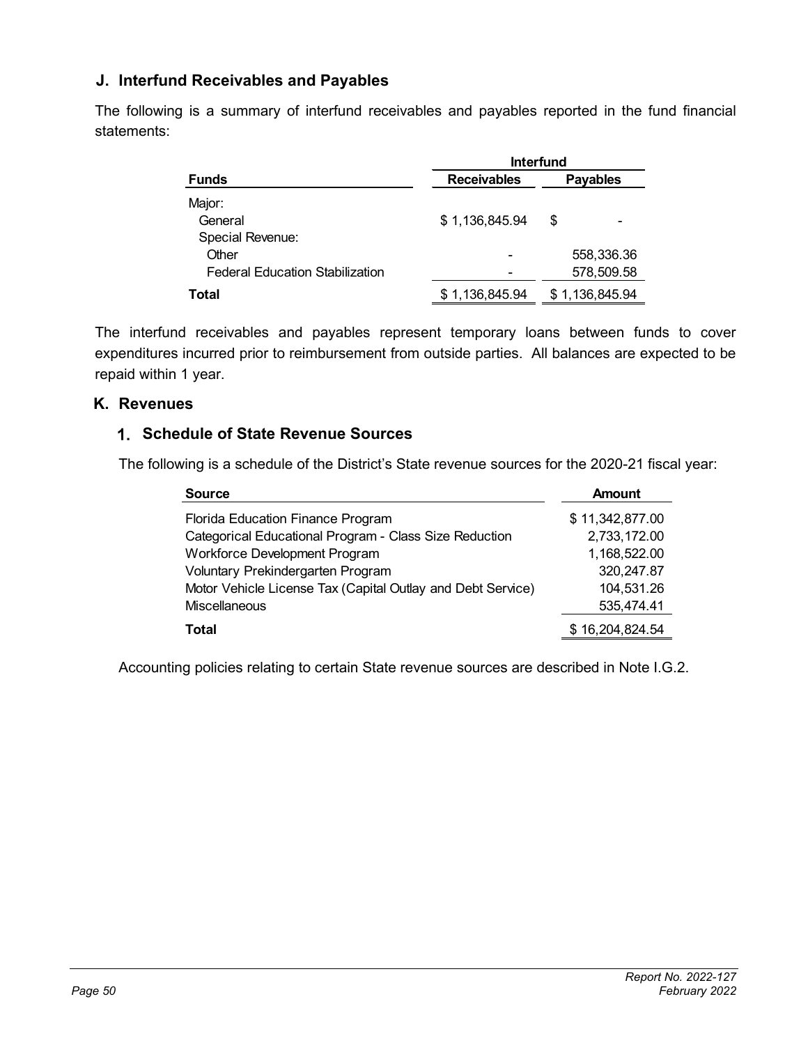## J. Interfund Receivables and Payables

The following is a summary of interfund receivables and payables reported in the fund financial statements:

| Funds | Interfund Receivables | Interfund Payables |
|---|---|---|
| Major: | | |
| General | $ 1,136,845.94 | $ - |
| Special Revenue: | | |
| Other | - | 558,336.36 |
| Federal Education Stabilization | - | 578,509.58 |
| **Total** | $ 1,136,845.94 | $ 1,136,845.94 |

The interfund receivables and payables represent temporary loans between funds to cover expenditures incurred prior to reimbursement from outside parties. All balances are expected to be repaid within 1 year.

## K. Revenues

### 1. Schedule of State Revenue Sources

The following is a schedule of the District's State revenue sources for the 2020-21 fiscal year:

| Source | Amount |
|---|---|
| Florida Education Finance Program | $ 11,342,877.00 |
| Categorical Educational Program - Class Size Reduction | 2,733,172.00 |
| Workforce Development Program | 1,168,522.00 |
| Voluntary Prekindergarten Program | 320,247.87 |
| Motor Vehicle License Tax (Capital Outlay and Debt Service) | 104,531.26 |
| Miscellaneous | 535,474.41 |
| **Total** | $ 16,204,824.54 |

Accounting policies relating to certain State revenue sources are described in Note I.G.2.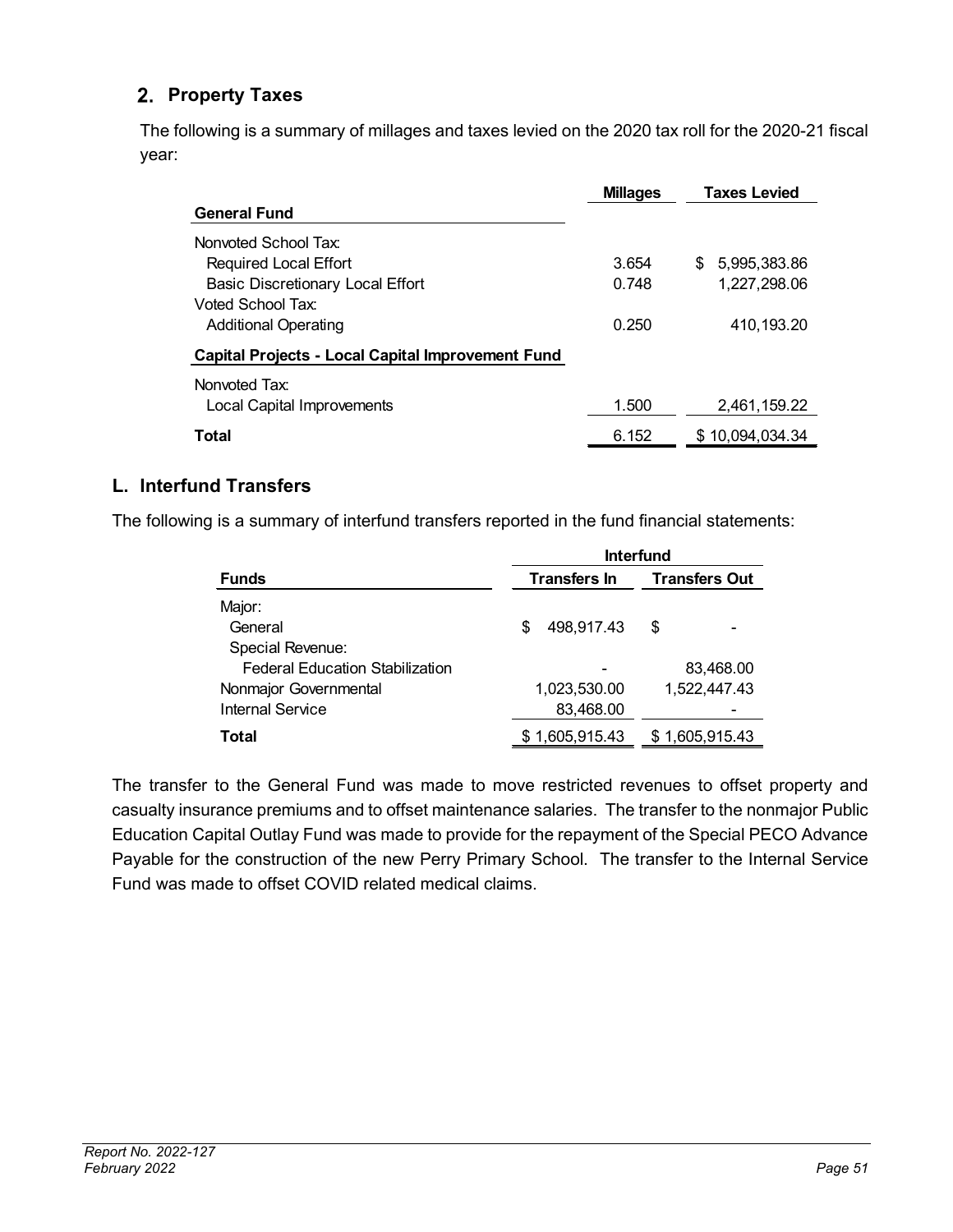## 2. Property Taxes

The following is a summary of millages and taxes levied on the 2020 tax roll for the 2020-21 fiscal year:

| | Millages | Taxes Levied |
|---|---|---|
| **General Fund** | | |
| Nonvoted School Tax: | | |
| Required Local Effort | 3.654 | $ 5,995,383.86 |
| Basic Discretionary Local Effort | 0.748 | 1,227,298.06 |
| Voted School Tax: | | |
| Additional Operating | 0.250 | 410,193.20 |
| **Capital Projects - Local Capital Improvement Fund** | | |
| Nonvoted Tax: | | |
| Local Capital Improvements | 1.500 | 2,461,159.22 |
| **Total** | 6.152 | $ 10,094,034.34 |

## L. Interfund Transfers

The following is a summary of interfund transfers reported in the fund financial statements:

| | Interfund | |
|---|---|---|
| **Funds** | **Transfers In** | **Transfers Out** |
| Major: | | |
| General | $ 498,917.43 | $ - |
| Special Revenue: | | |
| Federal Education Stabilization | - | 83,468.00 |
| Nonmajor Governmental | 1,023,530.00 | 1,522,447.43 |
| Internal Service | 83,468.00 | - |
| **Total** | $ 1,605,915.43 | $ 1,605,915.43 |

The transfer to the General Fund was made to move restricted revenues to offset property and casualty insurance premiums and to offset maintenance salaries. The transfer to the nonmajor Public Education Capital Outlay Fund was made to provide for the repayment of the Special PECO Advance Payable for the construction of the new Perry Primary School. The transfer to the Internal Service Fund was made to offset COVID related medical claims.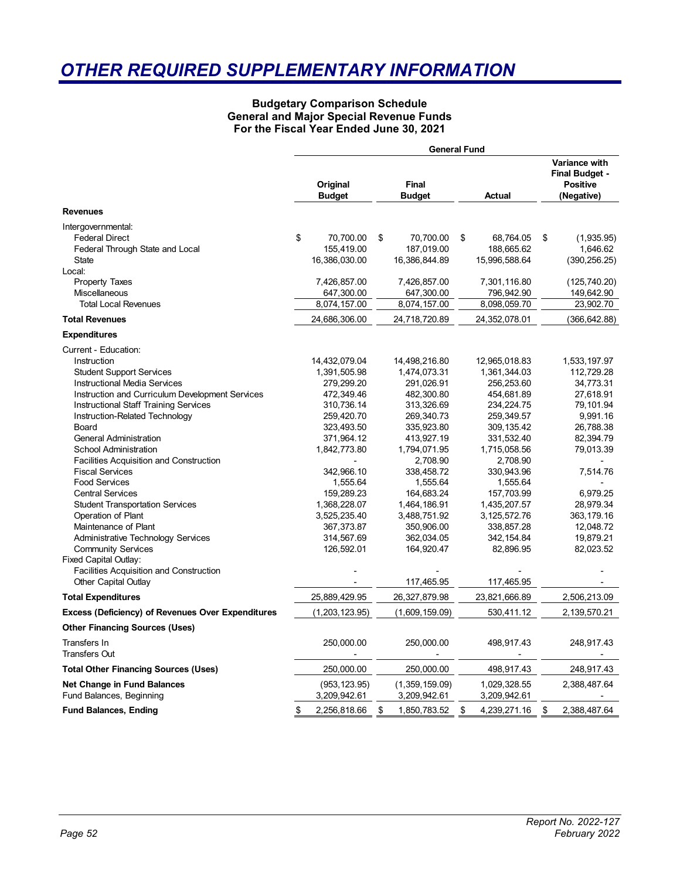# OTHER REQUIRED SUPPLEMENTARY INFORMATION

**Budgetary Comparison Schedule**
**General and Major Special Revenue Funds**
**For the Fiscal Year Ended June 30, 2021**

| | General Fund | | | |
|---|---|---|---|---|
| | **Original Budget** | **Final Budget** | **Actual** | **Variance with Final Budget - Positive (Negative)** |
| **Revenues** | | | | |
| Intergovernmental: | | | | |
| Federal Direct | $ 70,700.00 | $ 70,700.00 | $ 68,764.05 | $ (1,935.95) |
| Federal Through State and Local | 155,419.00 | 187,019.00 | 188,665.62 | 1,646.62 |
| State | 16,386,030.00 | 16,386,844.89 | 15,996,588.64 | (390,256.25) |
| Local: | | | | |
| Property Taxes | 7,426,857.00 | 7,426,857.00 | 7,301,116.80 | (125,740.20) |
| Miscellaneous | 647,300.00 | 647,300.00 | 796,942.90 | 149,642.90 |
| Total Local Revenues | 8,074,157.00 | 8,074,157.00 | 8,098,059.70 | 23,902.70 |
| **Total Revenues** | 24,686,306.00 | 24,718,720.89 | 24,352,078.01 | (366,642.88) |
| **Expenditures** | | | | |
| Current - Education: | | | | |
| Instruction | 14,432,079.04 | 14,498,216.80 | 12,965,018.83 | 1,533,197.97 |
| Student Support Services | 1,391,505.98 | 1,474,073.31 | 1,361,344.03 | 112,729.28 |
| Instructional Media Services | 279,299.20 | 291,026.91 | 256,253.60 | 34,773.31 |
| Instruction and Curriculum Development Services | 472,349.46 | 482,300.80 | 454,681.89 | 27,618.91 |
| Instructional Staff Training Services | 310,736.14 | 313,326.69 | 234,224.75 | 79,101.94 |
| Instruction-Related Technology | 259,420.70 | 269,340.73 | 259,349.57 | 9,991.16 |
| Board | 323,493.50 | 335,923.80 | 309,135.42 | 26,788.38 |
| General Administration | 371,964.12 | 413,927.19 | 331,532.40 | 82,394.79 |
| School Administration | 1,842,773.80 | 1,794,071.95 | 1,715,058.56 | 79,013.39 |
| Facilities Acquisition and Construction | - | 2,708.90 | 2,708.90 | - |
| Fiscal Services | 342,966.10 | 338,458.72 | 330,943.96 | 7,514.76 |
| Food Services | 1,555.64 | 1,555.64 | 1,555.64 | - |
| Central Services | 159,289.23 | 164,683.24 | 157,703.99 | 6,979.25 |
| Student Transportation Services | 1,368,228.07 | 1,464,186.91 | 1,435,207.57 | 28,979.34 |
| Operation of Plant | 3,525,235.40 | 3,488,751.92 | 3,125,572.76 | 363,179.16 |
| Maintenance of Plant | 367,373.87 | 350,906.00 | 338,857.28 | 12,048.72 |
| Administrative Technology Services | 314,567.69 | 362,034.05 | 342,154.84 | 19,879.21 |
| Community Services | 126,592.01 | 164,920.47 | 82,896.95 | 82,023.52 |
| Fixed Capital Outlay: | | | | |
| Facilities Acquisition and Construction | - | - | - | - |
| Other Capital Outlay | - | 117,465.95 | 117,465.95 | - |
| **Total Expenditures** | 25,889,429.95 | 26,327,879.98 | 23,821,666.89 | 2,506,213.09 |
| **Excess (Deficiency) of Revenues Over Expenditures** | (1,203,123.95) | (1,609,159.09) | 530,411.12 | 2,139,570.21 |
| **Other Financing Sources (Uses)** | | | | |
| Transfers In | 250,000.00 | 250,000.00 | 498,917.43 | 248,917.43 |
| Transfers Out | - | - | - | - |
| **Total Other Financing Sources (Uses)** | 250,000.00 | 250,000.00 | 498,917.43 | 248,917.43 |
| **Net Change in Fund Balances** | (953,123.95) | (1,359,159.09) | 1,029,328.55 | 2,388,487.64 |
| Fund Balances, Beginning | 3,209,942.61 | 3,209,942.61 | 3,209,942.61 | - |
| **Fund Balances, Ending** | $ 2,256,818.66 | $ 1,850,783.52 | $ 4,239,271.16 | $ 2,388,487.64 |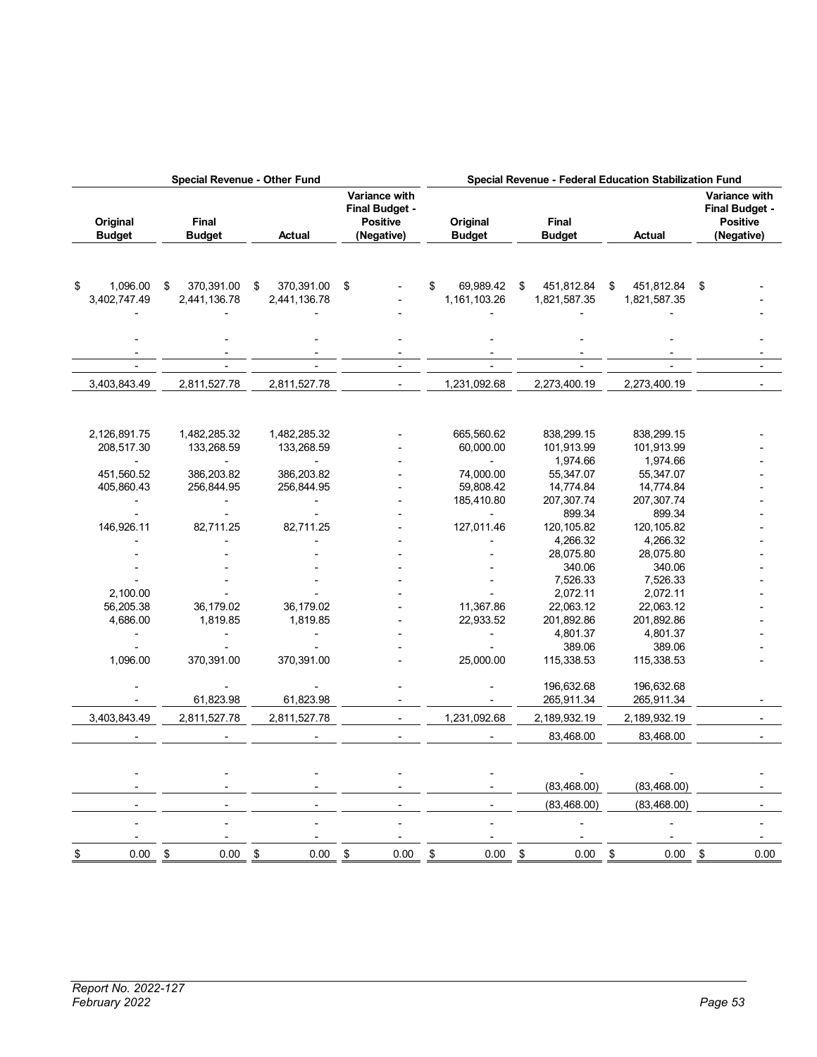| Special Revenue - Other Fund | | | | Special Revenue - Federal Education Stabilization Fund | | | |
|---|---|---|---|---|---|---|---|
| Original Budget | Final Budget | Actual | Variance with Final Budget - Positive (Negative) | Original Budget | Final Budget | Actual | Variance with Final Budget - Positive (Negative) |
| $ 1,096.00 | $ 370,391.00 | $ 370,391.00 | $ - | $ 69,989.42 | $ 451,812.84 | $ 451,812.84 | $ - |
| 3,402,747.49 | 2,441,136.78 | 2,441,136.78 | - | 1,161,103.26 | 1,821,587.35 | 1,821,587.35 | - |
| - | - | - | - | - | - | - | - |
| - | - | - | - | - | - | - | - |
| - | - | - | - | - | - | - | - |
| - | - | - | - | - | - | - | - |
| 3,403,843.49 | 2,811,527.78 | 2,811,527.78 | - | 1,231,092.68 | 2,273,400.19 | 2,273,400.19 | - |
| 2,126,891.75 | 1,482,285.32 | 1,482,285.32 | - | 665,560.62 | 838,299.15 | 838,299.15 | - |
| 208,517.30 | 133,268.59 | 133,268.59 | - | 60,000.00 | 101,913.99 | 101,913.99 | - |
| - | - | - | - | - | 1,974.66 | 1,974.66 | - |
| 451,560.52 | 386,203.82 | 386,203.82 | - | 74,000.00 | 55,347.07 | 55,347.07 | - |
| 405,860.43 | 256,844.95 | 256,844.95 | - | 59,808.42 | 14,774.84 | 14,774.84 | - |
| - | - | - | - | 185,410.80 | 207,307.74 | 207,307.74 | - |
| - | - | - | - | - | 899.34 | 899.34 | - |
| 146,926.11 | 82,711.25 | 82,711.25 | - | 127,011.46 | 120,105.82 | 120,105.82 | - |
| - | - | - | - | - | 4,266.32 | 4,266.32 | - |
| - | - | - | - | - | 28,075.80 | 28,075.80 | - |
| - | - | - | - | - | 340.06 | 340.06 | - |
| - | - | - | - | - | 7,526.33 | 7,526.33 | - |
| 2,100.00 | - | - | - | - | 2,072.11 | 2,072.11 | - |
| 56,205.38 | 36,179.02 | 36,179.02 | - | 11,367.86 | 22,063.12 | 22,063.12 | - |
| 4,686.00 | 1,819.85 | 1,819.85 | - | 22,933.52 | 201,892.86 | 201,892.86 | - |
| - | - | - | - | - | 4,801.37 | 4,801.37 | - |
| - | - | - | - | - | 389.06 | 389.06 | - |
| 1,096.00 | 370,391.00 | 370,391.00 | - | 25,000.00 | 115,338.53 | 115,338.53 | - |
| - | - | - | - | - | 196,632.68 | 196,632.68 | - |
| - | 61,823.98 | 61,823.98 | - | - | 265,911.34 | 265,911.34 | - |
| 3,403,843.49 | 2,811,527.78 | 2,811,527.78 | - | 1,231,092.68 | 2,189,932.19 | 2,189,932.19 | - |
| - | - | - | - | - | 83,468.00 | 83,468.00 | - |
| - | - | - | - | - | - | - | - |
| - | - | - | - | - | (83,468.00) | (83,468.00) | - |
| - | - | - | - | - | (83,468.00) | (83,468.00) | - |
| - | - | - | - | - | - | - | - |
| - | - | - | - | - | - | - | - |
| $ 0.00 | $ 0.00 | $ 0.00 | $ 0.00 | $ 0.00 | $ 0.00 | $ 0.00 | $ 0.00 |

*Report No. 2022-127*
*February 2022*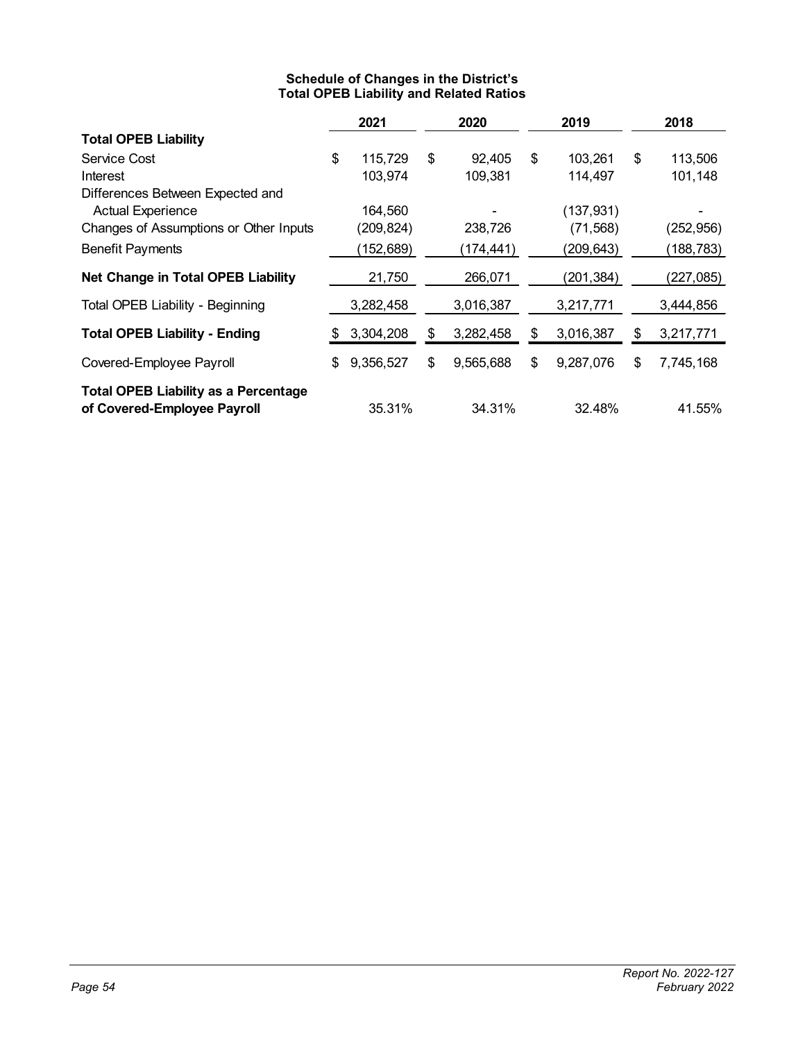**Schedule of Changes in the District's Total OPEB Liability and Related Ratios**

| | 2021 | 2020 | 2019 | 2018 |
|---|---|---|---|---|
| **Total OPEB Liability** | | | | |
| Service Cost | $ 115,729 | $ 92,405 | $ 103,261 | $ 113,506 |
| Interest | 103,974 | 109,381 | 114,497 | 101,148 |
| Differences Between Expected and Actual Experience | 164,560 | - | (137,931) | - |
| Changes of Assumptions or Other Inputs | (209,824) | 238,726 | (71,568) | (252,956) |
| Benefit Payments | (152,689) | (174,441) | (209,643) | (188,783) |
| **Net Change in Total OPEB Liability** | 21,750 | 266,071 | (201,384) | (227,085) |
| Total OPEB Liability - Beginning | 3,282,458 | 3,016,387 | 3,217,771 | 3,444,856 |
| **Total OPEB Liability - Ending** | $ 3,304,208 | $ 3,282,458 | $ 3,016,387 | $ 3,217,771 |
| Covered-Employee Payroll | $ 9,356,527 | $ 9,565,688 | $ 9,287,076 | $ 7,745,168 |
| **Total OPEB Liability as a Percentage of Covered-Employee Payroll** | 35.31% | 34.31% | 32.48% | 41.55% |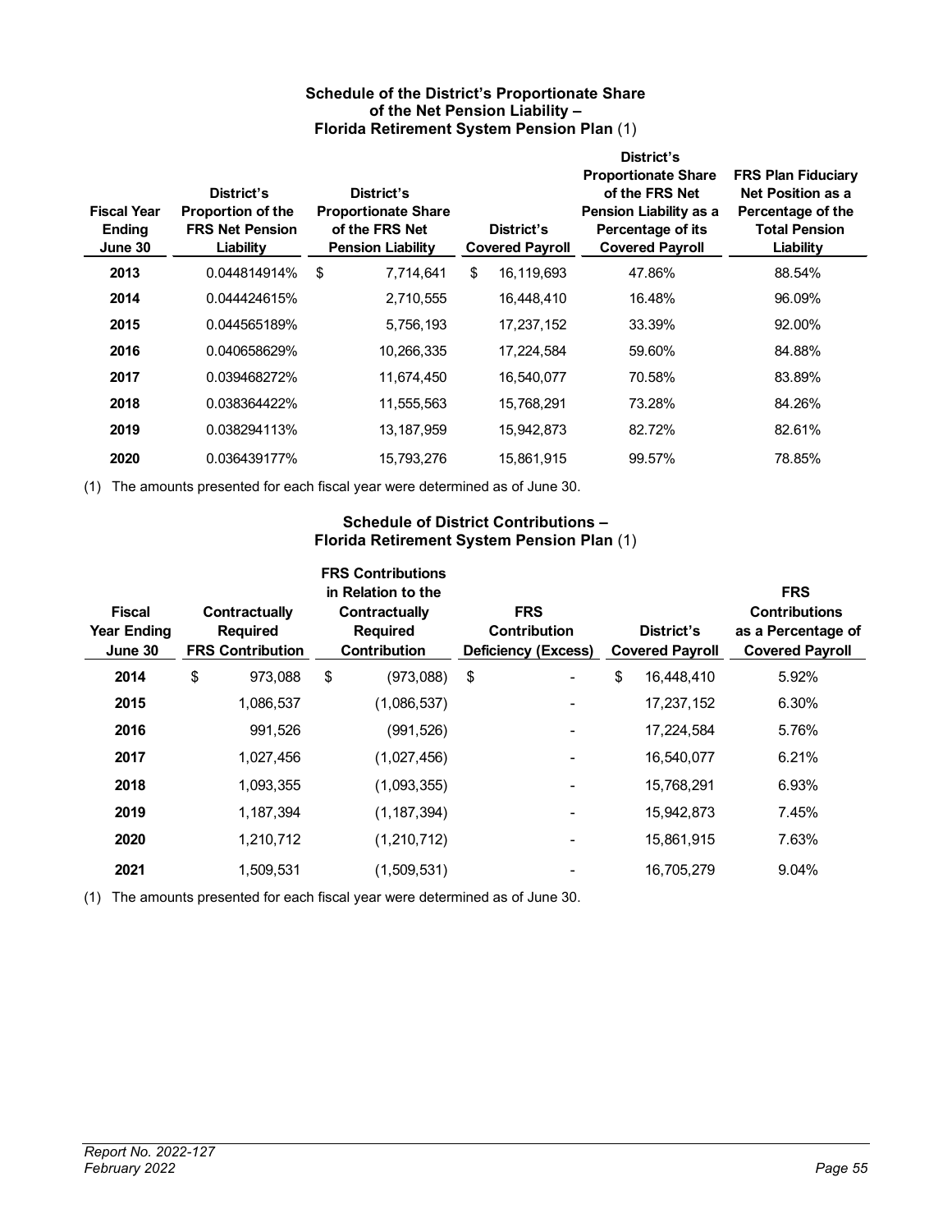### Schedule of the District's Proportionate Share of the Net Pension Liability – Florida Retirement System Pension Plan (1)

| Fiscal Year Ending June 30 | District's Proportion of the FRS Net Pension Liability | District's Proportionate Share of the FRS Net Pension Liability | District's Covered Payroll | District's Proportionate Share of the FRS Net Pension Liability as a Percentage of its Covered Payroll | FRS Plan Fiduciary Net Position as a Percentage of the Total Pension Liability |
|---|---|---|---|---|---|
| **2013** | 0.044814914% | $ 7,714,641 | $ 16,119,693 | 47.86% | 88.54% |
| **2014** | 0.044424615% | 2,710,555 | 16,448,410 | 16.48% | 96.09% |
| **2015** | 0.044565189% | 5,756,193 | 17,237,152 | 33.39% | 92.00% |
| **2016** | 0.040658629% | 10,266,335 | 17,224,584 | 59.60% | 84.88% |
| **2017** | 0.039468272% | 11,674,450 | 16,540,077 | 70.58% | 83.89% |
| **2018** | 0.038364422% | 11,555,563 | 15,768,291 | 73.28% | 84.26% |
| **2019** | 0.038294113% | 13,187,959 | 15,942,873 | 82.72% | 82.61% |
| **2020** | 0.036439177% | 15,793,276 | 15,861,915 | 99.57% | 78.85% |

(1) The amounts presented for each fiscal year were determined as of June 30.

### Schedule of District Contributions – Florida Retirement System Pension Plan (1)

| Fiscal Year Ending June 30 | Contractually Required FRS Contribution | FRS Contributions in Relation to the Contractually Required Contribution | FRS Contribution Deficiency (Excess) | District's Covered Payroll | FRS Contributions as a Percentage of Covered Payroll |
|---|---|---|---|---|---|
| **2014** | $ 973,088 | $ (973,088) | $ - | $ 16,448,410 | 5.92% |
| **2015** | 1,086,537 | (1,086,537) | - | 17,237,152 | 6.30% |
| **2016** | 991,526 | (991,526) | - | 17,224,584 | 5.76% |
| **2017** | 1,027,456 | (1,027,456) | - | 16,540,077 | 6.21% |
| **2018** | 1,093,355 | (1,093,355) | - | 15,768,291 | 6.93% |
| **2019** | 1,187,394 | (1,187,394) | - | 15,942,873 | 7.45% |
| **2020** | 1,210,712 | (1,210,712) | - | 15,861,915 | 7.63% |
| **2021** | 1,509,531 | (1,509,531) | - | 16,705,279 | 9.04% |

(1) The amounts presented for each fiscal year were determined as of June 30.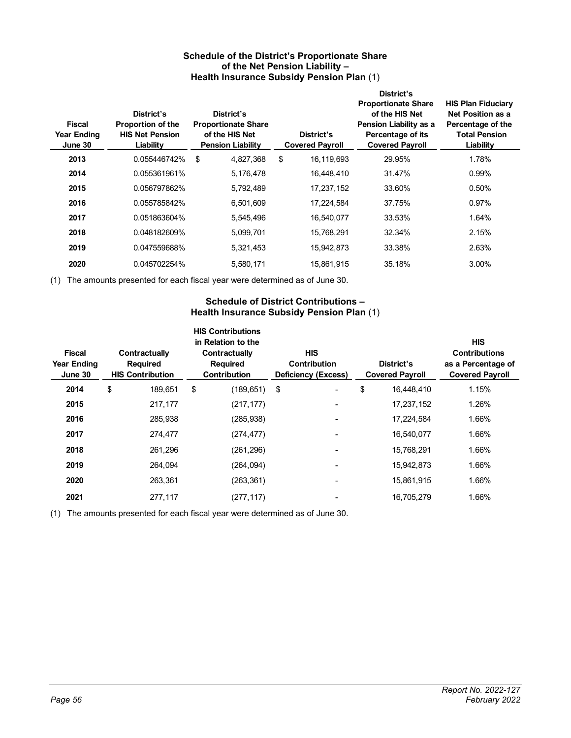### Schedule of the District's Proportionate Share of the Net Pension Liability – Health Insurance Subsidy Pension Plan (1)

| Fiscal Year Ending June 30 | District's Proportion of the HIS Net Pension Liability | District's Proportionate Share of the HIS Net Pension Liability | District's Covered Payroll | District's Proportionate Share of the HIS Net Pension Liability as a Percentage of its Covered Payroll | HIS Plan Fiduciary Net Position as a Percentage of the Total Pension Liability |
|---|---|---|---|---|---|
| **2013** | 0.055446742% | $ 4,827,368 | $ 16,119,693 | 29.95% | 1.78% |
| **2014** | 0.055361961% | 5,176,478 | 16,448,410 | 31.47% | 0.99% |
| **2015** | 0.056797862% | 5,792,489 | 17,237,152 | 33.60% | 0.50% |
| **2016** | 0.055785842% | 6,501,609 | 17,224,584 | 37.75% | 0.97% |
| **2017** | 0.051863604% | 5,545,496 | 16,540,077 | 33.53% | 1.64% |
| **2018** | 0.048182609% | 5,099,701 | 15,768,291 | 32.34% | 2.15% |
| **2019** | 0.047559688% | 5,321,453 | 15,942,873 | 33.38% | 2.63% |
| **2020** | 0.045702254% | 5,580,171 | 15,861,915 | 35.18% | 3.00% |

(1) The amounts presented for each fiscal year were determined as of June 30.

### Schedule of District Contributions – Health Insurance Subsidy Pension Plan (1)

| Fiscal Year Ending June 30 | Contractually Required HIS Contribution | HIS Contributions in Relation to the Contractually Required Contribution | HIS Contribution Deficiency (Excess) | District's Covered Payroll | HIS Contributions as a Percentage of Covered Payroll |
|---|---|---|---|---|---|
| **2014** | $ 189,651 | $ (189,651) | $ - | $ 16,448,410 | 1.15% |
| **2015** | 217,177 | (217,177) | - | 17,237,152 | 1.26% |
| **2016** | 285,938 | (285,938) | - | 17,224,584 | 1.66% |
| **2017** | 274,477 | (274,477) | - | 16,540,077 | 1.66% |
| **2018** | 261,296 | (261,296) | - | 15,768,291 | 1.66% |
| **2019** | 264,094 | (264,094) | - | 15,942,873 | 1.66% |
| **2020** | 263,361 | (263,361) | - | 15,861,915 | 1.66% |
| **2021** | 277,117 | (277,117) | - | 16,705,279 | 1.66% |

(1) The amounts presented for each fiscal year were determined as of June 30.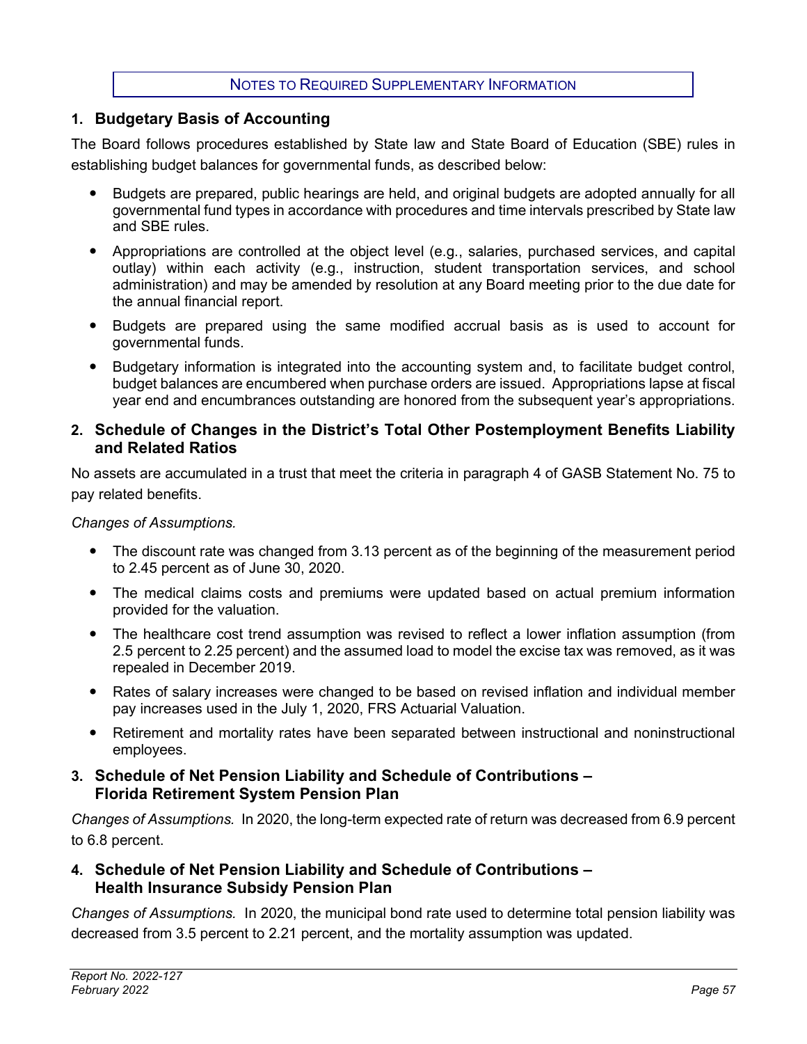## NOTES TO REQUIRED SUPPLEMENTARY INFORMATION

### 1. Budgetary Basis of Accounting

The Board follows procedures established by State law and State Board of Education (SBE) rules in establishing budget balances for governmental funds, as described below:

- Budgets are prepared, public hearings are held, and original budgets are adopted annually for all governmental fund types in accordance with procedures and time intervals prescribed by State law and SBE rules.
- Appropriations are controlled at the object level (e.g., salaries, purchased services, and capital outlay) within each activity (e.g., instruction, student transportation services, and school administration) and may be amended by resolution at any Board meeting prior to the due date for the annual financial report.
- Budgets are prepared using the same modified accrual basis as is used to account for governmental funds.
- Budgetary information is integrated into the accounting system and, to facilitate budget control, budget balances are encumbered when purchase orders are issued. Appropriations lapse at fiscal year end and encumbrances outstanding are honored from the subsequent year's appropriations.

### 2. Schedule of Changes in the District's Total Other Postemployment Benefits Liability and Related Ratios

No assets are accumulated in a trust that meet the criteria in paragraph 4 of GASB Statement No. 75 to pay related benefits.

*Changes of Assumptions.*

- The discount rate was changed from 3.13 percent as of the beginning of the measurement period to 2.45 percent as of June 30, 2020.
- The medical claims costs and premiums were updated based on actual premium information provided for the valuation.
- The healthcare cost trend assumption was revised to reflect a lower inflation assumption (from 2.5 percent to 2.25 percent) and the assumed load to model the excise tax was removed, as it was repealed in December 2019.
- Rates of salary increases were changed to be based on revised inflation and individual member pay increases used in the July 1, 2020, FRS Actuarial Valuation.
- Retirement and mortality rates have been separated between instructional and noninstructional employees.

### 3. Schedule of Net Pension Liability and Schedule of Contributions – Florida Retirement System Pension Plan

*Changes of Assumptions.* In 2020, the long-term expected rate of return was decreased from 6.9 percent to 6.8 percent.

### 4. Schedule of Net Pension Liability and Schedule of Contributions – Health Insurance Subsidy Pension Plan

*Changes of Assumptions.* In 2020, the municipal bond rate used to determine total pension liability was decreased from 3.5 percent to 2.21 percent, and the mortality assumption was updated.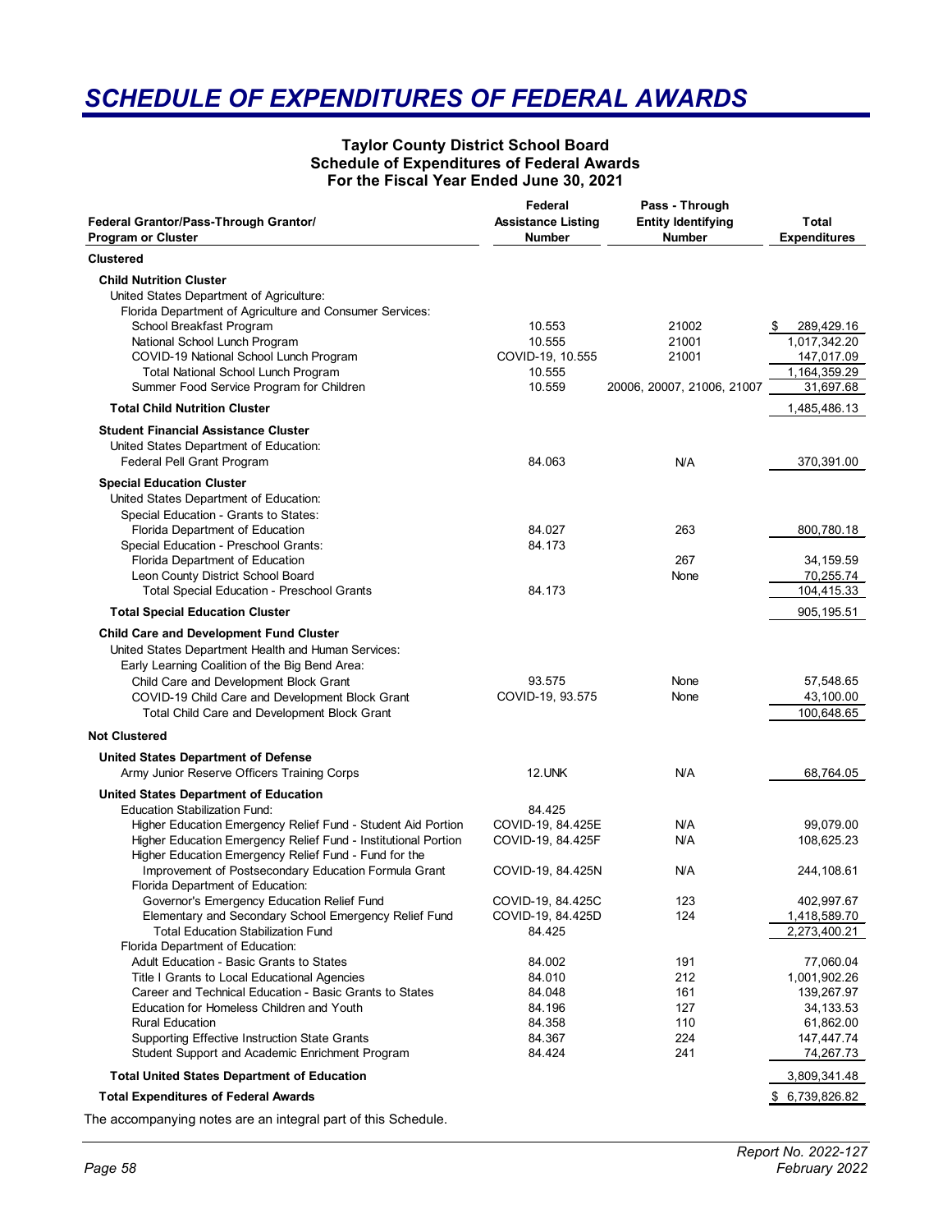# SCHEDULE OF EXPENDITURES OF FEDERAL AWARDS

**Taylor County District School Board**
**Schedule of Expenditures of Federal Awards**
**For the Fiscal Year Ended June 30, 2021**

| Federal Grantor/Pass-Through Grantor/ Program or Cluster | Federal Assistance Listing Number | Pass - Through Entity Identifying Number | Total Expenditures |
|---|---|---|---|
| **Clustered** | | | |
| **Child Nutrition Cluster** | | | |
| United States Department of Agriculture: | | | |
| Florida Department of Agriculture and Consumer Services: | | | |
| School Breakfast Program | 10.553 | 21002 | $ 289,429.16 |
| National School Lunch Program | 10.555 | 21001 | 1,017,342.20 |
| COVID-19 National School Lunch Program | COVID-19, 10.555 | 21001 | 147,017.09 |
| Total National School Lunch Program | 10.555 | | 1,164,359.29 |
| Summer Food Service Program for Children | 10.559 | 20006, 20007, 21006, 21007 | 31,697.68 |
| **Total Child Nutrition Cluster** | | | 1,485,486.13 |
| **Student Financial Assistance Cluster** | | | |
| United States Department of Education: | | | |
| Federal Pell Grant Program | 84.063 | N/A | 370,391.00 |
| **Special Education Cluster** | | | |
| United States Department of Education: | | | |
| Special Education - Grants to States: | | | |
| Florida Department of Education | 84.027 | 263 | 800,780.18 |
| Special Education - Preschool Grants: | 84.173 | | |
| Florida Department of Education | | 267 | 34,159.59 |
| Leon County District School Board | | None | 70,255.74 |
| Total Special Education - Preschool Grants | 84.173 | | 104,415.33 |
| **Total Special Education Cluster** | | | 905,195.51 |
| **Child Care and Development Fund Cluster** | | | |
| United States Department Health and Human Services: | | | |
| Early Learning Coalition of the Big Bend Area: | | | |
| Child Care and Development Block Grant | 93.575 | None | 57,548.65 |
| COVID-19 Child Care and Development Block Grant | COVID-19, 93.575 | None | 43,100.00 |
| Total Child Care and Development Block Grant | | | 100,648.65 |
| **Not Clustered** | | | |
| **United States Department of Defense** | | | |
| Army Junior Reserve Officers Training Corps | 12.UNK | N/A | 68,764.05 |
| **United States Department of Education** | | | |
| Education Stabilization Fund: | 84.425 | | |
| Higher Education Emergency Relief Fund - Student Aid Portion | COVID-19, 84.425E | N/A | 99,079.00 |
| Higher Education Emergency Relief Fund - Institutional Portion | COVID-19, 84.425F | N/A | 108,625.23 |
| Higher Education Emergency Relief Fund - Fund for the Improvement of Postsecondary Education Formula Grant | COVID-19, 84.425N | N/A | 244,108.61 |
| Florida Department of Education: | | | |
| Governor's Emergency Education Relief Fund | COVID-19, 84.425C | 123 | 402,997.67 |
| Elementary and Secondary School Emergency Relief Fund | COVID-19, 84.425D | 124 | 1,418,589.70 |
| Total Education Stabilization Fund | 84.425 | | 2,273,400.21 |
| Florida Department of Education: | | | |
| Adult Education - Basic Grants to States | 84.002 | 191 | 77,060.04 |
| Title I Grants to Local Educational Agencies | 84.010 | 212 | 1,001,902.26 |
| Career and Technical Education - Basic Grants to States | 84.048 | 161 | 139,267.97 |
| Education for Homeless Children and Youth | 84.196 | 127 | 34,133.53 |
| Rural Education | 84.358 | 110 | 61,862.00 |
| Supporting Effective Instruction State Grants | 84.367 | 224 | 147,447.74 |
| Student Support and Academic Enrichment Program | 84.424 | 241 | 74,267.73 |
| **Total United States Department of Education** | | | 3,809,341.48 |
| **Total Expenditures of Federal Awards** | | | $ 6,739,826.82 |

The accompanying notes are an integral part of this Schedule.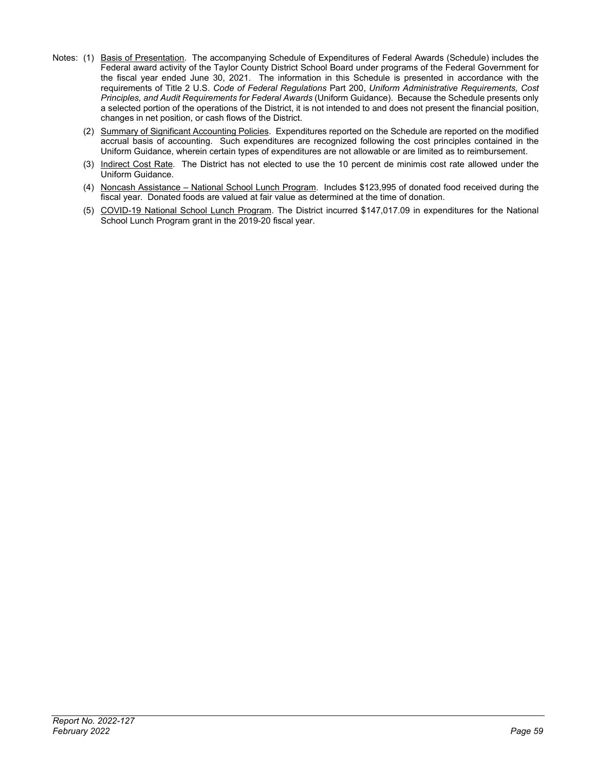Notes: (1) Basis of Presentation. The accompanying Schedule of Expenditures of Federal Awards (Schedule) includes the Federal award activity of the Taylor County District School Board under programs of the Federal Government for the fiscal year ended June 30, 2021. The information in this Schedule is presented in accordance with the requirements of Title 2 U.S. *Code of Federal Regulations* Part 200, *Uniform Administrative Requirements, Cost Principles, and Audit Requirements for Federal Awards* (Uniform Guidance). Because the Schedule presents only a selected portion of the operations of the District, it is not intended to and does not present the financial position, changes in net position, or cash flows of the District.

(2) Summary of Significant Accounting Policies. Expenditures reported on the Schedule are reported on the modified accrual basis of accounting. Such expenditures are recognized following the cost principles contained in the Uniform Guidance, wherein certain types of expenditures are not allowable or are limited as to reimbursement.

(3) Indirect Cost Rate. The District has not elected to use the 10 percent de minimis cost rate allowed under the Uniform Guidance.

(4) Noncash Assistance – National School Lunch Program. Includes $123,995 of donated food received during the fiscal year. Donated foods are valued at fair value as determined at the time of donation.

(5) COVID-19 National School Lunch Program. The District incurred $147,017.09 in expenditures for the National School Lunch Program grant in the 2019-20 fiscal year.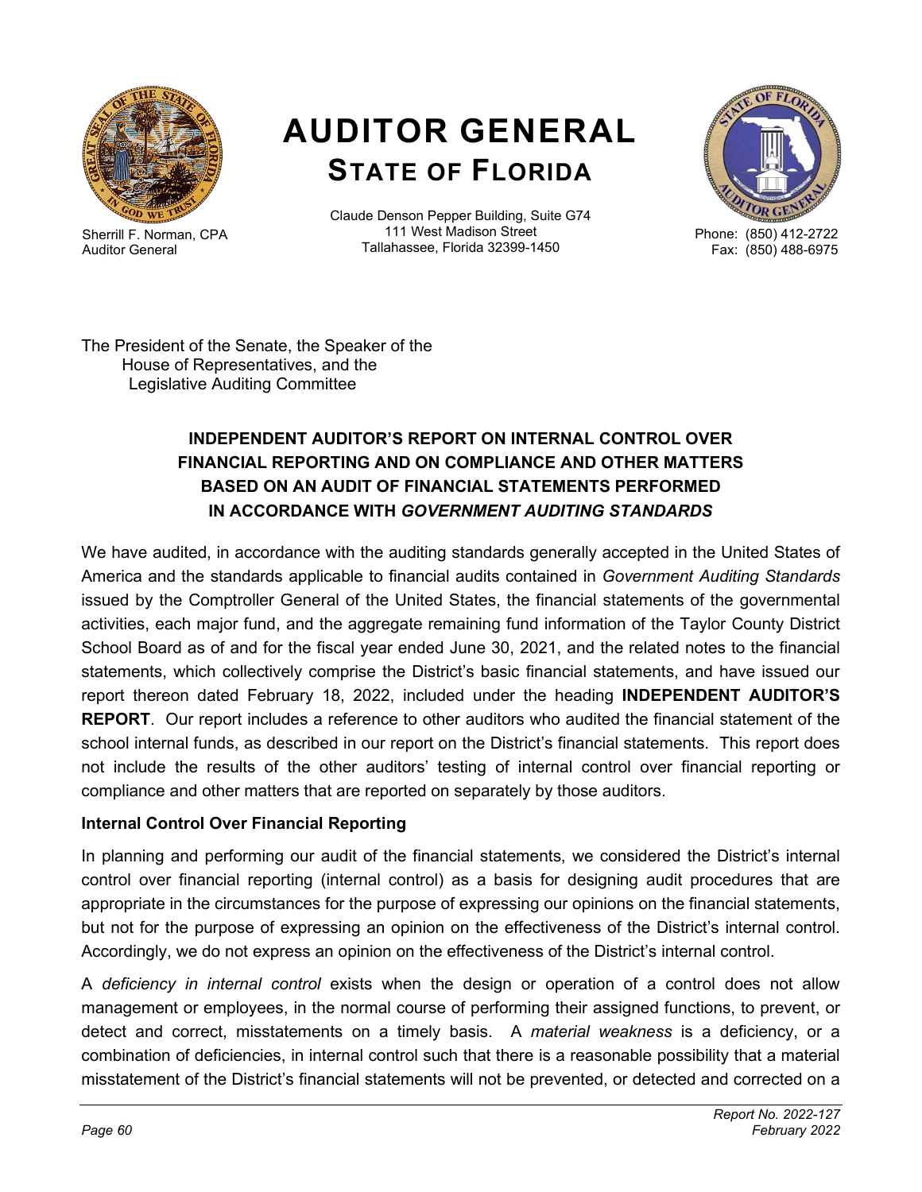# AUDITOR GENERAL
## STATE OF FLORIDA

Sherrill F. Norman, CPA
Auditor General

Claude Denson Pepper Building, Suite G74
111 West Madison Street
Tallahassee, Florida 32399-1450

Phone: (850) 412-2722
Fax: (850) 488-6975

The President of the Senate, the Speaker of the
House of Representatives, and the
Legislative Auditing Committee

### INDEPENDENT AUDITOR'S REPORT ON INTERNAL CONTROL OVER FINANCIAL REPORTING AND ON COMPLIANCE AND OTHER MATTERS BASED ON AN AUDIT OF FINANCIAL STATEMENTS PERFORMED IN ACCORDANCE WITH *GOVERNMENT AUDITING STANDARDS*

We have audited, in accordance with the auditing standards generally accepted in the United States of America and the standards applicable to financial audits contained in *Government Auditing Standards* issued by the Comptroller General of the United States, the financial statements of the governmental activities, each major fund, and the aggregate remaining fund information of the Taylor County District School Board as of and for the fiscal year ended June 30, 2021, and the related notes to the financial statements, which collectively comprise the District's basic financial statements, and have issued our report thereon dated February 18, 2022, included under the heading **INDEPENDENT AUDITOR'S REPORT**. Our report includes a reference to other auditors who audited the financial statement of the school internal funds, as described in our report on the District's financial statements. This report does not include the results of the other auditors' testing of internal control over financial reporting or compliance and other matters that are reported on separately by those auditors.

**Internal Control Over Financial Reporting**

In planning and performing our audit of the financial statements, we considered the District's internal control over financial reporting (internal control) as a basis for designing audit procedures that are appropriate in the circumstances for the purpose of expressing our opinions on the financial statements, but not for the purpose of expressing an opinion on the effectiveness of the District's internal control. Accordingly, we do not express an opinion on the effectiveness of the District's internal control.

A *deficiency in internal control* exists when the design or operation of a control does not allow management or employees, in the normal course of performing their assigned functions, to prevent, or detect and correct, misstatements on a timely basis. A *material weakness* is a deficiency, or a combination of deficiencies, in internal control such that there is a reasonable possibility that a material misstatement of the District's financial statements will not be prevented, or detected and corrected on a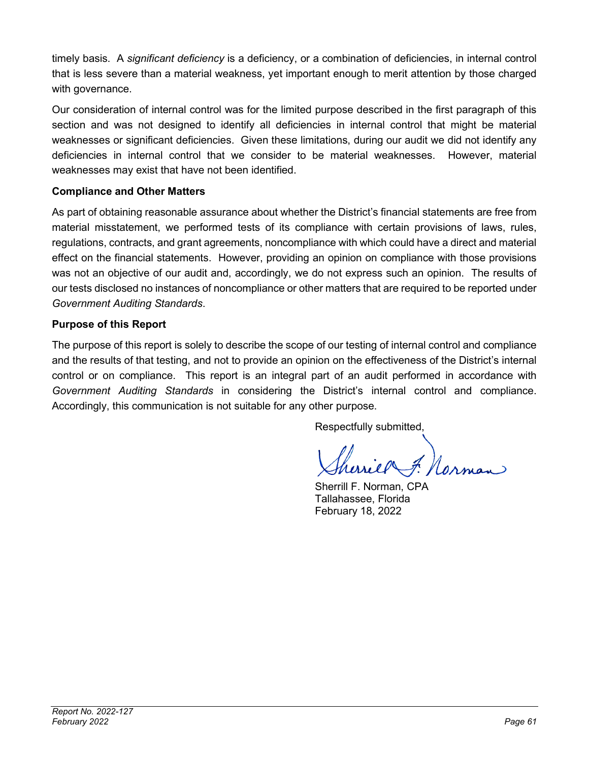timely basis. A *significant deficiency* is a deficiency, or a combination of deficiencies, in internal control that is less severe than a material weakness, yet important enough to merit attention by those charged with governance.

Our consideration of internal control was for the limited purpose described in the first paragraph of this section and was not designed to identify all deficiencies in internal control that might be material weaknesses or significant deficiencies. Given these limitations, during our audit we did not identify any deficiencies in internal control that we consider to be material weaknesses. However, material weaknesses may exist that have not been identified.

**Compliance and Other Matters**

As part of obtaining reasonable assurance about whether the District's financial statements are free from material misstatement, we performed tests of its compliance with certain provisions of laws, rules, regulations, contracts, and grant agreements, noncompliance with which could have a direct and material effect on the financial statements. However, providing an opinion on compliance with those provisions was not an objective of our audit and, accordingly, we do not express such an opinion. The results of our tests disclosed no instances of noncompliance or other matters that are required to be reported under *Government Auditing Standards*.

**Purpose of this Report**

The purpose of this report is solely to describe the scope of our testing of internal control and compliance and the results of that testing, and not to provide an opinion on the effectiveness of the District's internal control or on compliance. This report is an integral part of an audit performed in accordance with *Government Auditing Standards* in considering the District's internal control and compliance. Accordingly, this communication is not suitable for any other purpose.

Respectfully submitted,

Sherrill F. Norman, CPA
Tallahassee, Florida
February 18, 2022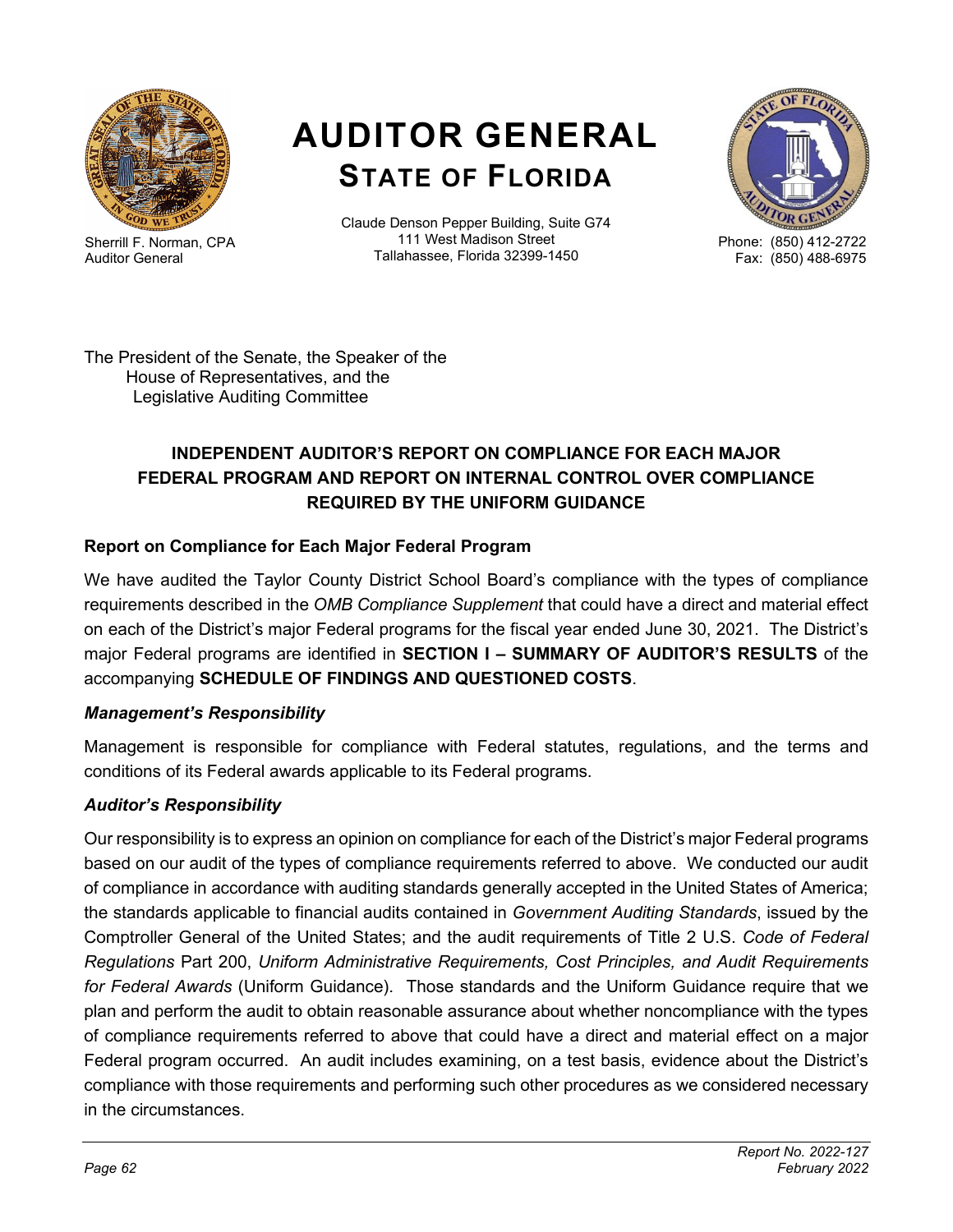# AUDITOR GENERAL
## STATE OF FLORIDA

Sherrill F. Norman, CPA
Auditor General

Claude Denson Pepper Building, Suite G74
111 West Madison Street
Tallahassee, Florida 32399-1450

Phone: (850) 412-2722
Fax: (850) 488-6975

The President of the Senate, the Speaker of the
House of Representatives, and the
Legislative Auditing Committee

**INDEPENDENT AUDITOR'S REPORT ON COMPLIANCE FOR EACH MAJOR FEDERAL PROGRAM AND REPORT ON INTERNAL CONTROL OVER COMPLIANCE REQUIRED BY THE UNIFORM GUIDANCE**

### Report on Compliance for Each Major Federal Program

We have audited the Taylor County District School Board's compliance with the types of compliance requirements described in the *OMB Compliance Supplement* that could have a direct and material effect on each of the District's major Federal programs for the fiscal year ended June 30, 2021. The District's major Federal programs are identified in **SECTION I – SUMMARY OF AUDITOR'S RESULTS** of the accompanying **SCHEDULE OF FINDINGS AND QUESTIONED COSTS**.

#### *Management's Responsibility*

Management is responsible for compliance with Federal statutes, regulations, and the terms and conditions of its Federal awards applicable to its Federal programs.

#### *Auditor's Responsibility*

Our responsibility is to express an opinion on compliance for each of the District's major Federal programs based on our audit of the types of compliance requirements referred to above. We conducted our audit of compliance in accordance with auditing standards generally accepted in the United States of America; the standards applicable to financial audits contained in *Government Auditing Standards*, issued by the Comptroller General of the United States; and the audit requirements of Title 2 U.S. *Code of Federal Regulations* Part 200, *Uniform Administrative Requirements, Cost Principles, and Audit Requirements for Federal Awards* (Uniform Guidance). Those standards and the Uniform Guidance require that we plan and perform the audit to obtain reasonable assurance about whether noncompliance with the types of compliance requirements referred to above that could have a direct and material effect on a major Federal program occurred. An audit includes examining, on a test basis, evidence about the District's compliance with those requirements and performing such other procedures as we considered necessary in the circumstances.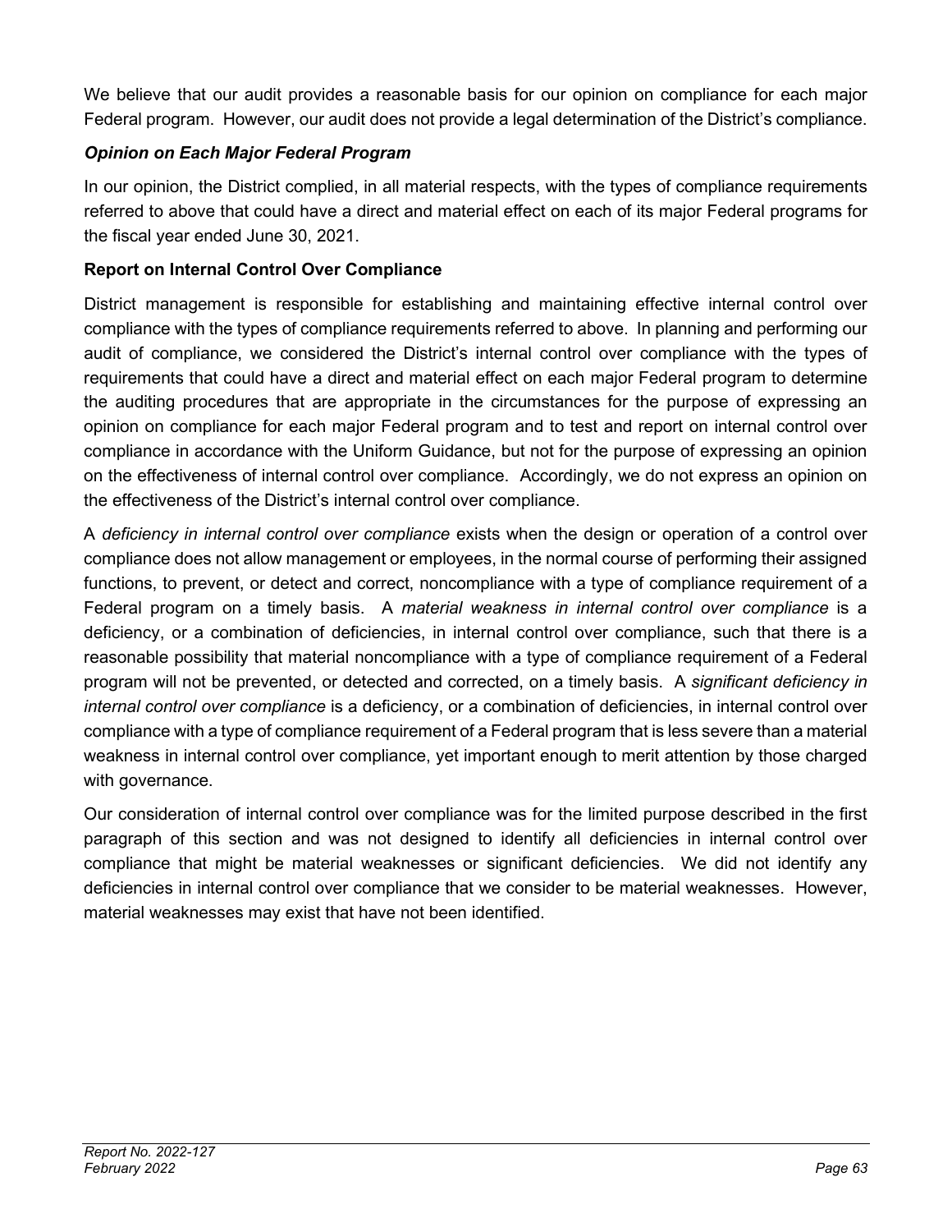We believe that our audit provides a reasonable basis for our opinion on compliance for each major Federal program. However, our audit does not provide a legal determination of the District's compliance.

### *Opinion on Each Major Federal Program*

In our opinion, the District complied, in all material respects, with the types of compliance requirements referred to above that could have a direct and material effect on each of its major Federal programs for the fiscal year ended June 30, 2021.

## Report on Internal Control Over Compliance

District management is responsible for establishing and maintaining effective internal control over compliance with the types of compliance requirements referred to above. In planning and performing our audit of compliance, we considered the District's internal control over compliance with the types of requirements that could have a direct and material effect on each major Federal program to determine the auditing procedures that are appropriate in the circumstances for the purpose of expressing an opinion on compliance for each major Federal program and to test and report on internal control over compliance in accordance with the Uniform Guidance, but not for the purpose of expressing an opinion on the effectiveness of internal control over compliance. Accordingly, we do not express an opinion on the effectiveness of the District's internal control over compliance.

A *deficiency in internal control over compliance* exists when the design or operation of a control over compliance does not allow management or employees, in the normal course of performing their assigned functions, to prevent, or detect and correct, noncompliance with a type of compliance requirement of a Federal program on a timely basis. A *material weakness in internal control over compliance* is a deficiency, or a combination of deficiencies, in internal control over compliance, such that there is a reasonable possibility that material noncompliance with a type of compliance requirement of a Federal program will not be prevented, or detected and corrected, on a timely basis. A *significant deficiency in internal control over compliance* is a deficiency, or a combination of deficiencies, in internal control over compliance with a type of compliance requirement of a Federal program that is less severe than a material weakness in internal control over compliance, yet important enough to merit attention by those charged with governance.

Our consideration of internal control over compliance was for the limited purpose described in the first paragraph of this section and was not designed to identify all deficiencies in internal control over compliance that might be material weaknesses or significant deficiencies. We did not identify any deficiencies in internal control over compliance that we consider to be material weaknesses. However, material weaknesses may exist that have not been identified.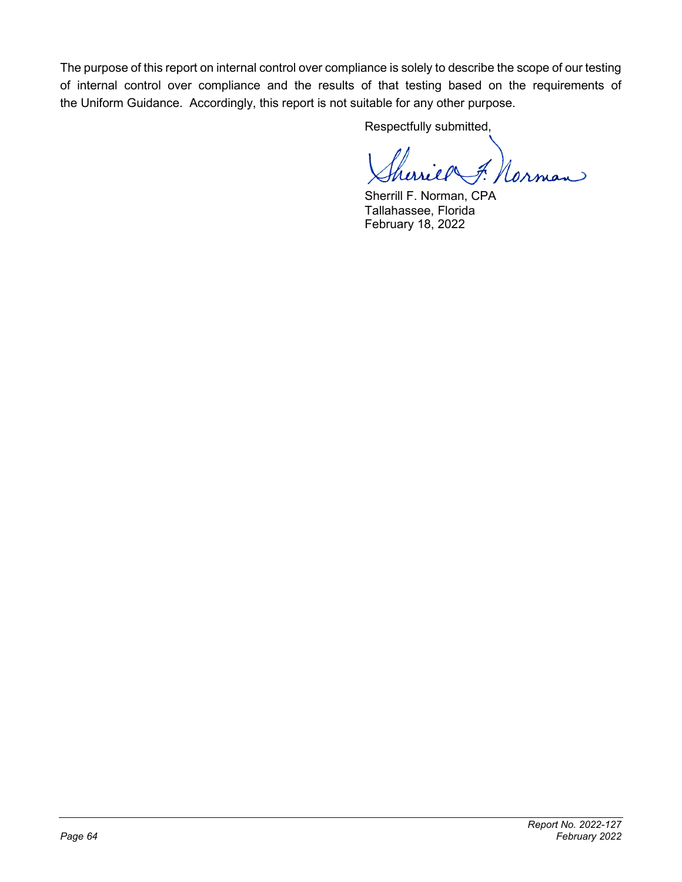The purpose of this report on internal control over compliance is solely to describe the scope of our testing of internal control over compliance and the results of that testing based on the requirements of the Uniform Guidance. Accordingly, this report is not suitable for any other purpose.

Respectfully submitted,

Sherrill F. Norman, CPA
Tallahassee, Florida
February 18, 2022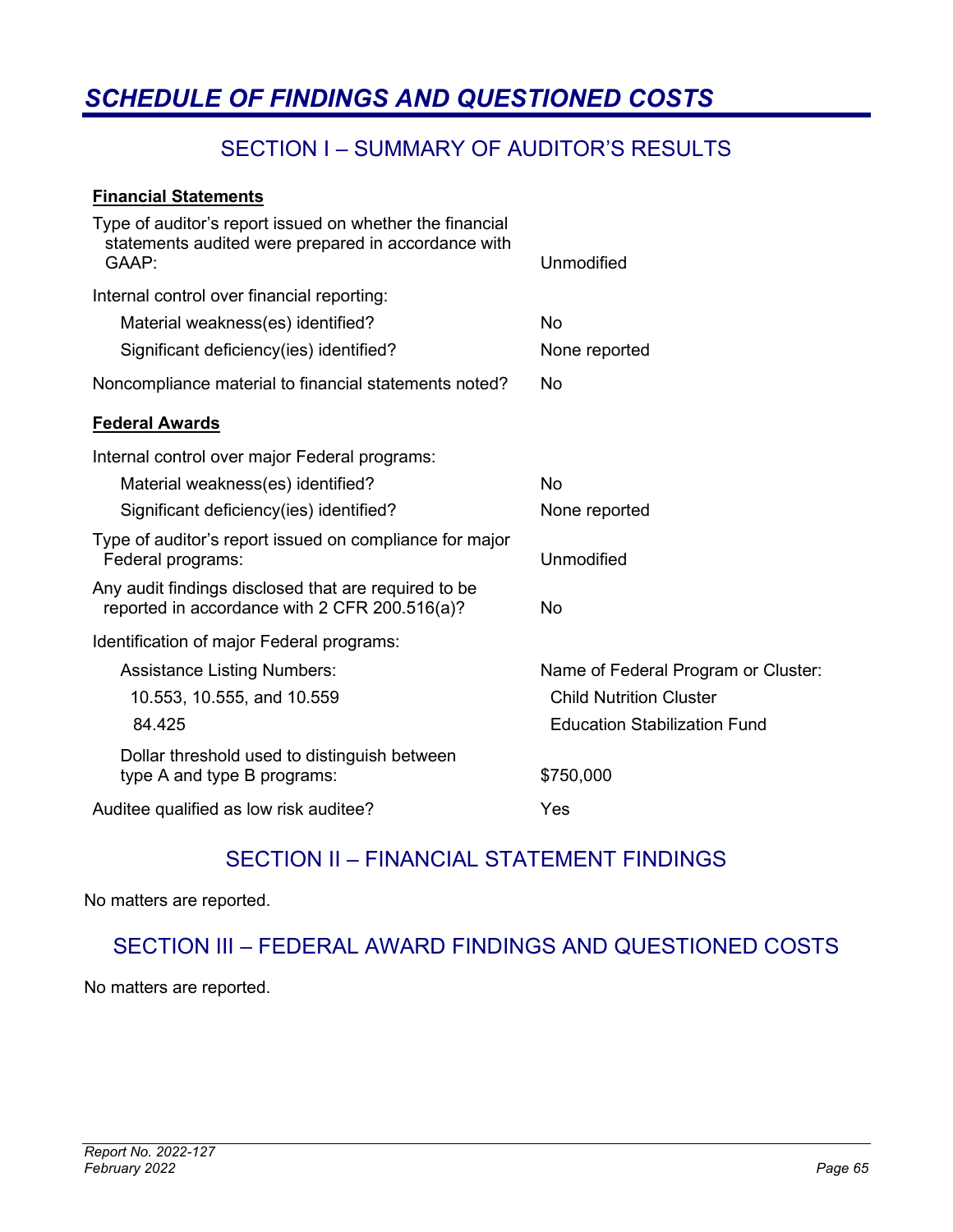# *SCHEDULE OF FINDINGS AND QUESTIONED COSTS*

## SECTION I – SUMMARY OF AUDITOR'S RESULTS

**Financial Statements**

| | |
|---|---|
| Type of auditor's report issued on whether the financial statements audited were prepared in accordance with GAAP: | Unmodified |
| Internal control over financial reporting: | |
| Material weakness(es) identified? | No |
| Significant deficiency(ies) identified? | None reported |
| Noncompliance material to financial statements noted? | No |

**Federal Awards**

| | |
|---|---|
| Internal control over major Federal programs: | |
| Material weakness(es) identified? | No |
| Significant deficiency(ies) identified? | None reported |
| Type of auditor's report issued on compliance for major Federal programs: | Unmodified |
| Any audit findings disclosed that are required to be reported in accordance with 2 CFR 200.516(a)? | No |
| Identification of major Federal programs: | |
| Assistance Listing Numbers: | Name of Federal Program or Cluster: |
| 10.553, 10.555, and 10.559 | Child Nutrition Cluster |
| 84.425 | Education Stabilization Fund |
| Dollar threshold used to distinguish between type A and type B programs: | $750,000 |
| Auditee qualified as low risk auditee? | Yes |

## SECTION II – FINANCIAL STATEMENT FINDINGS

No matters are reported.

## SECTION III – FEDERAL AWARD FINDINGS AND QUESTIONED COSTS

No matters are reported.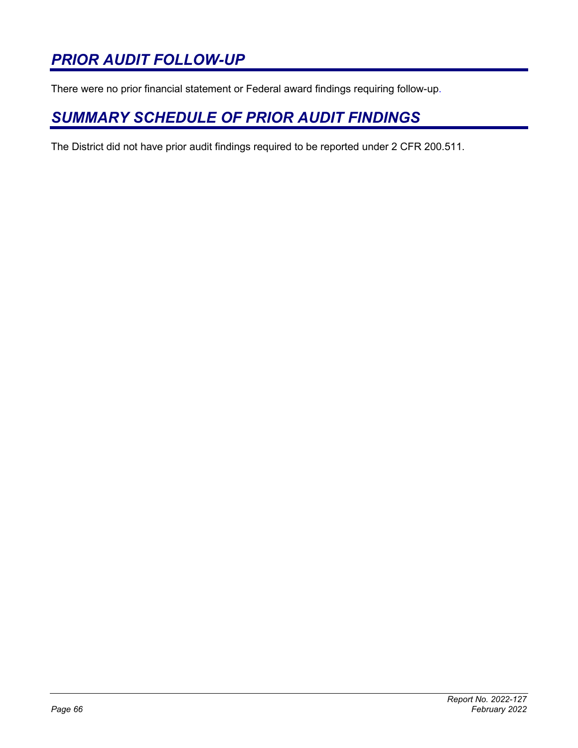## *PRIOR AUDIT FOLLOW-UP*

There were no prior financial statement or Federal award findings requiring follow-up.

## *SUMMARY SCHEDULE OF PRIOR AUDIT FINDINGS*

The District did not have prior audit findings required to be reported under 2 CFR 200.511.